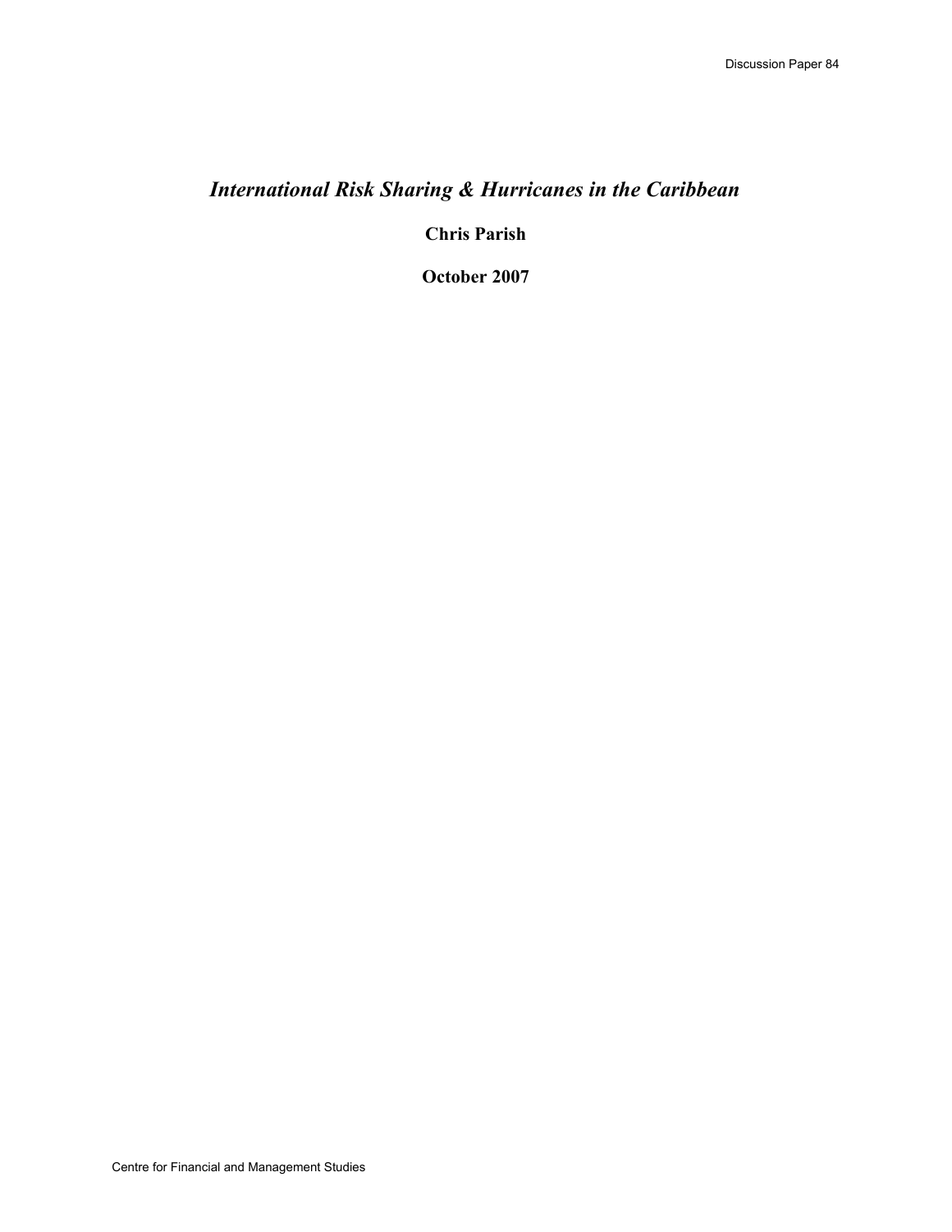Discussion Paper 84

# *International Risk Sharing & Hurricanes in the Caribbean*

**Chris Parish**

**October 2007**

Centre for Financial and Management Studies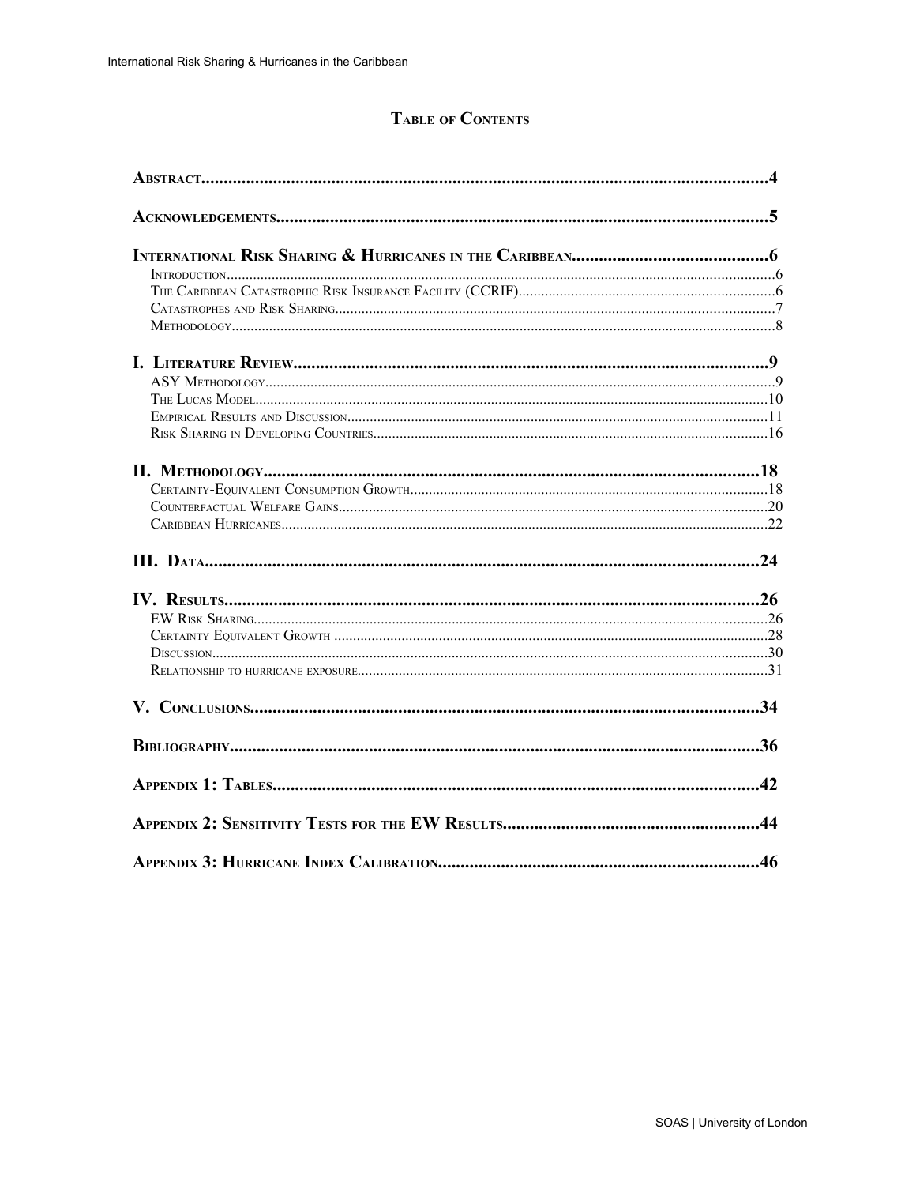# Table of Contents

| | |
|---|---|
| **Abstract** | **4** |
| **Acknowledgements** | **5** |
| **International Risk Sharing & Hurricanes in the Caribbean** | **6** |
| Introduction | 6 |
| The Caribbean Catastrophic Risk Insurance Facility (CCRIF) | 6 |
| Catastrophes and Risk Sharing | 7 |
| Methodology | 8 |
| **I. Literature Review** | **9** |
| ASY Methodology | 9 |
| The Lucas Model | 10 |
| Empirical Results and Discussion | 11 |
| Risk Sharing in Developing Countries | 16 |
| **II. Methodology** | **18** |
| Certainty-Equivalent Consumption Growth | 18 |
| Counterfactual Welfare Gains | 20 |
| Caribbean Hurricanes | 22 |
| **III. Data** | **24** |
| **IV. Results** | **26** |
| EW Risk Sharing | 26 |
| Certainty Equivalent Growth | 28 |
| Discussion | 30 |
| Relationship to hurricane exposure | 31 |
| **V. Conclusions** | **34** |
| **Bibliography** | **36** |
| **Appendix 1: Tables** | **42** |
| **Appendix 2: Sensitivity Tests for the EW Results** | **44** |
| **Appendix 3: Hurricane Index Calibration** | **46** |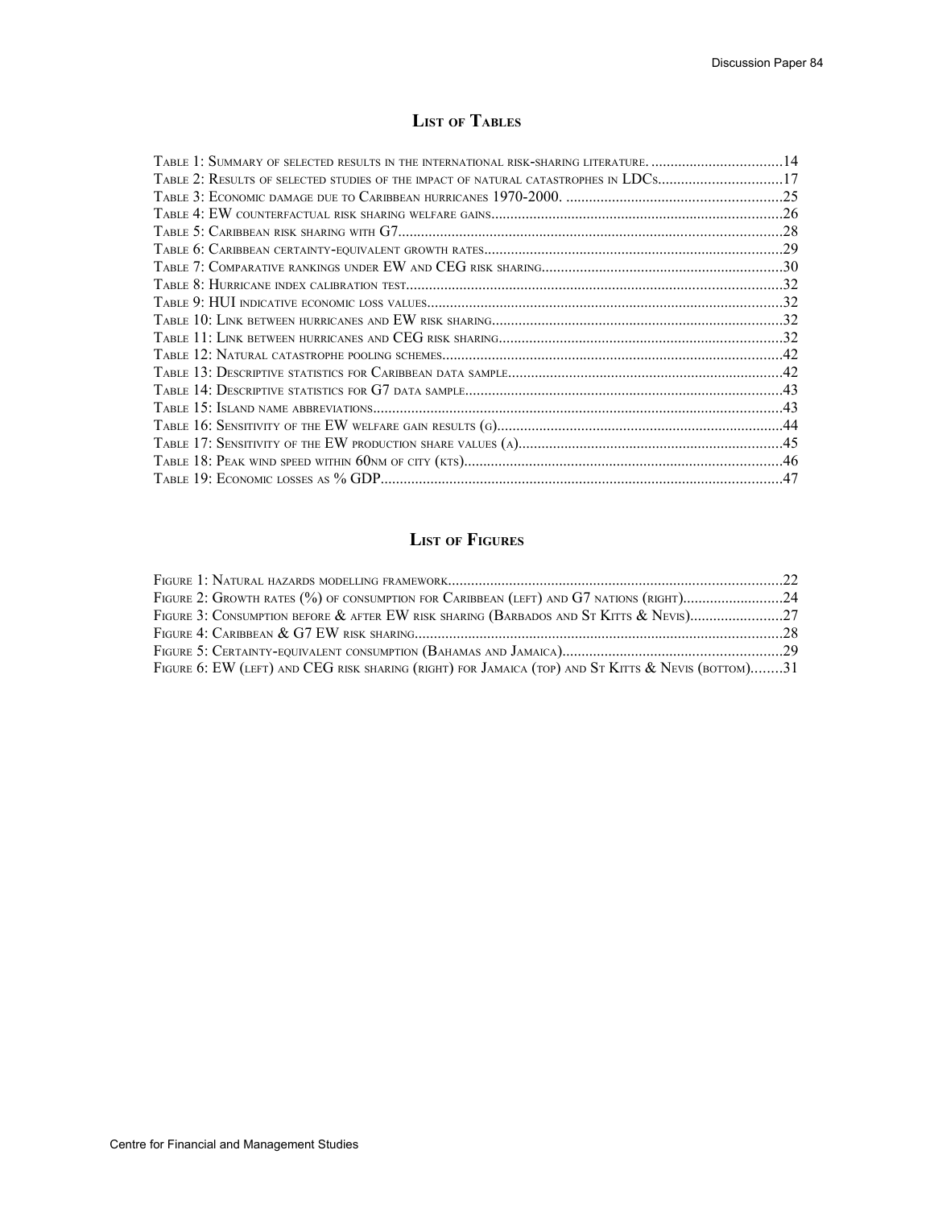## List of Tables

Table 1: Summary of selected results in the international risk-sharing literature. ..................................14
Table 2: Results of selected studies of the impact of natural catastrophes in LDCs................................17
Table 3: Economic damage due to Caribbean hurricanes 1970-2000. ........................................................25
Table 4: EW counterfactual risk sharing welfare gains...........................................................................26
Table 5: Caribbean risk sharing with G7....................................................................................................28
Table 6: Caribbean certainty-equivalent growth rates.............................................................................29
Table 7: Comparative rankings under EW and CEG risk sharing..............................................................30
Table 8: Hurricane index calibration test.................................................................................................32
Table 9: HUI indicative economic loss values............................................................................................32
Table 10: Link between hurricanes and EW risk sharing..........................................................................32
Table 11: Link between hurricanes and CEG risk sharing.........................................................................32
Table 12: Natural catastrophe pooling schemes........................................................................................42
Table 13: Descriptive statistics for Caribbean data sample......................................................................42
Table 14: Descriptive statistics for G7 data sample..................................................................................43
Table 15: Island name abbreviations..........................................................................................................43
Table 16: Sensitivity of the EW welfare gain results (g)...........................................................................44
Table 17: Sensitivity of the EW production share values (a)....................................................................45
Table 18: Peak wind speed within 60nm of city (kts)..................................................................................46
Table 19: Economic losses as % GDP........................................................................................................47

## List of Figures

Figure 1: Natural hazards modelling framework.......................................................................................22
Figure 2: Growth rates (%) of consumption for Caribbean (left) and G7 nations (right)..........................24
Figure 3: Consumption before & after EW risk sharing (Barbados and St Kitts & Nevis)........................27
Figure 4: Caribbean & G7 EW risk sharing...............................................................................................28
Figure 5: Certainty-equivalent consumption (Bahamas and Jamaica).........................................................29
Figure 6: EW (left) and CEG risk sharing (right) for Jamaica (top) and St Kitts & Nevis (bottom)........31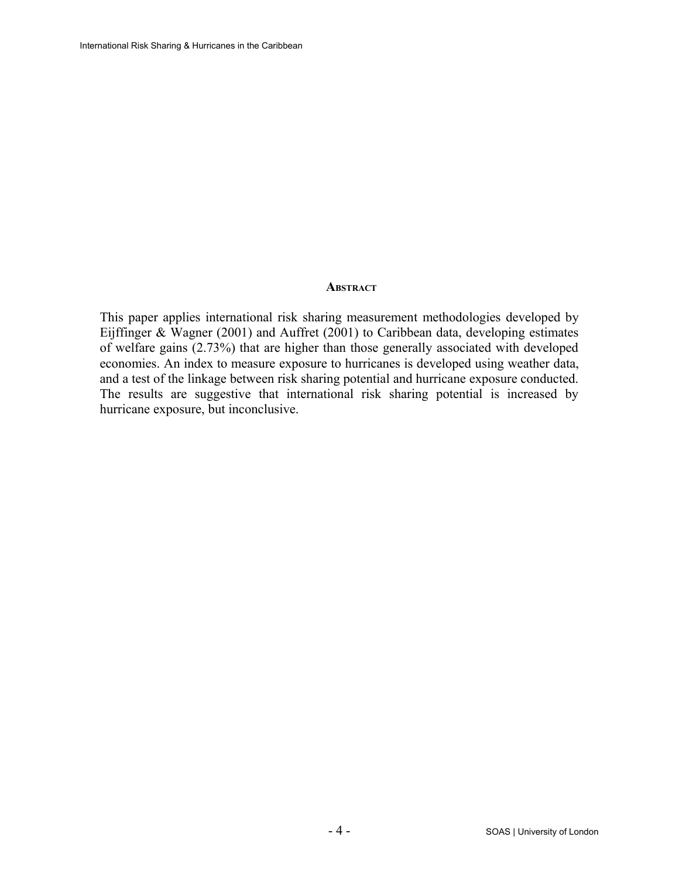## Abstract

This paper applies international risk sharing measurement methodologies developed by Eijffinger & Wagner (2001) and Auffret (2001) to Caribbean data, developing estimates of welfare gains (2.73%) that are higher than those generally associated with developed economies. An index to measure exposure to hurricanes is developed using weather data, and a test of the linkage between risk sharing potential and hurricane exposure conducted. The results are suggestive that international risk sharing potential is increased by hurricane exposure, but inconclusive.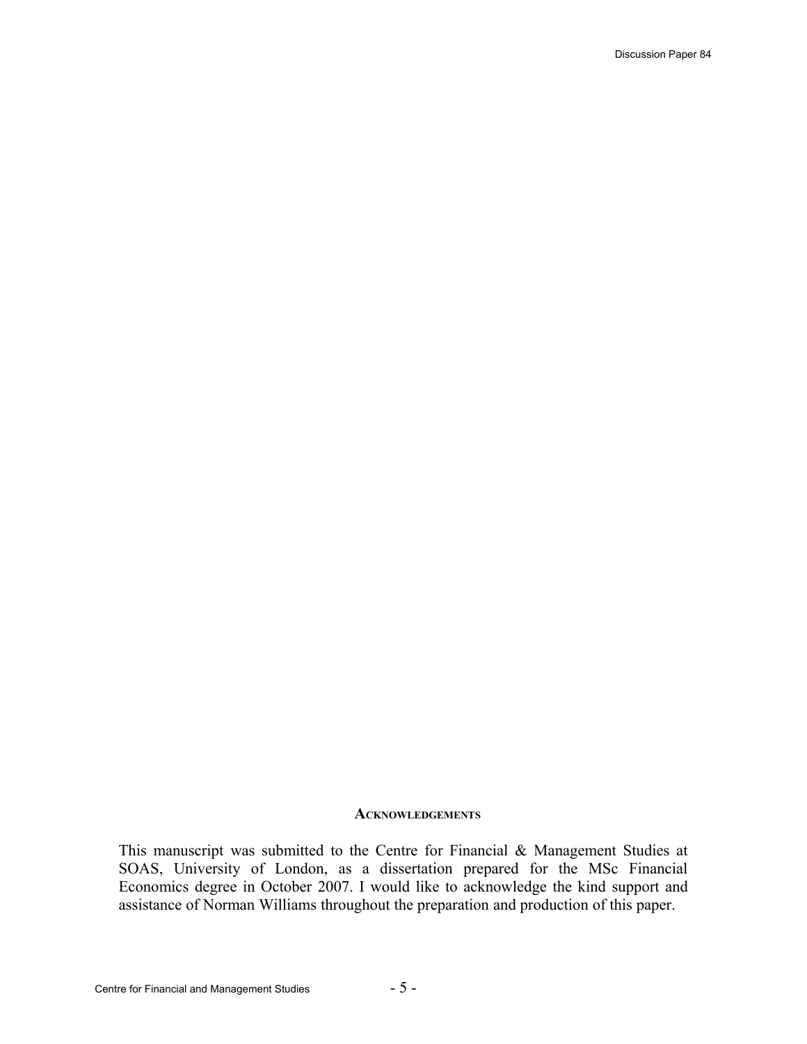## Acknowledgements

This manuscript was submitted to the Centre for Financial & Management Studies at SOAS, University of London, as a dissertation prepared for the MSc Financial Economics degree in October 2007. I would like to acknowledge the kind support and assistance of Norman Williams throughout the preparation and production of this paper.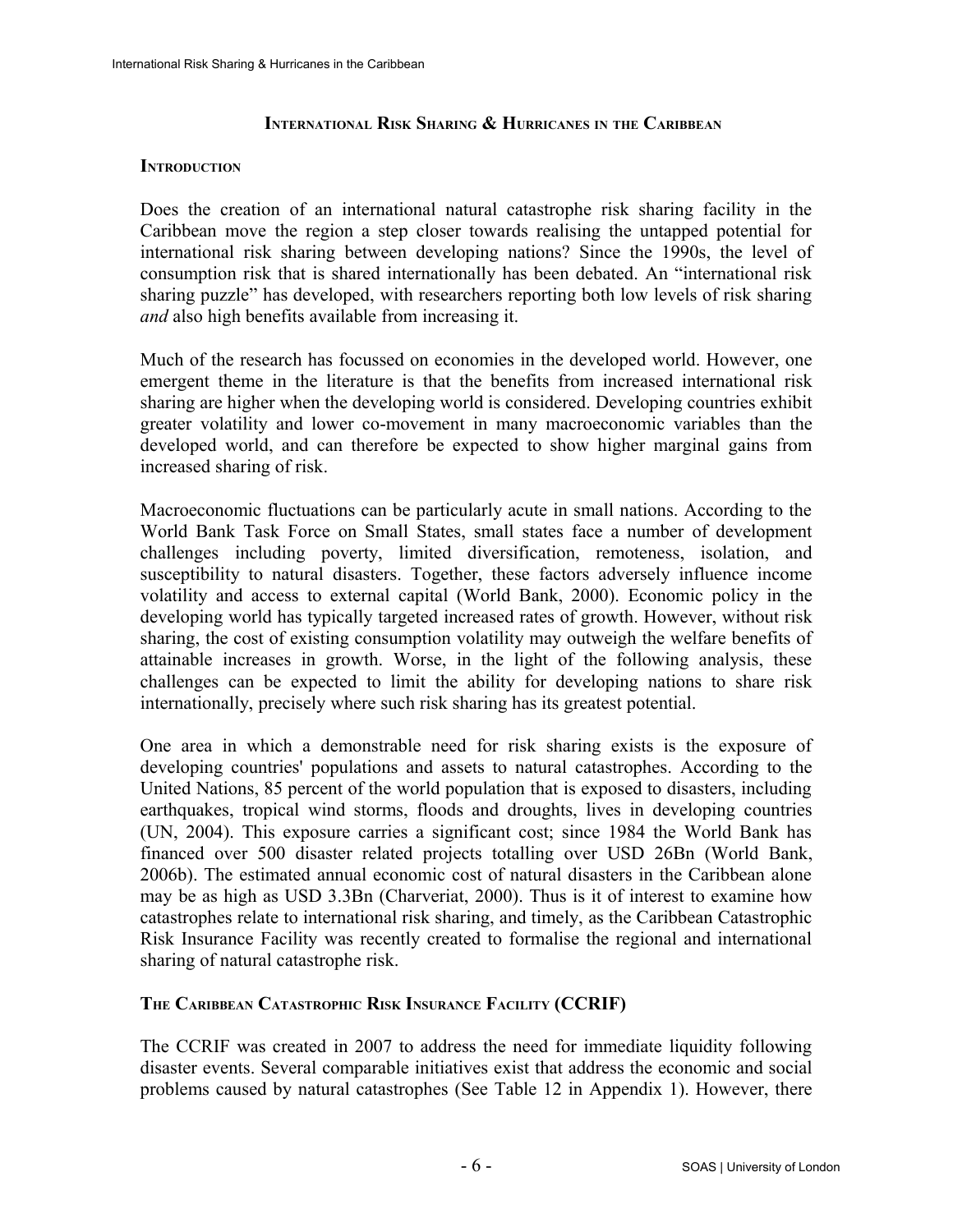## INTERNATIONAL RISK SHARING & HURRICANES IN THE CARIBBEAN

### INTRODUCTION

Does the creation of an international natural catastrophe risk sharing facility in the Caribbean move the region a step closer towards realising the untapped potential for international risk sharing between developing nations? Since the 1990s, the level of consumption risk that is shared internationally has been debated. An "international risk sharing puzzle" has developed, with researchers reporting both low levels of risk sharing *and* also high benefits available from increasing it.

Much of the research has focussed on economies in the developed world. However, one emergent theme in the literature is that the benefits from increased international risk sharing are higher when the developing world is considered. Developing countries exhibit greater volatility and lower co-movement in many macroeconomic variables than the developed world, and can therefore be expected to show higher marginal gains from increased sharing of risk.

Macroeconomic fluctuations can be particularly acute in small nations. According to the World Bank Task Force on Small States, small states face a number of development challenges including poverty, limited diversification, remoteness, isolation, and susceptibility to natural disasters. Together, these factors adversely influence income volatility and access to external capital (World Bank, 2000). Economic policy in the developing world has typically targeted increased rates of growth. However, without risk sharing, the cost of existing consumption volatility may outweigh the welfare benefits of attainable increases in growth. Worse, in the light of the following analysis, these challenges can be expected to limit the ability for developing nations to share risk internationally, precisely where such risk sharing has its greatest potential.

One area in which a demonstrable need for risk sharing exists is the exposure of developing countries' populations and assets to natural catastrophes. According to the United Nations, 85 percent of the world population that is exposed to disasters, including earthquakes, tropical wind storms, floods and droughts, lives in developing countries (UN, 2004). This exposure carries a significant cost; since 1984 the World Bank has financed over 500 disaster related projects totalling over USD 26Bn (World Bank, 2006b). The estimated annual economic cost of natural disasters in the Caribbean alone may be as high as USD 3.3Bn (Charveriat, 2000). Thus is it of interest to examine how catastrophes relate to international risk sharing, and timely, as the Caribbean Catastrophic Risk Insurance Facility was recently created to formalise the regional and international sharing of natural catastrophe risk.

### THE CARIBBEAN CATASTROPHIC RISK INSURANCE FACILITY (CCRIF)

The CCRIF was created in 2007 to address the need for immediate liquidity following disaster events. Several comparable initiatives exist that address the economic and social problems caused by natural catastrophes (See Table 12 in Appendix 1). However, there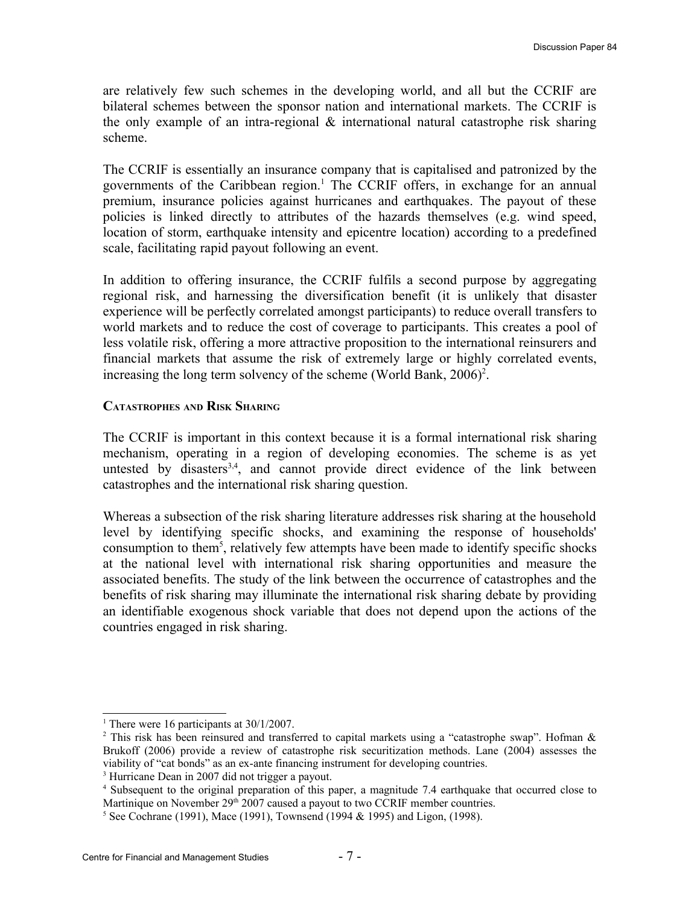are relatively few such schemes in the developing world, and all but the CCRIF are bilateral schemes between the sponsor nation and international markets. The CCRIF is the only example of an intra-regional & international natural catastrophe risk sharing scheme.

The CCRIF is essentially an insurance company that is capitalised and patronized by the governments of the Caribbean region.[1] The CCRIF offers, in exchange for an annual premium, insurance policies against hurricanes and earthquakes. The payout of these policies is linked directly to attributes of the hazards themselves (e.g. wind speed, location of storm, earthquake intensity and epicentre location) according to a predefined scale, facilitating rapid payout following an event.

In addition to offering insurance, the CCRIF fulfils a second purpose by aggregating regional risk, and harnessing the diversification benefit (it is unlikely that disaster experience will be perfectly correlated amongst participants) to reduce overall transfers to world markets and to reduce the cost of coverage to participants. This creates a pool of less volatile risk, offering a more attractive proposition to the international reinsurers and financial markets that assume the risk of extremely large or highly correlated events, increasing the long term solvency of the scheme (World Bank, 2006)[2].

### Catastrophes and Risk Sharing

The CCRIF is important in this context because it is a formal international risk sharing mechanism, operating in a region of developing economies. The scheme is as yet untested by disasters[3,4], and cannot provide direct evidence of the link between catastrophes and the international risk sharing question.

Whereas a subsection of the risk sharing literature addresses risk sharing at the household level by identifying specific shocks, and examining the response of households' consumption to them[5], relatively few attempts have been made to identify specific shocks at the national level with international risk sharing opportunities and measure the associated benefits. The study of the link between the occurrence of catastrophes and the benefits of risk sharing may illuminate the international risk sharing debate by providing an identifiable exogenous shock variable that does not depend upon the actions of the countries engaged in risk sharing.

---

[1] There were 16 participants at 30/1/2007.

[2] This risk has been reinsured and transferred to capital markets using a "catastrophe swap". Hofman & Brukoff (2006) provide a review of catastrophe risk securitization methods. Lane (2004) assesses the viability of "cat bonds" as an ex-ante financing instrument for developing countries.

[3] Hurricane Dean in 2007 did not trigger a payout.

[4] Subsequent to the original preparation of this paper, a magnitude 7.4 earthquake that occurred close to Martinique on November 29th 2007 caused a payout to two CCRIF member countries.

[5] See Cochrane (1991), Mace (1991), Townsend (1994 & 1995) and Ligon, (1998).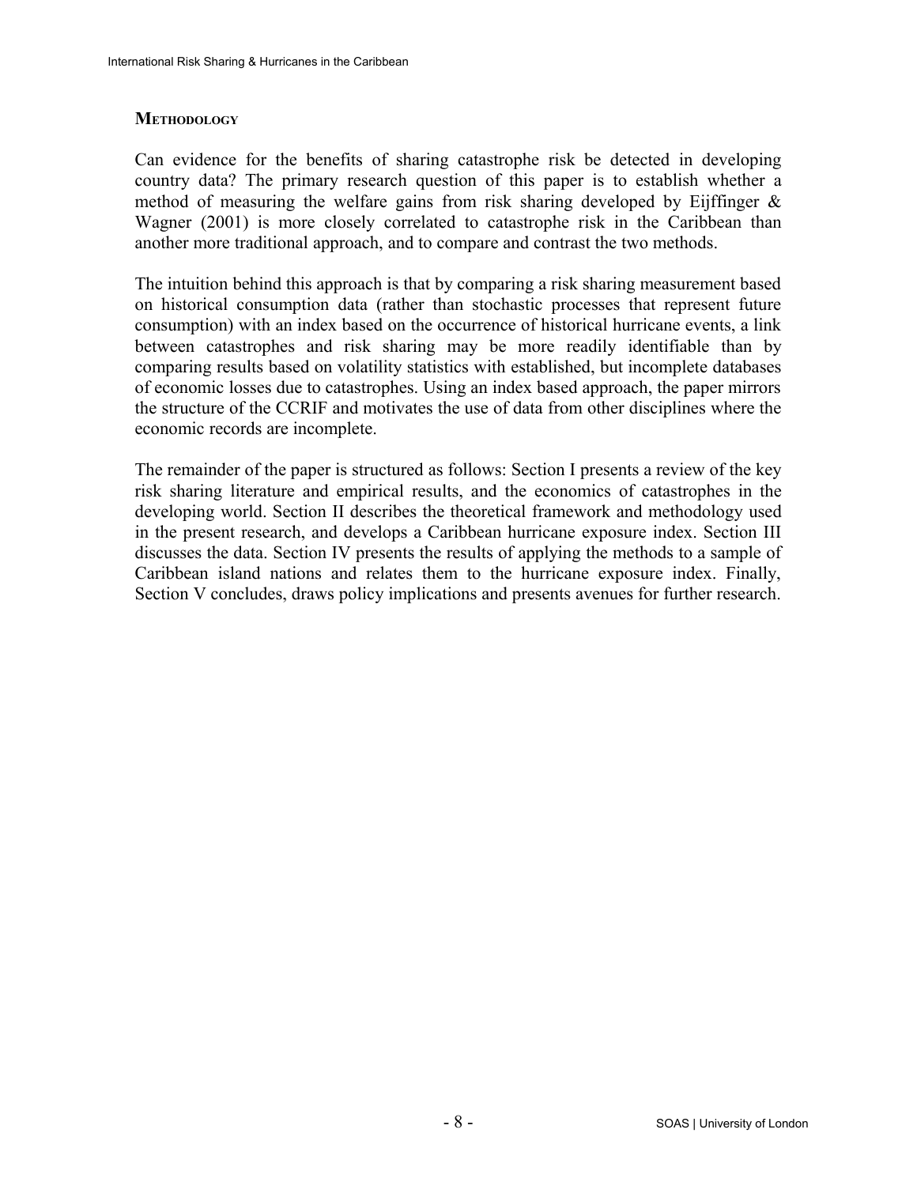## Methodology

Can evidence for the benefits of sharing catastrophe risk be detected in developing country data? The primary research question of this paper is to establish whether a method of measuring the welfare gains from risk sharing developed by Eijffinger & Wagner (2001) is more closely correlated to catastrophe risk in the Caribbean than another more traditional approach, and to compare and contrast the two methods.

The intuition behind this approach is that by comparing a risk sharing measurement based on historical consumption data (rather than stochastic processes that represent future consumption) with an index based on the occurrence of historical hurricane events, a link between catastrophes and risk sharing may be more readily identifiable than by comparing results based on volatility statistics with established, but incomplete databases of economic losses due to catastrophes. Using an index based approach, the paper mirrors the structure of the CCRIF and motivates the use of data from other disciplines where the economic records are incomplete.

The remainder of the paper is structured as follows: Section I presents a review of the key risk sharing literature and empirical results, and the economics of catastrophes in the developing world. Section II describes the theoretical framework and methodology used in the present research, and develops a Caribbean hurricane exposure index. Section III discusses the data. Section IV presents the results of applying the methods to a sample of Caribbean island nations and relates them to the hurricane exposure index. Finally, Section V concludes, draws policy implications and presents avenues for further research.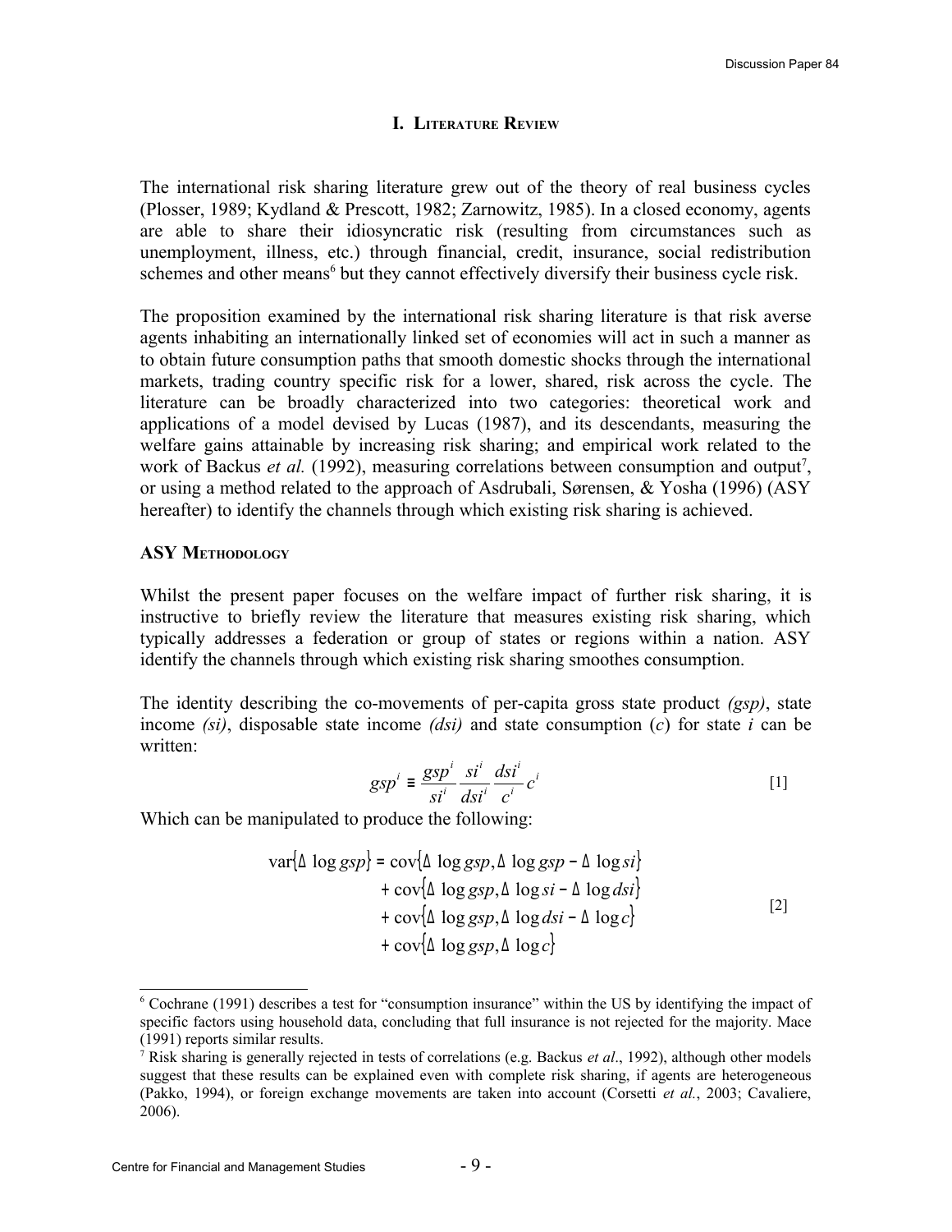## I. Literature Review

The international risk sharing literature grew out of the theory of real business cycles (Plosser, 1989; Kydland & Prescott, 1982; Zarnowitz, 1985). In a closed economy, agents are able to share their idiosyncratic risk (resulting from circumstances such as unemployment, illness, etc.) through financial, credit, insurance, social redistribution schemes and other means[6] but they cannot effectively diversify their business cycle risk.

The proposition examined by the international risk sharing literature is that risk averse agents inhabiting an internationally linked set of economies will act in such a manner as to obtain future consumption paths that smooth domestic shocks through the international markets, trading country specific risk for a lower, shared, risk across the cycle. The literature can be broadly characterized into two categories: theoretical work and applications of a model devised by Lucas (1987), and its descendants, measuring the welfare gains attainable by increasing risk sharing; and empirical work related to the work of Backus *et al.* (1992), measuring correlations between consumption and output[7], or using a method related to the approach of Asdrubali, Sørensen, & Yosha (1996) (ASY hereafter) to identify the channels through which existing risk sharing is achieved.

### ASY Methodology

Whilst the present paper focuses on the welfare impact of further risk sharing, it is instructive to briefly review the literature that measures existing risk sharing, which typically addresses a federation or group of states or regions within a nation. ASY identify the channels through which existing risk sharing smoothes consumption.

The identity describing the co-movements of per-capita gross state product *(gsp)*, state income *(si)*, disposable state income *(dsi)* and state consumption (*c*) for state *i* can be written:

$$gsp^i \equiv \frac{gsp^i}{si^i}\frac{si^i}{dsi^i}\frac{dsi^i}{c^i}c^i \qquad [1]$$

Which can be manipulated to produce the following:

$$\begin{aligned}
\operatorname{var}\{\Delta \log gsp\} &= \operatorname{cov}\{\Delta \log gsp, \Delta \log gsp - \Delta \log si\} \\
&+ \operatorname{cov}\{\Delta \log gsp, \Delta \log si - \Delta \log dsi\} \\
&+ \operatorname{cov}\{\Delta \log gsp, \Delta \log dsi - \Delta \log c\} \\
&+ \operatorname{cov}\{\Delta \log gsp, \Delta \log c\}
\end{aligned} \qquad [2]$$

---

[6] Cochrane (1991) describes a test for "consumption insurance" within the US by identifying the impact of specific factors using household data, concluding that full insurance is not rejected for the majority. Mace (1991) reports similar results.

[7] Risk sharing is generally rejected in tests of correlations (e.g. Backus *et al*., 1992), although other models suggest that these results can be explained even with complete risk sharing, if agents are heterogeneous (Pakko, 1994), or foreign exchange movements are taken into account (Corsetti *et al.*, 2003; Cavaliere, 2006).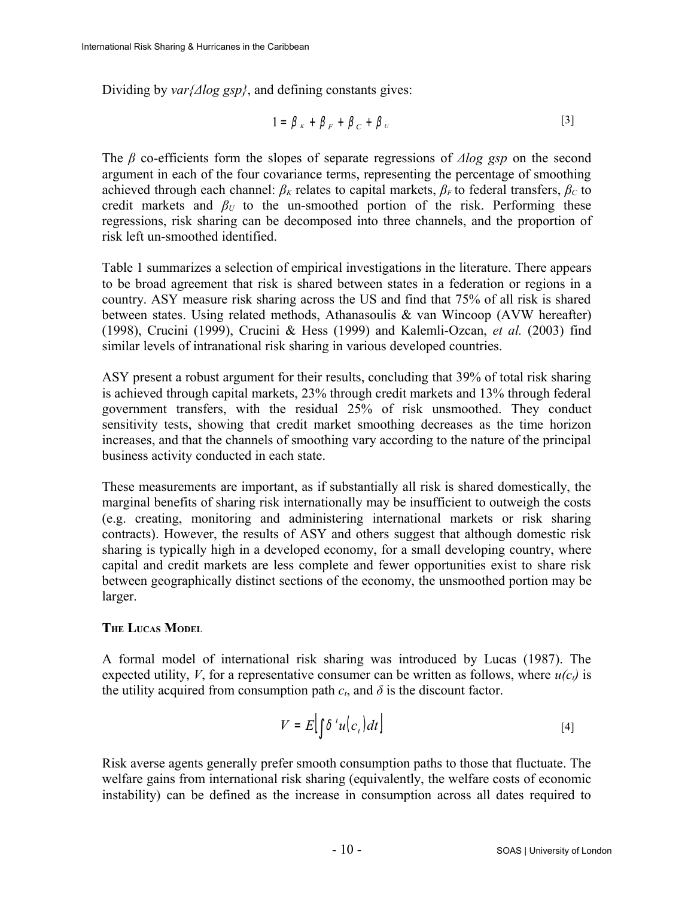Dividing by *var{Δlog gsp}*, and defining constants gives:

$$1 = \beta_K + \beta_F + \beta_C + \beta_U \quad [3]$$

The $\beta$ co-efficients form the slopes of separate regressions of $\Delta log\ gsp$ on the second argument in each of the four covariance terms, representing the percentage of smoothing achieved through each channel: $\beta_K$ relates to capital markets, $\beta_F$ to federal transfers, $\beta_C$ to credit markets and $\beta_U$ to the un-smoothed portion of the risk. Performing these regressions, risk sharing can be decomposed into three channels, and the proportion of risk left un-smoothed identified.

Table 1 summarizes a selection of empirical investigations in the literature. There appears to be broad agreement that risk is shared between states in a federation or regions in a country. ASY measure risk sharing across the US and find that 75% of all risk is shared between states. Using related methods, Athanasoulis & van Wincoop (AVW hereafter) (1998), Crucini (1999), Crucini & Hess (1999) and Kalemli-Ozcan, *et al.* (2003) find similar levels of intranational risk sharing in various developed countries.

ASY present a robust argument for their results, concluding that 39% of total risk sharing is achieved through capital markets, 23% through credit markets and 13% through federal government transfers, with the residual 25% of risk unsmoothed. They conduct sensitivity tests, showing that credit market smoothing decreases as the time horizon increases, and that the channels of smoothing vary according to the nature of the principal business activity conducted in each state.

These measurements are important, as if substantially all risk is shared domestically, the marginal benefits of sharing risk internationally may be insufficient to outweigh the costs (e.g. creating, monitoring and administering international markets or risk sharing contracts). However, the results of ASY and others suggest that although domestic risk sharing is typically high in a developed economy, for a small developing country, where capital and credit markets are less complete and fewer opportunities exist to share risk between geographically distinct sections of the economy, the unsmoothed portion may be larger.

### The Lucas Model

A formal model of international risk sharing was introduced by Lucas (1987). The expected utility, $V$, for a representative consumer can be written as follows, where $u(c_t)$ is the utility acquired from consumption path $c_t$, and $\delta$ is the discount factor.

$$V = E\left[\int \delta^t u(c_t)dt\right] \quad [4]$$

Risk averse agents generally prefer smooth consumption paths to those that fluctuate. The welfare gains from international risk sharing (equivalently, the welfare costs of economic instability) can be defined as the increase in consumption across all dates required to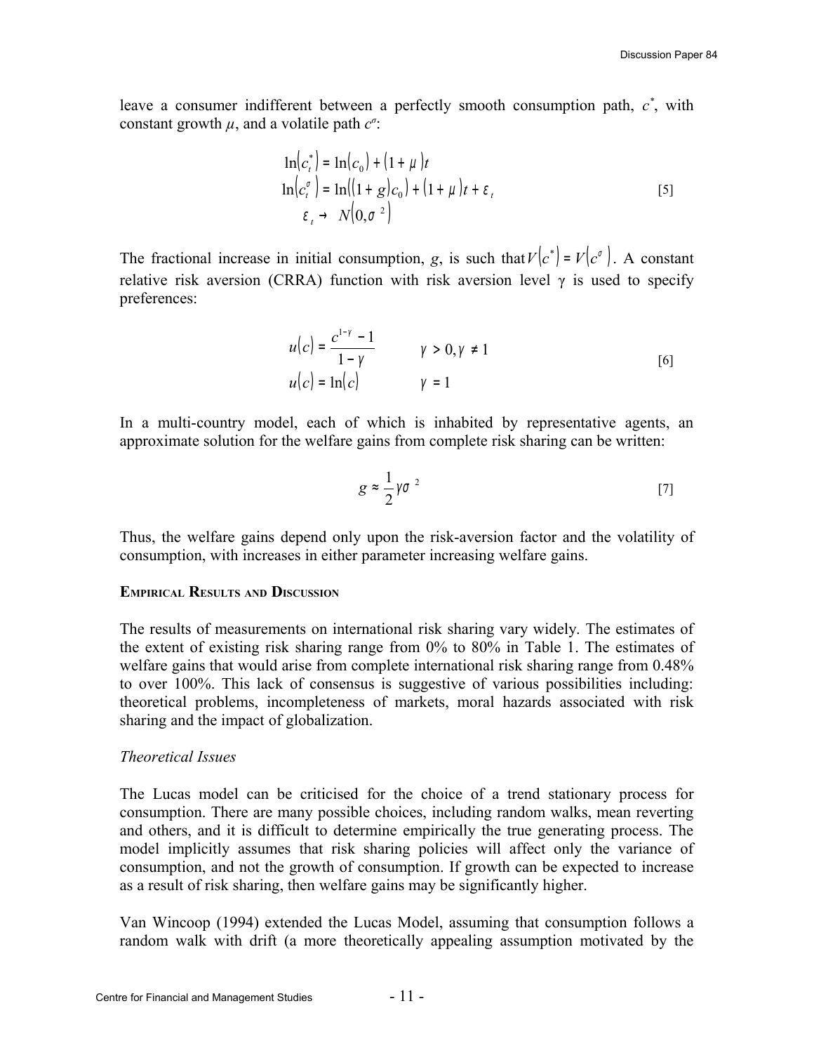leave a consumer indifferent between a perfectly smooth consumption path, $c^*$, with constant growth $\mu$, and a volatile path $c^\sigma$:

$$
\begin{aligned}
\ln\left(c_t^*\right) &= \ln\left(c_0\right) + \left(1+\mu\right)t \\
\ln\left(c_t^\sigma\right) &= \ln\left(\left(1+g\right)c_0\right) + \left(1+\mu\right)t + \varepsilon_t \\
\varepsilon_t &\rightarrow N\left(0,\sigma^2\right)
\end{aligned}
\qquad [5]
$$

The fractional increase in initial consumption, $g$, is such that $V\left(c^*\right) = V\left(c^\sigma\right)$. A constant relative risk aversion (CRRA) function with risk aversion level $\gamma$ is used to specify preferences:

$$
\begin{aligned}
u(c) &= \frac{c^{1-\gamma}-1}{1-\gamma} \qquad \gamma > 0, \gamma \neq 1 \\
u(c) &= \ln(c) \qquad \gamma = 1
\end{aligned}
\qquad [6]
$$

In a multi-country model, each of which is inhabited by representative agents, an approximate solution for the welfare gains from complete risk sharing can be written:

$$
g \approx \frac{1}{2}\gamma\sigma^2 \qquad [7]
$$

Thus, the welfare gains depend only upon the risk-aversion factor and the volatility of consumption, with increases in either parameter increasing welfare gains.

## EMPIRICAL RESULTS AND DISCUSSION

The results of measurements on international risk sharing vary widely. The estimates of the extent of existing risk sharing range from 0% to 80% in Table 1. The estimates of welfare gains that would arise from complete international risk sharing range from 0.48% to over 100%. This lack of consensus is suggestive of various possibilities including: theoretical problems, incompleteness of markets, moral hazards associated with risk sharing and the impact of globalization.

### *Theoretical Issues*

The Lucas model can be criticised for the choice of a trend stationary process for consumption. There are many possible choices, including random walks, mean reverting and others, and it is difficult to determine empirically the true generating process. The model implicitly assumes that risk sharing policies will affect only the variance of consumption, and not the growth of consumption. If growth can be expected to increase as a result of risk sharing, then welfare gains may be significantly higher.

Van Wincoop (1994) extended the Lucas Model, assuming that consumption follows a random walk with drift (a more theoretically appealing assumption motivated by the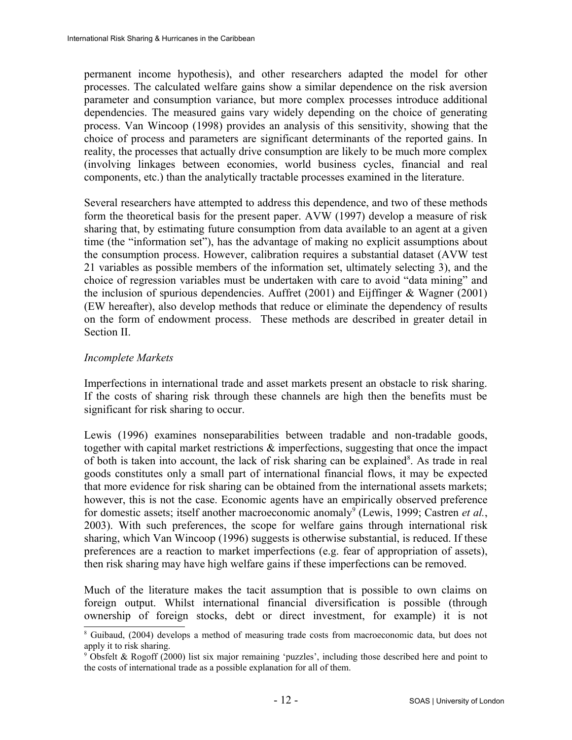permanent income hypothesis), and other researchers adapted the model for other processes. The calculated welfare gains show a similar dependence on the risk aversion parameter and consumption variance, but more complex processes introduce additional dependencies. The measured gains vary widely depending on the choice of generating process. Van Wincoop (1998) provides an analysis of this sensitivity, showing that the choice of process and parameters are significant determinants of the reported gains. In reality, the processes that actually drive consumption are likely to be much more complex (involving linkages between economies, world business cycles, financial and real components, etc.) than the analytically tractable processes examined in the literature.

Several researchers have attempted to address this dependence, and two of these methods form the theoretical basis for the present paper. AVW (1997) develop a measure of risk sharing that, by estimating future consumption from data available to an agent at a given time (the "information set"), has the advantage of making no explicit assumptions about the consumption process. However, calibration requires a substantial dataset (AVW test 21 variables as possible members of the information set, ultimately selecting 3), and the choice of regression variables must be undertaken with care to avoid "data mining" and the inclusion of spurious dependencies. Auffret (2001) and Eijffinger & Wagner (2001) (EW hereafter), also develop methods that reduce or eliminate the dependency of results on the form of endowment process. These methods are described in greater detail in Section II.

*Incomplete Markets*

Imperfections in international trade and asset markets present an obstacle to risk sharing. If the costs of sharing risk through these channels are high then the benefits must be significant for risk sharing to occur.

Lewis (1996) examines nonseparabilities between tradable and non-tradable goods, together with capital market restrictions & imperfections, suggesting that once the impact of both is taken into account, the lack of risk sharing can be explained[8]. As trade in real goods constitutes only a small part of international financial flows, it may be expected that more evidence for risk sharing can be obtained from the international assets markets; however, this is not the case. Economic agents have an empirically observed preference for domestic assets; itself another macroeconomic anomaly[9] (Lewis, 1999; Castren *et al.*, 2003). With such preferences, the scope for welfare gains through international risk sharing, which Van Wincoop (1996) suggests is otherwise substantial, is reduced. If these preferences are a reaction to market imperfections (e.g. fear of appropriation of assets), then risk sharing may have high welfare gains if these imperfections can be removed.

Much of the literature makes the tacit assumption that is possible to own claims on foreign output. Whilst international financial diversification is possible (through ownership of foreign stocks, debt or direct investment, for example) it is not

[8] Guibaud, (2004) develops a method of measuring trade costs from macroeconomic data, but does not apply it to risk sharing.

[9] Obsfelt & Rogoff (2000) list six major remaining 'puzzles', including those described here and point to the costs of international trade as a possible explanation for all of them.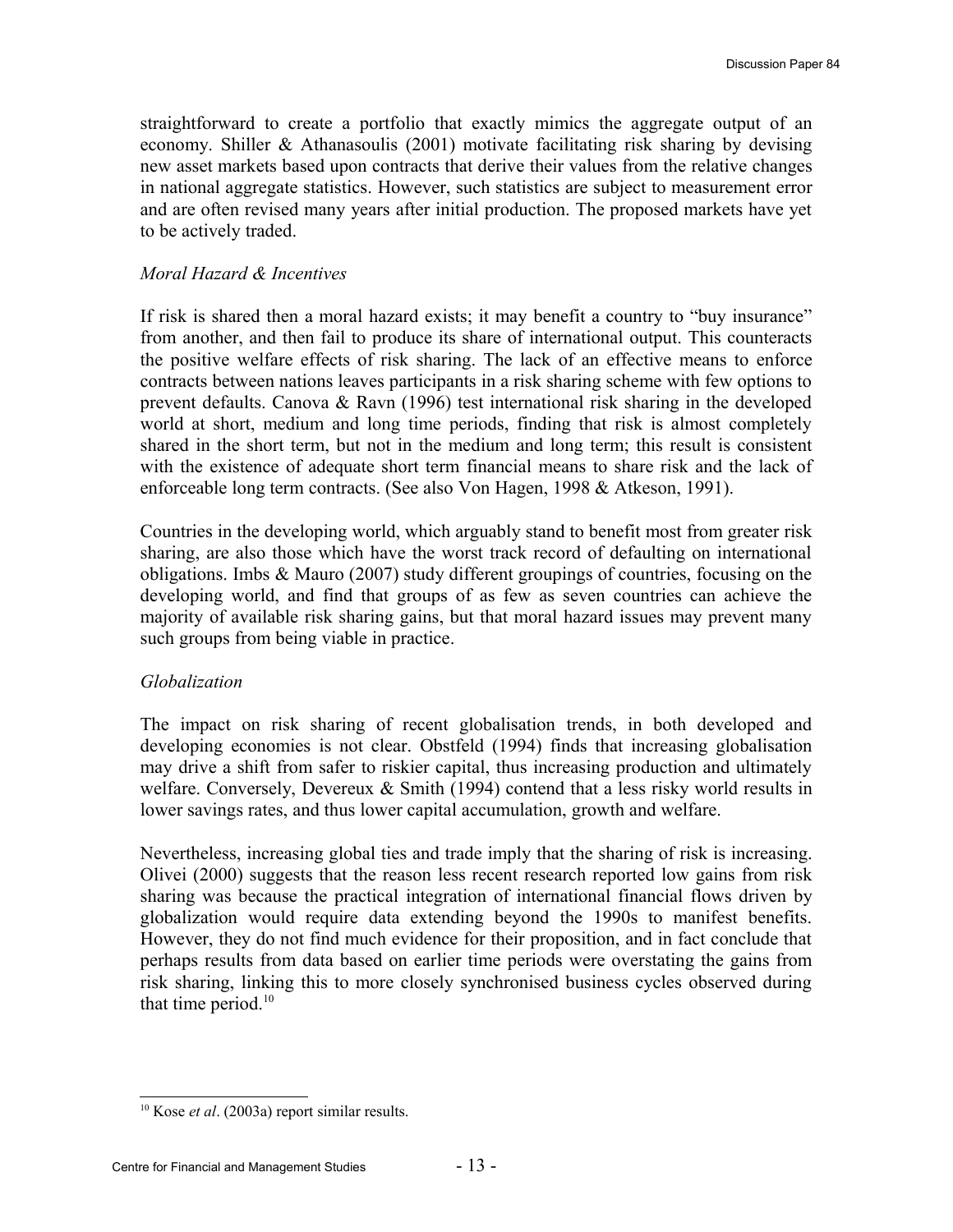straightforward to create a portfolio that exactly mimics the aggregate output of an economy. Shiller & Athanasoulis (2001) motivate facilitating risk sharing by devising new asset markets based upon contracts that derive their values from the relative changes in national aggregate statistics. However, such statistics are subject to measurement error and are often revised many years after initial production. The proposed markets have yet to be actively traded.

*Moral Hazard & Incentives*

If risk is shared then a moral hazard exists; it may benefit a country to "buy insurance" from another, and then fail to produce its share of international output. This counteracts the positive welfare effects of risk sharing. The lack of an effective means to enforce contracts between nations leaves participants in a risk sharing scheme with few options to prevent defaults. Canova & Ravn (1996) test international risk sharing in the developed world at short, medium and long time periods, finding that risk is almost completely shared in the short term, but not in the medium and long term; this result is consistent with the existence of adequate short term financial means to share risk and the lack of enforceable long term contracts. (See also Von Hagen, 1998 & Atkeson, 1991).

Countries in the developing world, which arguably stand to benefit most from greater risk sharing, are also those which have the worst track record of defaulting on international obligations. Imbs & Mauro (2007) study different groupings of countries, focusing on the developing world, and find that groups of as few as seven countries can achieve the majority of available risk sharing gains, but that moral hazard issues may prevent many such groups from being viable in practice.

*Globalization*

The impact on risk sharing of recent globalisation trends, in both developed and developing economies is not clear. Obstfeld (1994) finds that increasing globalisation may drive a shift from safer to riskier capital, thus increasing production and ultimately welfare. Conversely, Devereux & Smith (1994) contend that a less risky world results in lower savings rates, and thus lower capital accumulation, growth and welfare.

Nevertheless, increasing global ties and trade imply that the sharing of risk is increasing. Olivei (2000) suggests that the reason less recent research reported low gains from risk sharing was because the practical integration of international financial flows driven by globalization would require data extending beyond the 1990s to manifest benefits. However, they do not find much evidence for their proposition, and in fact conclude that perhaps results from data based on earlier time periods were overstating the gains from risk sharing, linking this to more closely synchronised business cycles observed during that time period.[10]

[10] Kose *et al*. (2003a) report similar results.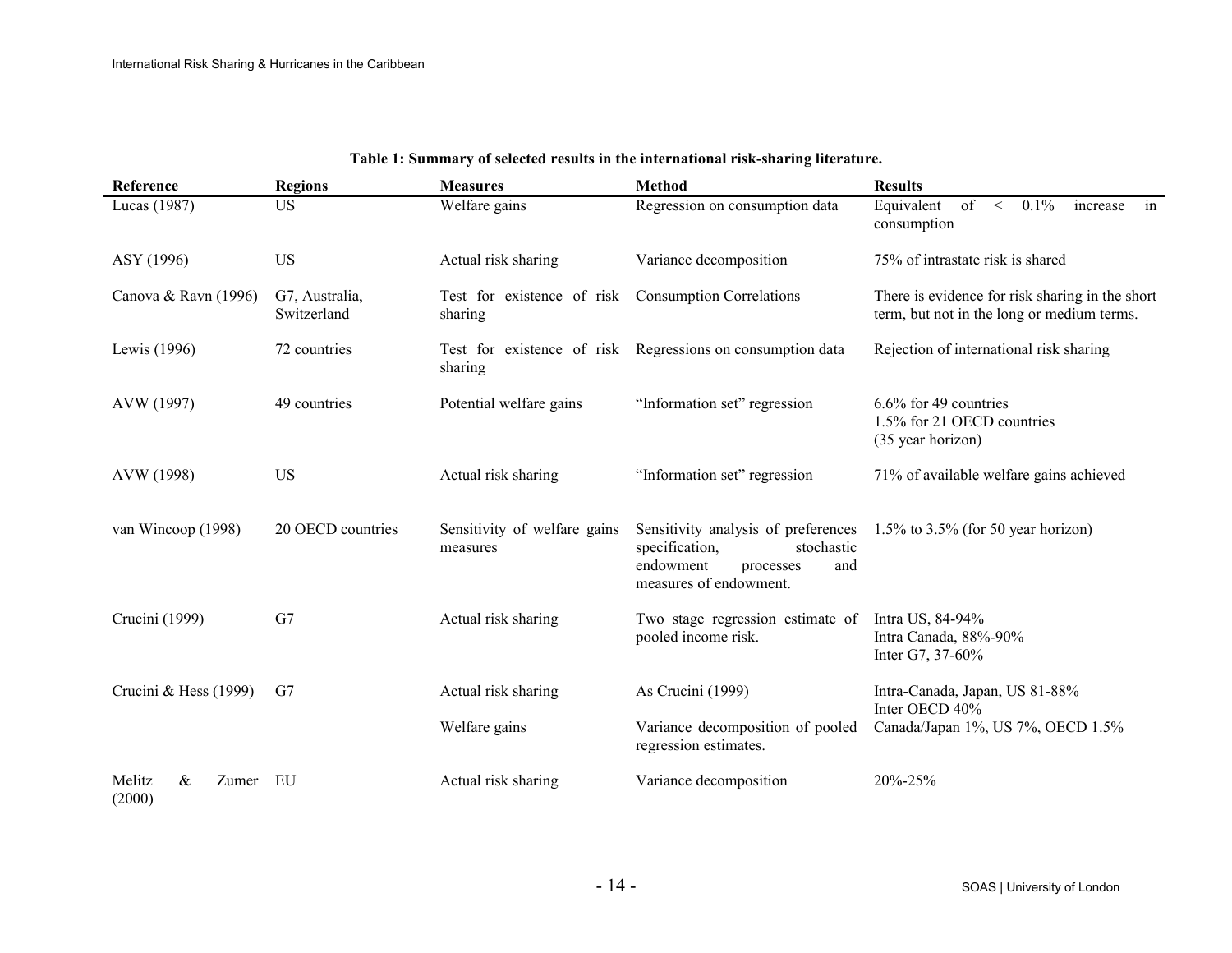**Table 1: Summary of selected results in the international risk-sharing literature.**

| Reference | Regions | Measures | Method | Results |
|---|---|---|---|---|
| Lucas (1987) | US | Welfare gains | Regression on consumption data | Equivalent of < 0.1% increase in consumption |
| ASY (1996) | US | Actual risk sharing | Variance decomposition | 75% of intrastate risk is shared |
| Canova & Ravn (1996) | G7, Australia, Switzerland | Test for existence of risk sharing | Consumption Correlations | There is evidence for risk sharing in the short term, but not in the long or medium terms. |
| Lewis (1996) | 72 countries | Test for existence of risk sharing | Regressions on consumption data | Rejection of international risk sharing |
| AVW (1997) | 49 countries | Potential welfare gains | "Information set" regression | 6.6% for 49 countries<br>1.5% for 21 OECD countries<br>(35 year horizon) |
| AVW (1998) | US | Actual risk sharing | "Information set" regression | 71% of available welfare gains achieved |
| van Wincoop (1998) | 20 OECD countries | Sensitivity of welfare gains measures | Sensitivity analysis of preferences specification, stochastic endowment processes and measures of endowment. | 1.5% to 3.5% (for 50 year horizon) |
| Crucini (1999) | G7 | Actual risk sharing | Two stage regression estimate of pooled income risk. | Intra US, 84-94%<br>Intra Canada, 88%-90%<br>Inter G7, 37-60% |
| Crucini & Hess (1999) | G7 | Actual risk sharing | As Crucini (1999) | Intra-Canada, Japan, US 81-88%<br>Inter OECD 40% |
| | | Welfare gains | Variance decomposition of pooled regression estimates. | Canada/Japan 1%, US 7%, OECD 1.5% |
| Melitz & Zumer (2000) | EU | Actual risk sharing | Variance decomposition | 20%-25% |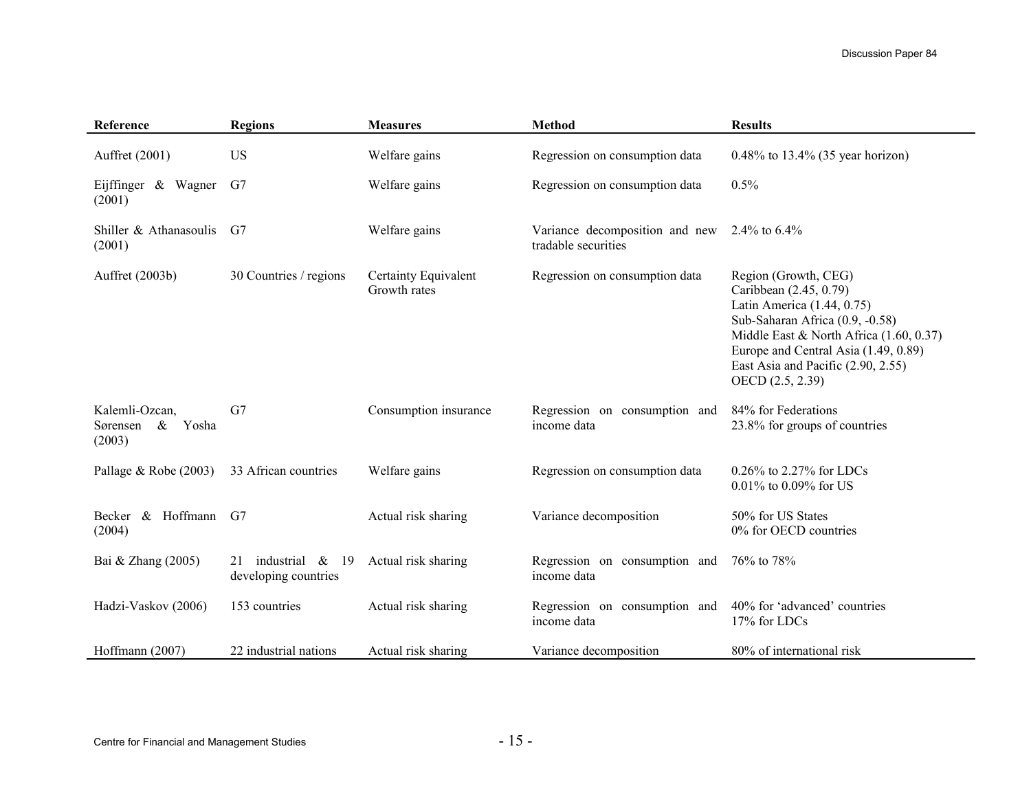| Reference | Regions | Measures | Method | Results |
|---|---|---|---|---|
| Auffret (2001) | US | Welfare gains | Regression on consumption data | 0.48% to 13.4% (35 year horizon) |
| Eijffinger & Wagner (2001) | G7 | Welfare gains | Regression on consumption data | 0.5% |
| Shiller & Athanasoulis (2001) | G7 | Welfare gains | Variance decomposition and new tradable securities | 2.4% to 6.4% |
| Auffret (2003b) | 30 Countries / regions | Certainty Equivalent Growth rates | Regression on consumption data | Region (Growth, CEG)<br>Caribbean (2.45, 0.79)<br>Latin America (1.44, 0.75)<br>Sub-Saharan Africa (0.9, -0.58)<br>Middle East & North Africa (1.60, 0.37)<br>Europe and Central Asia (1.49, 0.89)<br>East Asia and Pacific (2.90, 2.55)<br>OECD (2.5, 2.39) |
| Kalemli-Ozcan, Sørensen & Yosha (2003) | G7 | Consumption insurance | Regression on consumption and income data | 84% for Federations<br>23.8% for groups of countries |
| Pallage & Robe (2003) | 33 African countries | Welfare gains | Regression on consumption data | 0.26% to 2.27% for LDCs<br>0.01% to 0.09% for US |
| Becker & Hoffmann (2004) | G7 | Actual risk sharing | Variance decomposition | 50% for US States<br>0% for OECD countries |
| Bai & Zhang (2005) | 21 industrial & 19 developing countries | Actual risk sharing | Regression on consumption and income data | 76% to 78% |
| Hadzi-Vaskov (2006) | 153 countries | Actual risk sharing | Regression on consumption and income data | 40% for 'advanced' countries<br>17% for LDCs |
| Hoffmann (2007) | 22 industrial nations | Actual risk sharing | Variance decomposition | 80% of international risk |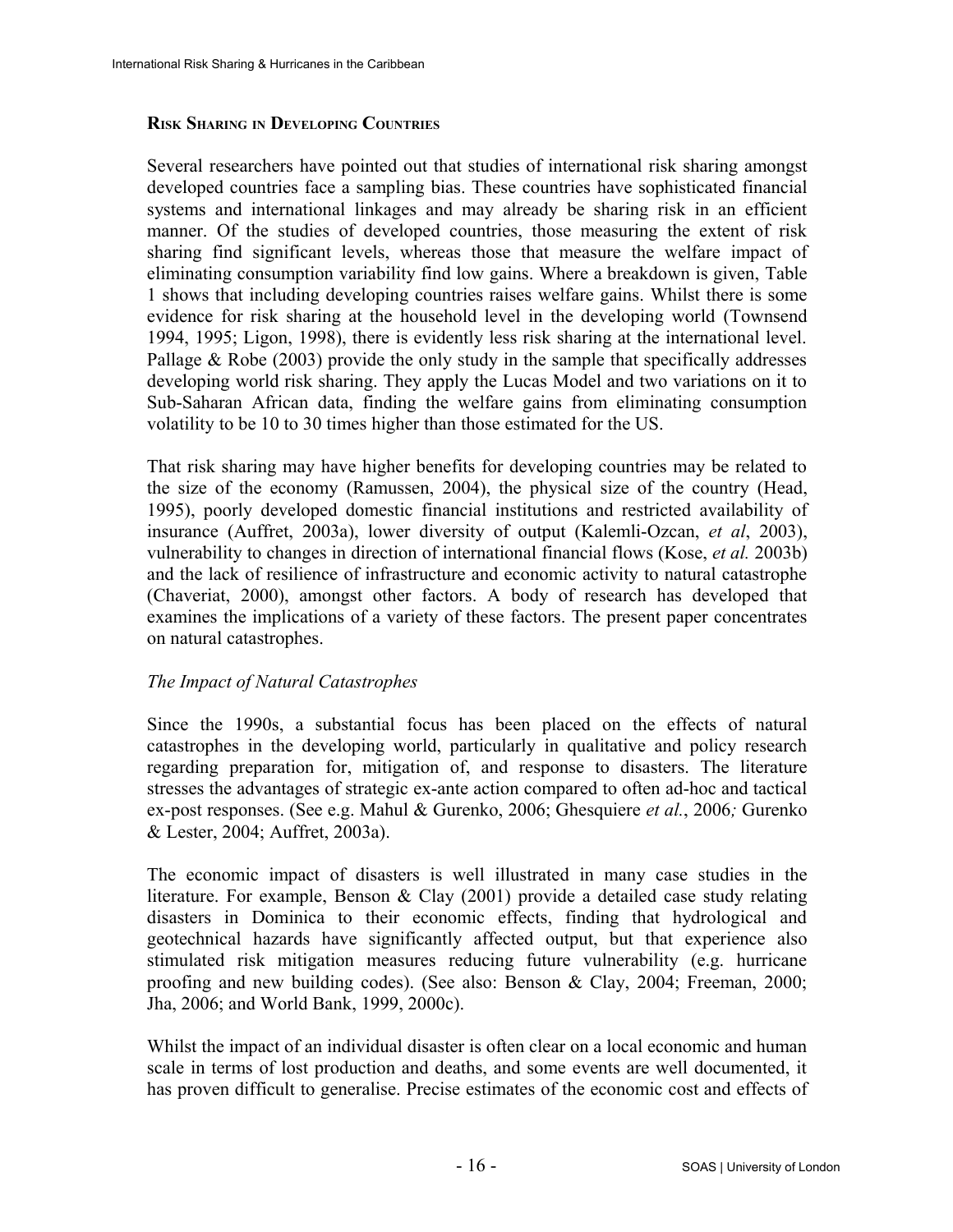## Risk Sharing in Developing Countries

Several researchers have pointed out that studies of international risk sharing amongst developed countries face a sampling bias. These countries have sophisticated financial systems and international linkages and may already be sharing risk in an efficient manner. Of the studies of developed countries, those measuring the extent of risk sharing find significant levels, whereas those that measure the welfare impact of eliminating consumption variability find low gains. Where a breakdown is given, Table 1 shows that including developing countries raises welfare gains. Whilst there is some evidence for risk sharing at the household level in the developing world (Townsend 1994, 1995; Ligon, 1998), there is evidently less risk sharing at the international level. Pallage & Robe (2003) provide the only study in the sample that specifically addresses developing world risk sharing. They apply the Lucas Model and two variations on it to Sub-Saharan African data, finding the welfare gains from eliminating consumption volatility to be 10 to 30 times higher than those estimated for the US.

That risk sharing may have higher benefits for developing countries may be related to the size of the economy (Ramussen, 2004), the physical size of the country (Head, 1995), poorly developed domestic financial institutions and restricted availability of insurance (Auffret, 2003a), lower diversity of output (Kalemli-Ozcan, *et al*, 2003), vulnerability to changes in direction of international financial flows (Kose, *et al.* 2003b) and the lack of resilience of infrastructure and economic activity to natural catastrophe (Chaveriat, 2000), amongst other factors. A body of research has developed that examines the implications of a variety of these factors. The present paper concentrates on natural catastrophes.

### *The Impact of Natural Catastrophes*

Since the 1990s, a substantial focus has been placed on the effects of natural catastrophes in the developing world, particularly in qualitative and policy research regarding preparation for, mitigation of, and response to disasters. The literature stresses the advantages of strategic ex-ante action compared to often ad-hoc and tactical ex-post responses. (See e.g. Mahul & Gurenko, 2006; Ghesquiere *et al.*, 2006; Gurenko & Lester, 2004; Auffret, 2003a).

The economic impact of disasters is well illustrated in many case studies in the literature. For example, Benson & Clay (2001) provide a detailed case study relating disasters in Dominica to their economic effects, finding that hydrological and geotechnical hazards have significantly affected output, but that experience also stimulated risk mitigation measures reducing future vulnerability (e.g. hurricane proofing and new building codes). (See also: Benson & Clay, 2004; Freeman, 2000; Jha, 2006; and World Bank, 1999, 2000c).

Whilst the impact of an individual disaster is often clear on a local economic and human scale in terms of lost production and deaths, and some events are well documented, it has proven difficult to generalise. Precise estimates of the economic cost and effects of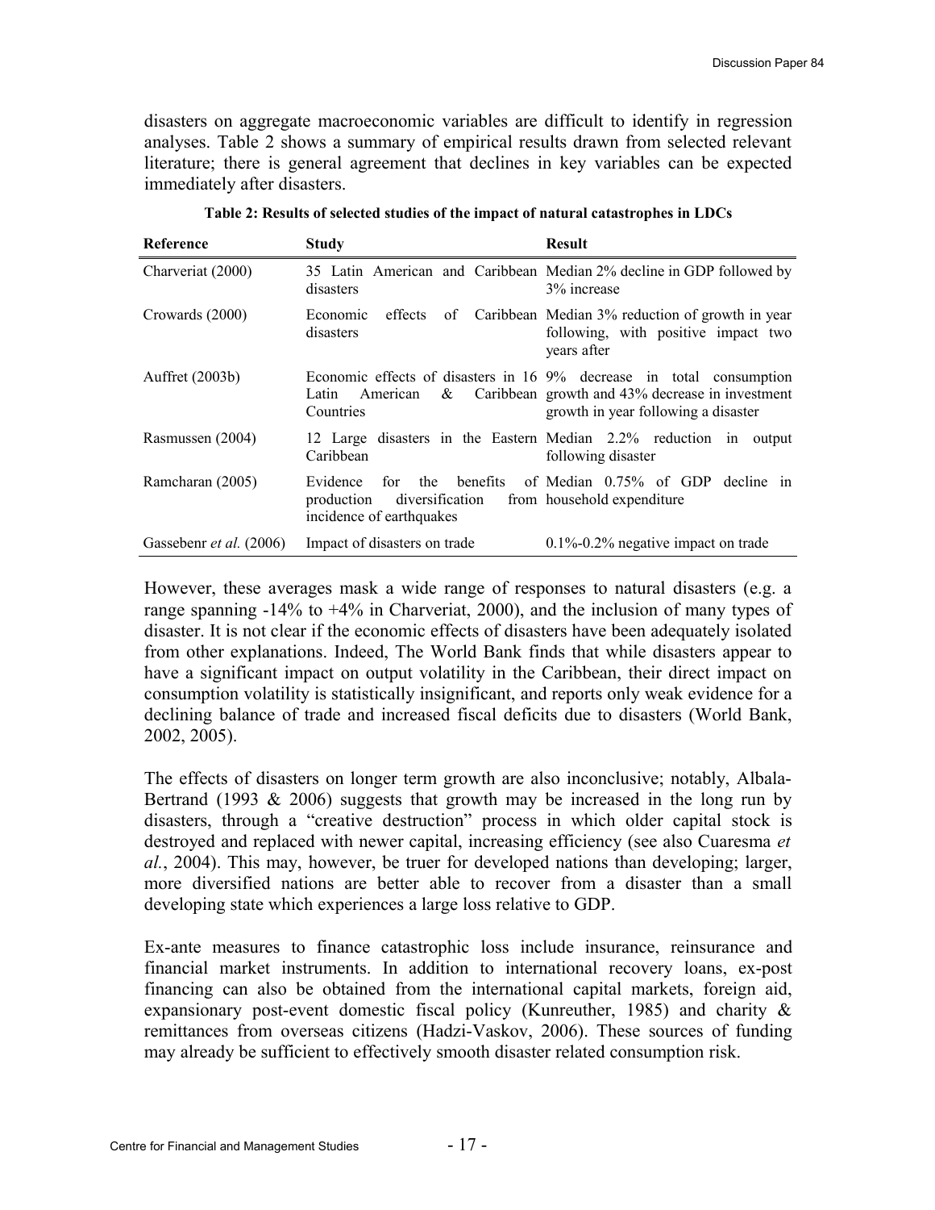disasters on aggregate macroeconomic variables are difficult to identify in regression analyses. Table 2 shows a summary of empirical results drawn from selected relevant literature; there is general agreement that declines in key variables can be expected immediately after disasters.

**Table 2: Results of selected studies of the impact of natural catastrophes in LDCs**

| Reference | Study | Result |
|---|---|---|
| Charveriat (2000) | 35 Latin American and Caribbean disasters | Median 2% decline in GDP followed by 3% increase |
| Crowards (2000) | Economic effects of Caribbean disasters | Median 3% reduction of growth in year following, with positive impact two years after |
| Auffret (2003b) | Economic effects of disasters in 16 Latin American & Caribbean Countries | 9% decrease in total consumption growth and 43% decrease in investment growth in year following a disaster |
| Rasmussen (2004) | 12 Large disasters in the Eastern Caribbean | Median 2.2% reduction in output following disaster |
| Ramcharan (2005) | Evidence for the benefits of production diversification from incidence of earthquakes | Median 0.75% of GDP decline in household expenditure |
| Gassebenr *et al.* (2006) | Impact of disasters on trade | 0.1%-0.2% negative impact on trade |

However, these averages mask a wide range of responses to natural disasters (e.g. a range spanning -14% to +4% in Charveriat, 2000), and the inclusion of many types of disaster. It is not clear if the economic effects of disasters have been adequately isolated from other explanations. Indeed, The World Bank finds that while disasters appear to have a significant impact on output volatility in the Caribbean, their direct impact on consumption volatility is statistically insignificant, and reports only weak evidence for a declining balance of trade and increased fiscal deficits due to disasters (World Bank, 2002, 2005).

The effects of disasters on longer term growth are also inconclusive; notably, Albala-Bertrand (1993 & 2006) suggests that growth may be increased in the long run by disasters, through a "creative destruction" process in which older capital stock is destroyed and replaced with newer capital, increasing efficiency (see also Cuaresma *et al.*, 2004). This may, however, be truer for developed nations than developing; larger, more diversified nations are better able to recover from a disaster than a small developing state which experiences a large loss relative to GDP.

Ex-ante measures to finance catastrophic loss include insurance, reinsurance and financial market instruments. In addition to international recovery loans, ex-post financing can also be obtained from the international capital markets, foreign aid, expansionary post-event domestic fiscal policy (Kunreuther, 1985) and charity & remittances from overseas citizens (Hadzi-Vaskov, 2006). These sources of funding may already be sufficient to effectively smooth disaster related consumption risk.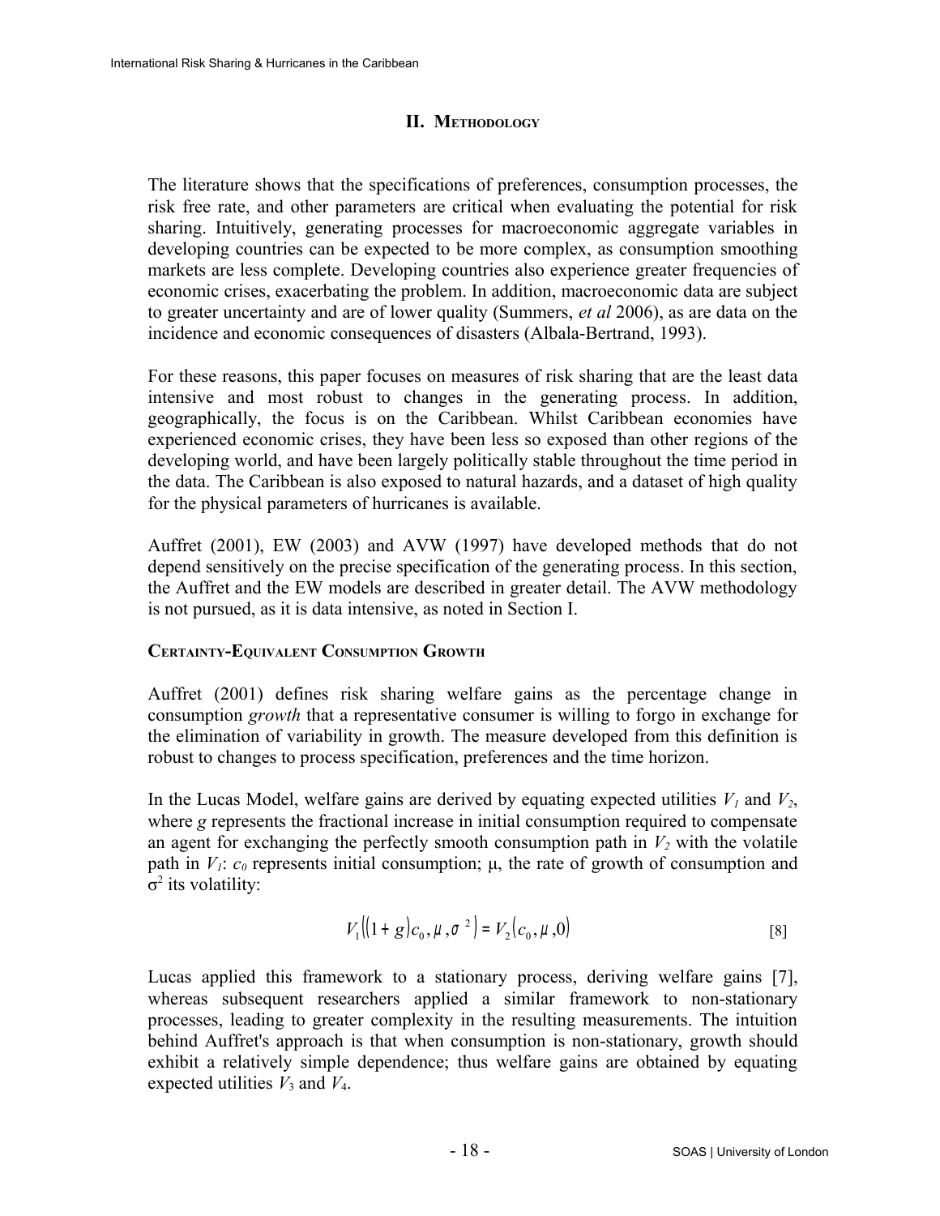## II. Methodology

The literature shows that the specifications of preferences, consumption processes, the risk free rate, and other parameters are critical when evaluating the potential for risk sharing. Intuitively, generating processes for macroeconomic aggregate variables in developing countries can be expected to be more complex, as consumption smoothing markets are less complete. Developing countries also experience greater frequencies of economic crises, exacerbating the problem. In addition, macroeconomic data are subject to greater uncertainty and are of lower quality (Summers, *et al* 2006), as are data on the incidence and economic consequences of disasters (Albala-Bertrand, 1993).

For these reasons, this paper focuses on measures of risk sharing that are the least data intensive and most robust to changes in the generating process. In addition, geographically, the focus is on the Caribbean. Whilst Caribbean economies have experienced economic crises, they have been less so exposed than other regions of the developing world, and have been largely politically stable throughout the time period in the data. The Caribbean is also exposed to natural hazards, and a dataset of high quality for the physical parameters of hurricanes is available.

Auffret (2001), EW (2003) and AVW (1997) have developed methods that do not depend sensitively on the precise specification of the generating process. In this section, the Auffret and the EW models are described in greater detail. The AVW methodology is not pursued, as it is data intensive, as noted in Section I.

### Certainty-Equivalent Consumption Growth

Auffret (2001) defines risk sharing welfare gains as the percentage change in consumption *growth* that a representative consumer is willing to forgo in exchange for the elimination of variability in growth. The measure developed from this definition is robust to changes to process specification, preferences and the time horizon.

In the Lucas Model, welfare gains are derived by equating expected utilities $V_1$ and $V_2$, where $g$ represents the fractional increase in initial consumption required to compensate an agent for exchanging the perfectly smooth consumption path in $V_2$ with the volatile path in $V_1$: $c_0$ represents initial consumption; $\mu$, the rate of growth of consumption and $\sigma^2$ its volatility:

$$V_1\left((1+g)c_0, \mu, \sigma^2\right) = V_2\left(c_0, \mu, 0\right) \quad [8]$$

Lucas applied this framework to a stationary process, deriving welfare gains [7], whereas subsequent researchers applied a similar framework to non-stationary processes, leading to greater complexity in the resulting measurements. The intuition behind Auffret's approach is that when consumption is non-stationary, growth should exhibit a relatively simple dependence; thus welfare gains are obtained by equating expected utilities $V_3$ and $V_4$.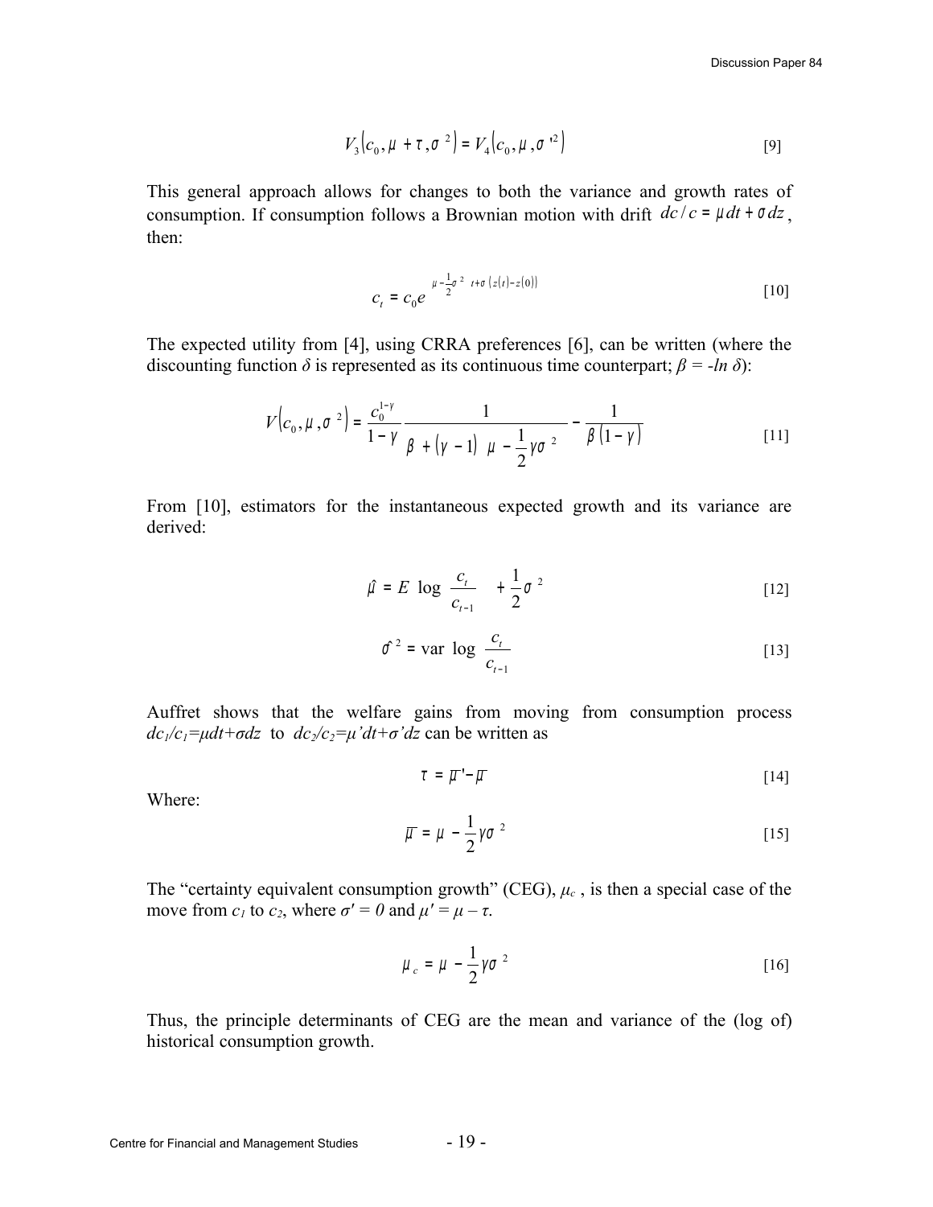$$V_3\left(c_0, \mu + \tau, \sigma^2\right) = V_4\left(c_0, \mu, \sigma'^2\right) \quad [9]$$

This general approach allows for changes to both the variance and growth rates of consumption. If consumption follows a Brownian motion with drift $dc/c = \mu dt + \sigma dz$, then:

$$c_t = c_0 e^{\left(\mu - \frac{1}{2}\sigma^2\right)t + \sigma\left(z(t) - z(0)\right)} \quad [10]$$

The expected utility from [4], using CRRA preferences [6], can be written (where the discounting function *δ* is represented as its continuous time counterpart; *β = -ln δ*):

$$V\left(c_0, \mu, \sigma^2\right) = \frac{c_0^{1-\gamma}}{1-\gamma} \frac{1}{\beta + (\gamma - 1)\left(\mu - \frac{1}{2}\gamma\sigma^2\right)} - \frac{1}{\beta(1-\gamma)} \quad [11]$$

From [10], estimators for the instantaneous expected growth and its variance are derived:

$$\hat{\mu} = E\left[\log\left(\frac{c_t}{c_{t-1}}\right)\right] + \frac{1}{2}\sigma^2 \quad [12]$$

$$\hat{\sigma}^2 = \operatorname{var}\left[\log\left(\frac{c_t}{c_{t-1}}\right)\right] \quad [13]$$

Auffret shows that the welfare gains from moving from consumption process $dc_1/c_1 = \mu dt + \sigma dz$ to $dc_2/c_2 = \mu' dt + \sigma' dz$ can be written as

$$\tau = \bar{\mu}' - \bar{\mu} \quad [14]$$

Where:

$$\bar{\mu} = \mu - \frac{1}{2}\gamma\sigma^2 \quad [15]$$

The "certainty equivalent consumption growth" (CEG), $\mu_c$, is then a special case of the move from $c_1$ to $c_2$, where $\sigma' = 0$ and $\mu' = \mu - \tau$.

$$\mu_c = \mu - \frac{1}{2}\gamma\sigma^2 \quad [16]$$

Thus, the principle determinants of CEG are the mean and variance of the (log of) historical consumption growth.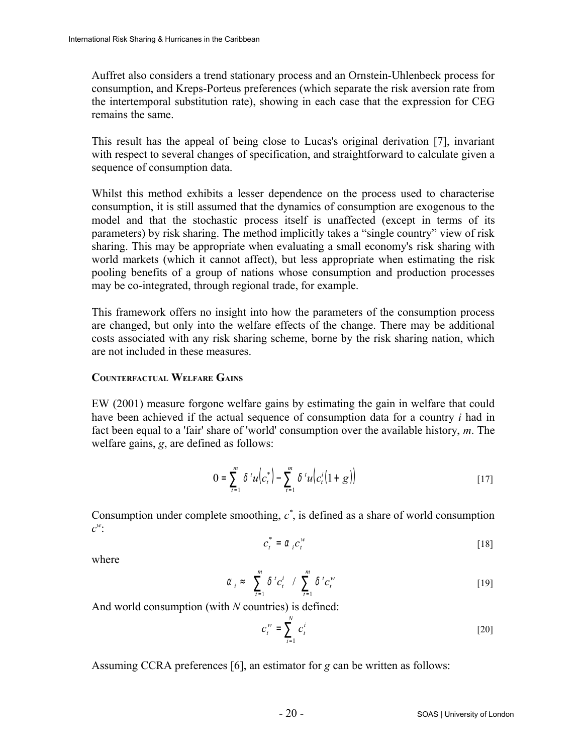Auffret also considers a trend stationary process and an Ornstein-Uhlenbeck process for consumption, and Kreps-Porteus preferences (which separate the risk aversion rate from the intertemporal substitution rate), showing in each case that the expression for CEG remains the same.

This result has the appeal of being close to Lucas's original derivation [7], invariant with respect to several changes of specification, and straightforward to calculate given a sequence of consumption data.

Whilst this method exhibits a lesser dependence on the process used to characterise consumption, it is still assumed that the dynamics of consumption are exogenous to the model and that the stochastic process itself is unaffected (except in terms of its parameters) by risk sharing. The method implicitly takes a "single country" view of risk sharing. This may be appropriate when evaluating a small economy's risk sharing with world markets (which it cannot affect), but less appropriate when estimating the risk pooling benefits of a group of nations whose consumption and production processes may be co-integrated, through regional trade, for example.

This framework offers no insight into how the parameters of the consumption process are changed, but only into the welfare effects of the change. There may be additional costs associated with any risk sharing scheme, borne by the risk sharing nation, which are not included in these measures.

#### Counterfactual Welfare Gains

EW (2001) measure forgone welfare gains by estimating the gain in welfare that could have been achieved if the actual sequence of consumption data for a country $i$ had in fact been equal to a 'fair' share of 'world' consumption over the available history, $m$. The welfare gains, $g$, are defined as follows:

$$0 = \sum_{t=1}^{m} \delta^t u\left(c_t^*\right) - \sum_{t=1}^{m} \delta^t u\left(c_t^i(1+g)\right) \qquad [17]$$

Consumption under complete smoothing, $c^*$, is defined as a share of world consumption $c^w$:

$$c_t^* = \alpha_i c_t^w \qquad [18]$$

where

$$\alpha_i \approx \sum_{t=1}^{m} \delta^t c_t^i \Big/ \sum_{t=1}^{m} \delta^t c_t^w \qquad [19]$$

And world consumption (with $N$ countries) is defined:

$$c_t^w = \sum_{i=1}^{N} c_t^i \qquad [20]$$

Assuming CCRA preferences [6], an estimator for $g$ can be written as follows: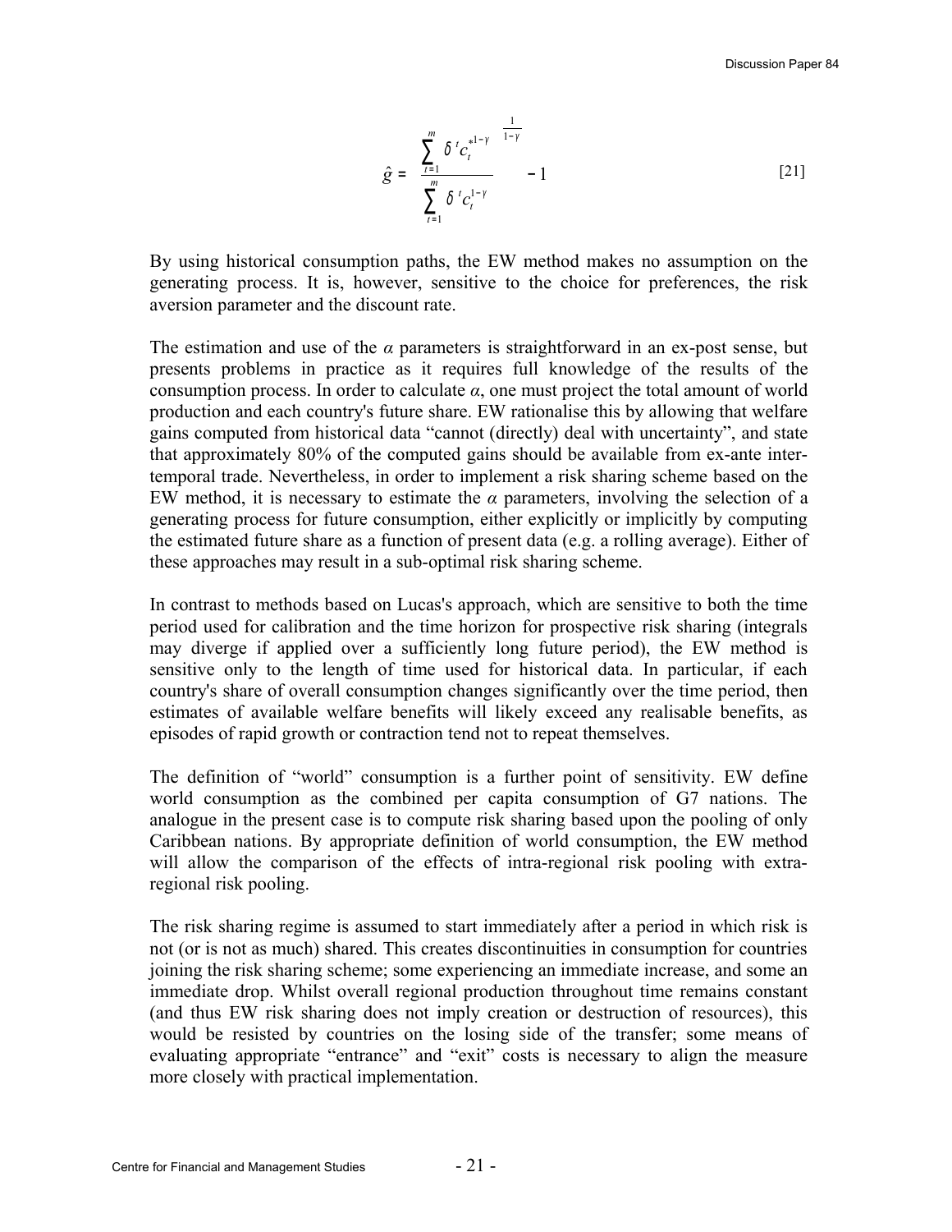$$\hat{g} = \left( \frac{\sum_{t=1}^{m} \delta^t c_t^{*1-\gamma}}{\sum_{t=1}^{m} \delta^t c_t^{1-\gamma}} \right)^{\frac{1}{1-\gamma}} - 1 \quad [21]$$

By using historical consumption paths, the EW method makes no assumption on the generating process. It is, however, sensitive to the choice for preferences, the risk aversion parameter and the discount rate.

The estimation and use of the $\alpha$ parameters is straightforward in an ex-post sense, but presents problems in practice as it requires full knowledge of the results of the consumption process. In order to calculate $\alpha$, one must project the total amount of world production and each country's future share. EW rationalise this by allowing that welfare gains computed from historical data "cannot (directly) deal with uncertainty", and state that approximately 80% of the computed gains should be available from ex-ante inter-temporal trade. Nevertheless, in order to implement a risk sharing scheme based on the EW method, it is necessary to estimate the $\alpha$ parameters, involving the selection of a generating process for future consumption, either explicitly or implicitly by computing the estimated future share as a function of present data (e.g. a rolling average). Either of these approaches may result in a sub-optimal risk sharing scheme.

In contrast to methods based on Lucas's approach, which are sensitive to both the time period used for calibration and the time horizon for prospective risk sharing (integrals may diverge if applied over a sufficiently long future period), the EW method is sensitive only to the length of time used for historical data. In particular, if each country's share of overall consumption changes significantly over the time period, then estimates of available welfare benefits will likely exceed any realisable benefits, as episodes of rapid growth or contraction tend not to repeat themselves.

The definition of "world" consumption is a further point of sensitivity. EW define world consumption as the combined per capita consumption of G7 nations. The analogue in the present case is to compute risk sharing based upon the pooling of only Caribbean nations. By appropriate definition of world consumption, the EW method will allow the comparison of the effects of intra-regional risk pooling with extra-regional risk pooling.

The risk sharing regime is assumed to start immediately after a period in which risk is not (or is not as much) shared. This creates discontinuities in consumption for countries joining the risk sharing scheme; some experiencing an immediate increase, and some an immediate drop. Whilst overall regional production throughout time remains constant (and thus EW risk sharing does not imply creation or destruction of resources), this would be resisted by countries on the losing side of the transfer; some means of evaluating appropriate "entrance" and "exit" costs is necessary to align the measure more closely with practical implementation.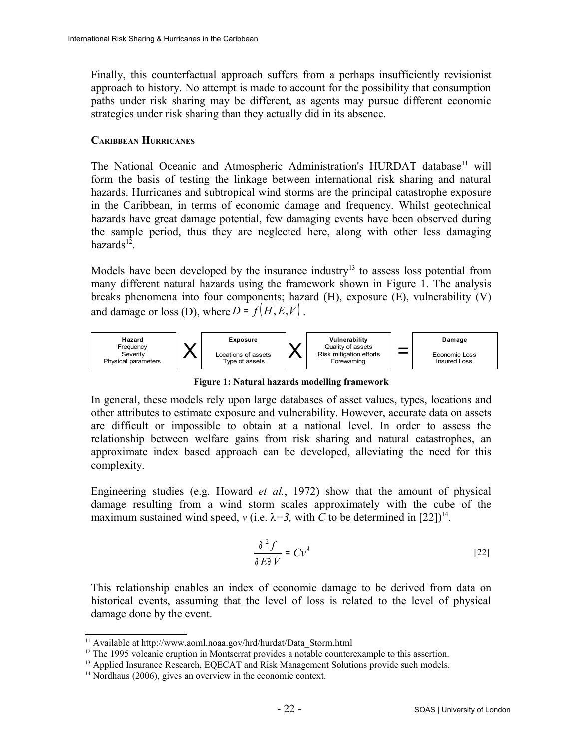Finally, this counterfactual approach suffers from a perhaps insufficiently revisionist approach to history. No attempt is made to account for the possibility that consumption paths under risk sharing may be different, as agents may pursue different economic strategies under risk sharing than they actually did in its absence.

### CARIBBEAN HURRICANES

The National Oceanic and Atmospheric Administration's HURDAT database[11] will form the basis of testing the linkage between international risk sharing and natural hazards. Hurricanes and subtropical wind storms are the principal catastrophe exposure in the Caribbean, in terms of economic damage and frequency. Whilst geotechnical hazards have great damage potential, few damaging events have been observed during the sample period, thus they are neglected here, along with other less damaging hazards[12].

Models have been developed by the insurance industry[13] to assess loss potential from many different natural hazards using the framework shown in Figure 1. The analysis breaks phenomena into four components; hazard (H), exposure (E), vulnerability (V) and damage or loss (D), where $D = f(H, E, V)$.

| **Hazard**<br>Frequency<br>Severity<br>Physical parameters | X | **Exposure**<br>Locations of assets<br>Type of assets | X | **Vulnerability**<br>Quality of assets<br>Risk mitigation efforts<br>Forewarning | = | **Damage**<br>Economic Loss<br>Insured Loss |
|---|---|---|---|---|---|---|

**Figure 1: Natural hazards modelling framework**

In general, these models rely upon large databases of asset values, types, locations and other attributes to estimate exposure and vulnerability. However, accurate data on assets are difficult or impossible to obtain at a national level. In order to assess the relationship between welfare gains from risk sharing and natural catastrophes, an approximate index based approach can be developed, alleviating the need for this complexity.

Engineering studies (e.g. Howard *et al.*, 1972) show that the amount of physical damage resulting from a wind storm scales approximately with the cube of the maximum sustained wind speed, $v$ (i.e. $\lambda=3$, with $C$ to be determined in [22])[14].

$$\frac{\partial^2 f}{\partial E \partial V} = C v^{\lambda} \qquad [22]$$

This relationship enables an index of economic damage to be derived from data on historical events, assuming that the level of loss is related to the level of physical damage done by the event.

---

[11] Available at http://www.aoml.noaa.gov/hrd/hurdat/Data_Storm.html

[12] The 1995 volcanic eruption in Montserrat provides a notable counterexample to this assertion.

[13] Applied Insurance Research, EQECAT and Risk Management Solutions provide such models.

[14] Nordhaus (2006), gives an overview in the economic context.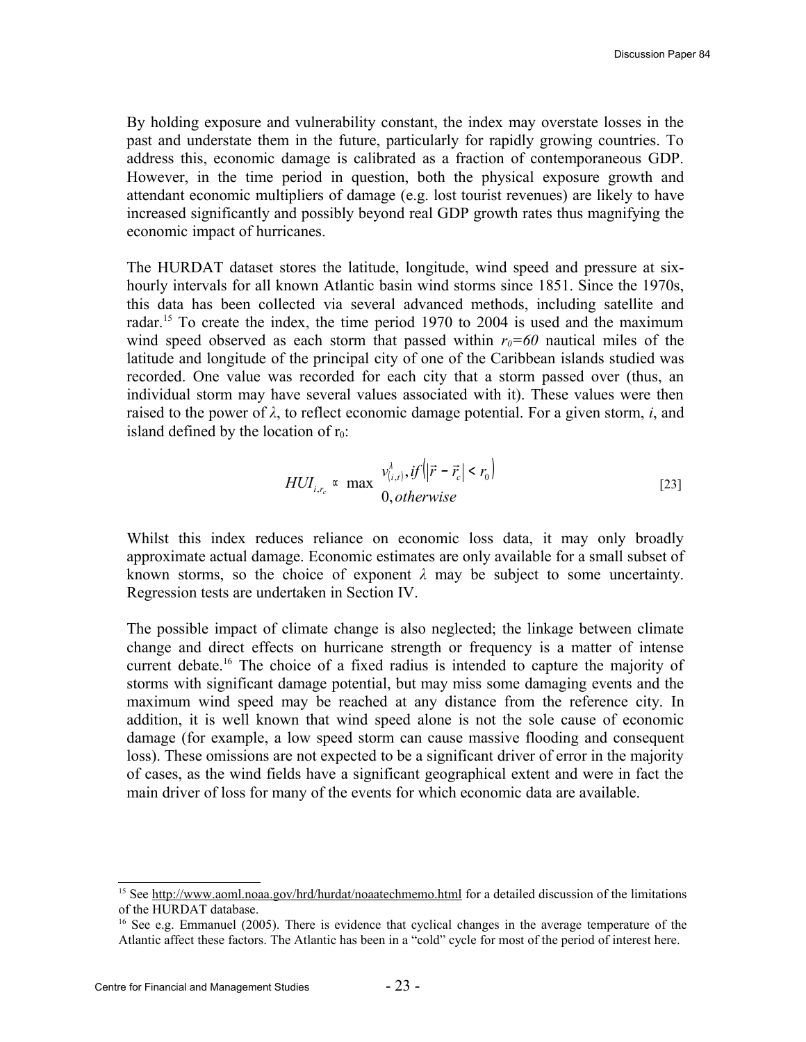By holding exposure and vulnerability constant, the index may overstate losses in the past and understate them in the future, particularly for rapidly growing countries. To address this, economic damage is calibrated as a fraction of contemporaneous GDP. However, in the time period in question, both the physical exposure growth and attendant economic multipliers of damage (e.g. lost tourist revenues) are likely to have increased significantly and possibly beyond real GDP growth rates thus magnifying the economic impact of hurricanes.

The HURDAT dataset stores the latitude, longitude, wind speed and pressure at six-hourly intervals for all known Atlantic basin wind storms since 1851. Since the 1970s, this data has been collected via several advanced methods, including satellite and radar.[15] To create the index, the time period 1970 to 2004 is used and the maximum wind speed observed as each storm that passed within $r_0=60$ nautical miles of the latitude and longitude of the principal city of one of the Caribbean islands studied was recorded. One value was recorded for each city that a storm passed over (thus, an individual storm may have several values associated with it). These values were then raised to the power of $\lambda$, to reflect economic damage potential. For a given storm, $i$, and island defined by the location of $r_0$:

$$HUI_{i,r_c} \propto \max \begin{array}{l} v_{(i,t)}^{\lambda}, if\left(\left|\vec{r} - \vec{r}_c\right| < r_0\right) \\ 0, otherwise \end{array} \quad [23]$$

Whilst this index reduces reliance on economic loss data, it may only broadly approximate actual damage. Economic estimates are only available for a small subset of known storms, so the choice of exponent $\lambda$ may be subject to some uncertainty. Regression tests are undertaken in Section IV.

The possible impact of climate change is also neglected; the linkage between climate change and direct effects on hurricane strength or frequency is a matter of intense current debate.[16] The choice of a fixed radius is intended to capture the majority of storms with significant damage potential, but may miss some damaging events and the maximum wind speed may be reached at any distance from the reference city. In addition, it is well known that wind speed alone is not the sole cause of economic damage (for example, a low speed storm can cause massive flooding and consequent loss). These omissions are not expected to be a significant driver of error in the majority of cases, as the wind fields have a significant geographical extent and were in fact the main driver of loss for many of the events for which economic data are available.

---

[15] See http://www.aoml.noaa.gov/hrd/hurdat/noaatechmemo.html for a detailed discussion of the limitations of the HURDAT database.

[16] See e.g. Emmanuel (2005). There is evidence that cyclical changes in the average temperature of the Atlantic affect these factors. The Atlantic has been in a "cold" cycle for most of the period of interest here.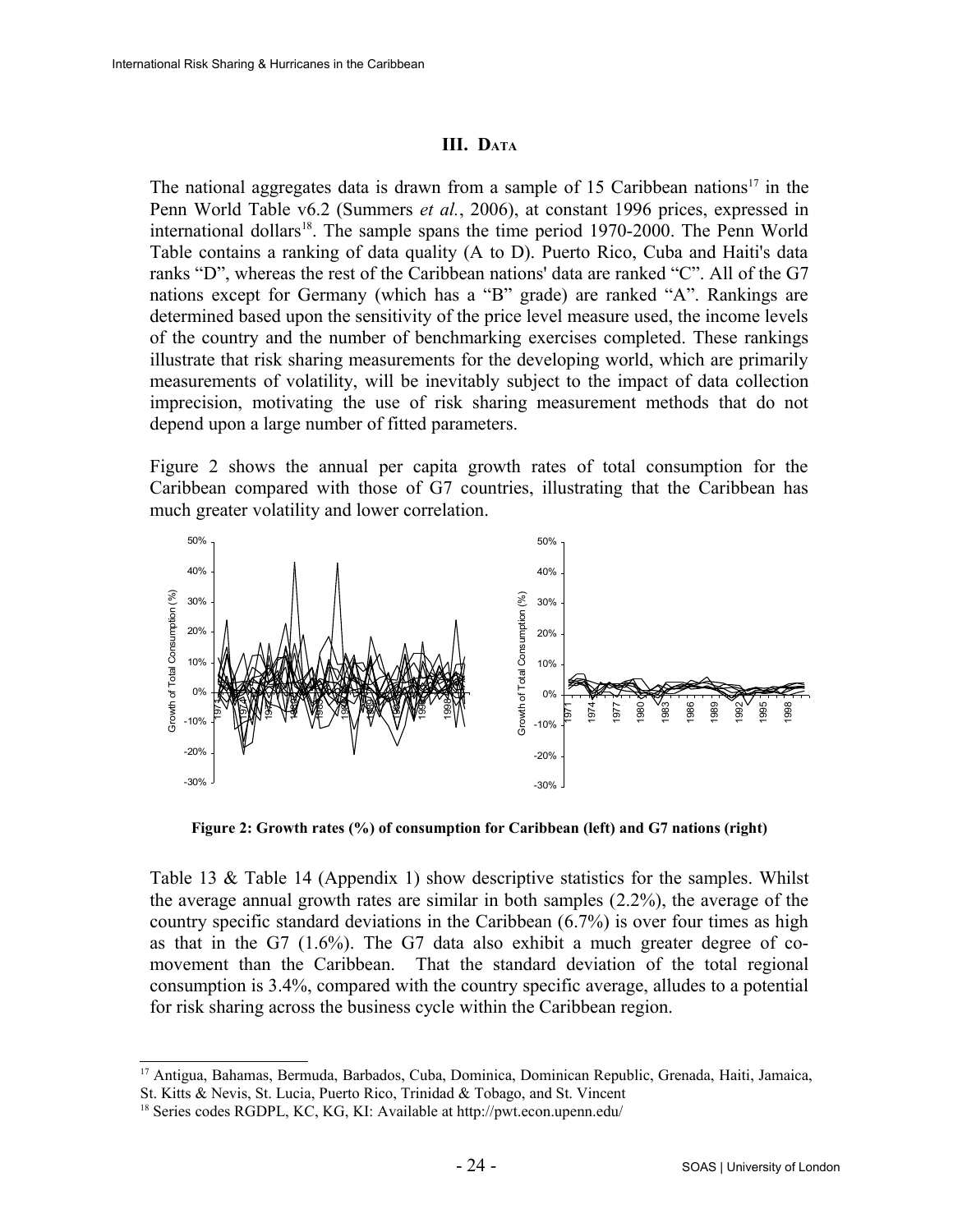## III. DATA

The national aggregates data is drawn from a sample of 15 Caribbean nations[17] in the Penn World Table v6.2 (Summers *et al.*, 2006), at constant 1996 prices, expressed in international dollars[18]. The sample spans the time period 1970-2000. The Penn World Table contains a ranking of data quality (A to D). Puerto Rico, Cuba and Haiti's data ranks "D", whereas the rest of the Caribbean nations' data are ranked "C". All of the G7 nations except for Germany (which has a "B" grade) are ranked "A". Rankings are determined based upon the sensitivity of the price level measure used, the income levels of the country and the number of benchmarking exercises completed. These rankings illustrate that risk sharing measurements for the developing world, which are primarily measurements of volatility, will be inevitably subject to the impact of data collection imprecision, motivating the use of risk sharing measurement methods that do not depend upon a large number of fitted parameters.

Figure 2 shows the annual per capita growth rates of total consumption for the Caribbean compared with those of G7 countries, illustrating that the Caribbean has much greater volatility and lower correlation.

**Figure 2: Growth rates (%) of consumption for Caribbean (left) and G7 nations (right)**

Table 13 & Table 14 (Appendix 1) show descriptive statistics for the samples. Whilst the average annual growth rates are similar in both samples (2.2%), the average of the country specific standard deviations in the Caribbean (6.7%) is over four times as high as that in the G7 (1.6%). The G7 data also exhibit a much greater degree of co-movement than the Caribbean. That the standard deviation of the total regional consumption is 3.4%, compared with the country specific average, alludes to a potential for risk sharing across the business cycle within the Caribbean region.

---

[17] Antigua, Bahamas, Bermuda, Barbados, Cuba, Dominica, Dominican Republic, Grenada, Haiti, Jamaica, St. Kitts & Nevis, St. Lucia, Puerto Rico, Trinidad & Tobago, and St. Vincent

[18] Series codes RGDPL, KC, KG, KI: Available at http://pwt.econ.upenn.edu/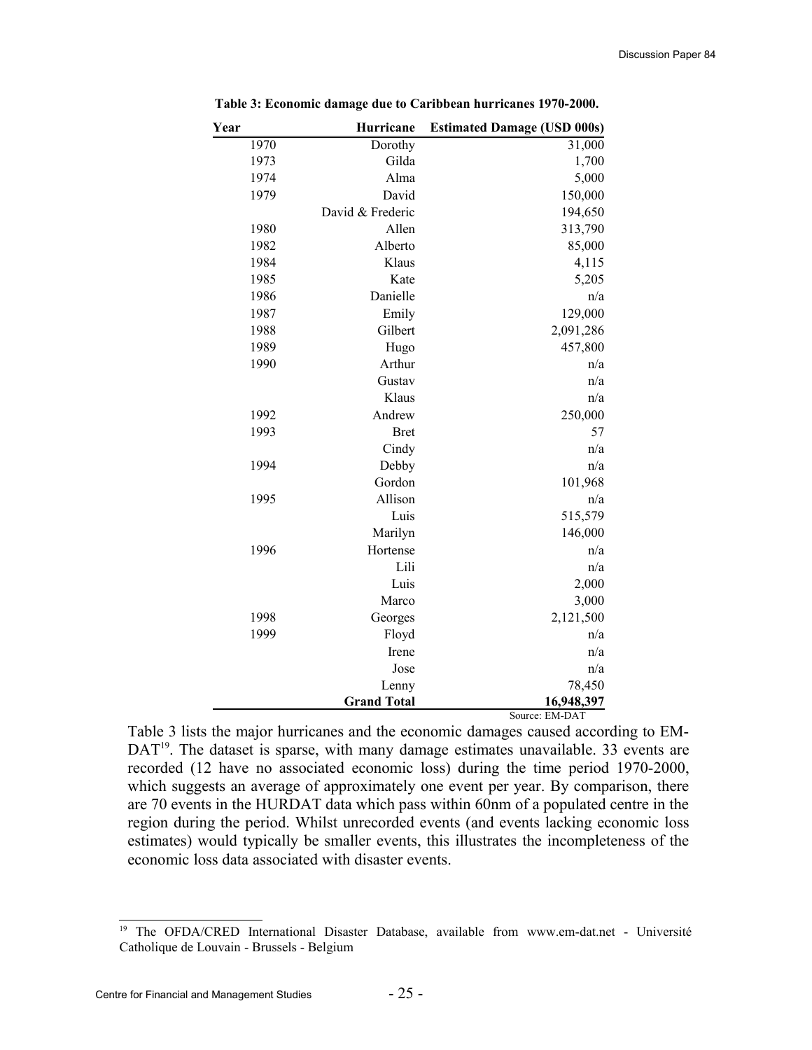**Table 3: Economic damage due to Caribbean hurricanes 1970-2000.**

| Year | Hurricane | Estimated Damage (USD 000s) |
|---|---|---|
| 1970 | Dorothy | 31,000 |
| 1973 | Gilda | 1,700 |
| 1974 | Alma | 5,000 |
| 1979 | David | 150,000 |
| | David & Frederic | 194,650 |
| 1980 | Allen | 313,790 |
| 1982 | Alberto | 85,000 |
| 1984 | Klaus | 4,115 |
| 1985 | Kate | 5,205 |
| 1986 | Danielle | n/a |
| 1987 | Emily | 129,000 |
| 1988 | Gilbert | 2,091,286 |
| 1989 | Hugo | 457,800 |
| 1990 | Arthur | n/a |
| | Gustav | n/a |
| | Klaus | n/a |
| 1992 | Andrew | 250,000 |
| 1993 | Bret | 57 |
| | Cindy | n/a |
| 1994 | Debby | n/a |
| | Gordon | 101,968 |
| 1995 | Allison | n/a |
| | Luis | 515,579 |
| | Marilyn | 146,000 |
| 1996 | Hortense | n/a |
| | Lili | n/a |
| | Luis | 2,000 |
| | Marco | 3,000 |
| 1998 | Georges | 2,121,500 |
| 1999 | Floyd | n/a |
| | Irene | n/a |
| | Jose | n/a |
| | Lenny | 78,450 |
| | **Grand Total** | **16,948,397** |

Source: EM-DAT

Table 3 lists the major hurricanes and the economic damages caused according to EM-DAT[19]. The dataset is sparse, with many damage estimates unavailable. 33 events are recorded (12 have no associated economic loss) during the time period 1970-2000, which suggests an average of approximately one event per year. By comparison, there are 70 events in the HURDAT data which pass within 60nm of a populated centre in the region during the period. Whilst unrecorded events (and events lacking economic loss estimates) would typically be smaller events, this illustrates the incompleteness of the economic loss data associated with disaster events.

[19] The OFDA/CRED International Disaster Database, available from www.em-dat.net - Université Catholique de Louvain - Brussels - Belgium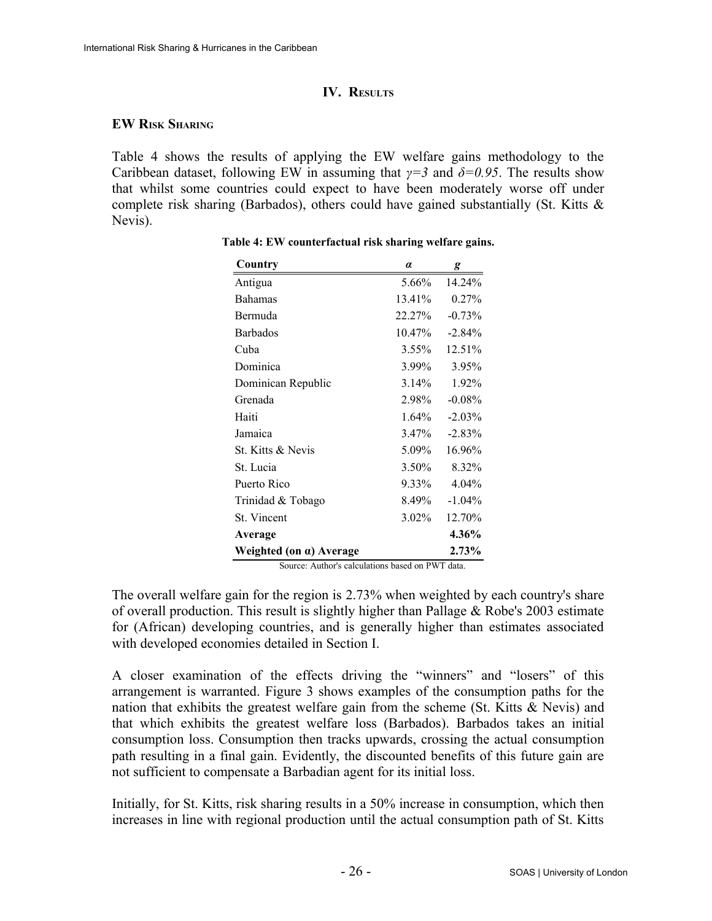## IV. Results

### EW Risk Sharing

Table 4 shows the results of applying the EW welfare gains methodology to the Caribbean dataset, following EW in assuming that $\gamma=3$ and $\delta=0.95$. The results show that whilst some countries could expect to have been moderately worse off under complete risk sharing (Barbados), others could have gained substantially (St. Kitts & Nevis).

**Table 4: EW counterfactual risk sharing welfare gains.**

| Country | $\alpha$ | $g$ |
|---|---|---|
| Antigua | 5.66% | 14.24% |
| Bahamas | 13.41% | 0.27% |
| Bermuda | 22.27% | -0.73% |
| Barbados | 10.47% | -2.84% |
| Cuba | 3.55% | 12.51% |
| Dominica | 3.99% | 3.95% |
| Dominican Republic | 3.14% | 1.92% |
| Grenada | 2.98% | -0.08% |
| Haiti | 1.64% | -2.03% |
| Jamaica | 3.47% | -2.83% |
| St. Kitts & Nevis | 5.09% | 16.96% |
| St. Lucia | 3.50% | 8.32% |
| Puerto Rico | 9.33% | 4.04% |
| Trinidad & Tobago | 8.49% | -1.04% |
| St. Vincent | 3.02% | 12.70% |
| **Average** | | **4.36%** |
| **Weighted (on $\alpha$) Average** | | **2.73%** |

Source: Author's calculations based on PWT data.

The overall welfare gain for the region is 2.73% when weighted by each country's share of overall production. This result is slightly higher than Pallage & Robe's 2003 estimate for (African) developing countries, and is generally higher than estimates associated with developed economies detailed in Section I.

A closer examination of the effects driving the "winners" and "losers" of this arrangement is warranted. Figure 3 shows examples of the consumption paths for the nation that exhibits the greatest welfare gain from the scheme (St. Kitts & Nevis) and that which exhibits the greatest welfare loss (Barbados). Barbados takes an initial consumption loss. Consumption then tracks upwards, crossing the actual consumption path resulting in a final gain. Evidently, the discounted benefits of this future gain are not sufficient to compensate a Barbadian agent for its initial loss.

Initially, for St. Kitts, risk sharing results in a 50% increase in consumption, which then increases in line with regional production until the actual consumption path of St. Kitts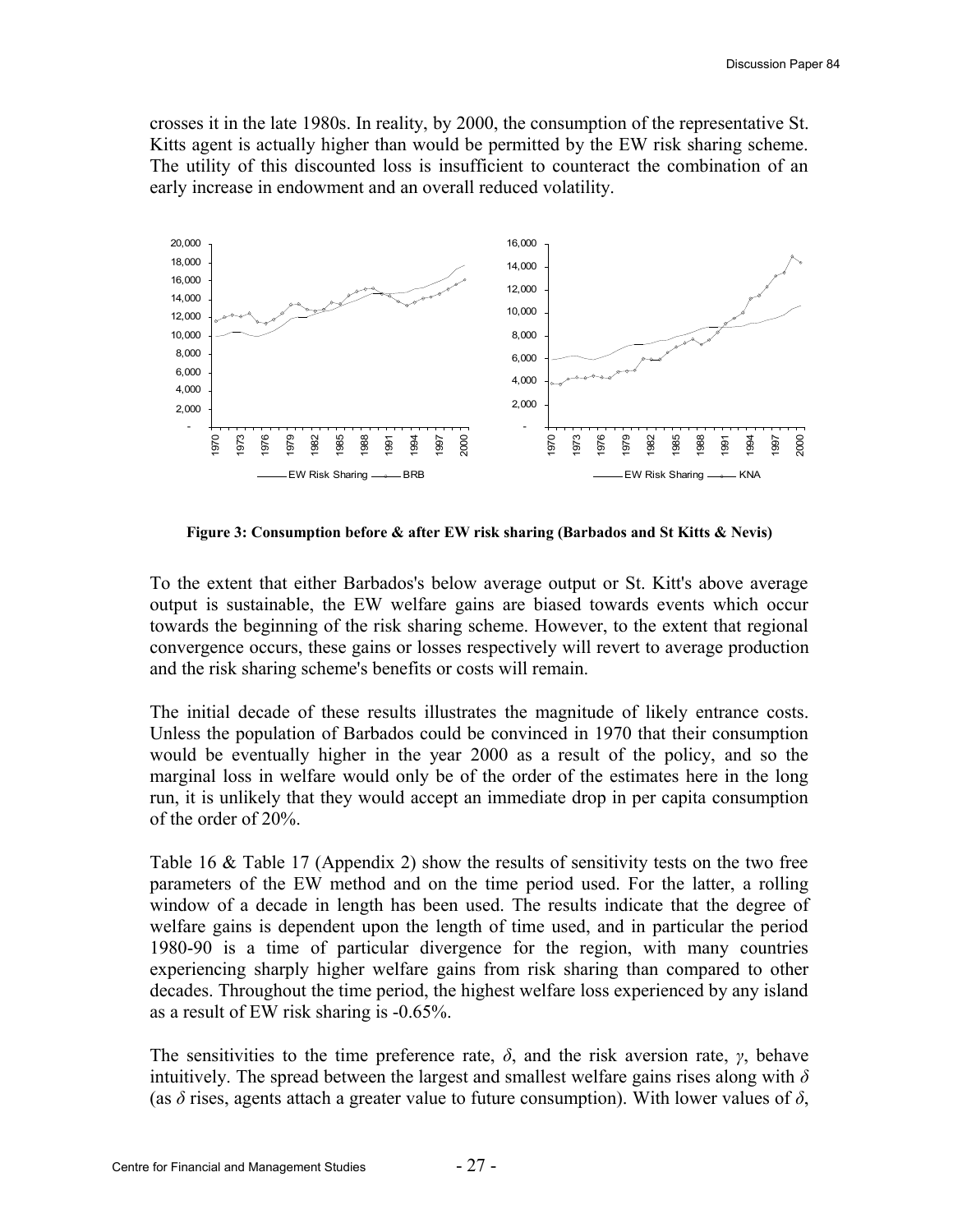crosses it in the late 1980s. In reality, by 2000, the consumption of the representative St. Kitts agent is actually higher than would be permitted by the EW risk sharing scheme. The utility of this discounted loss is insufficient to counteract the combination of an early increase in endowment and an overall reduced volatility.

**Figure 3: Consumption before & after EW risk sharing (Barbados and St Kitts & Nevis)**

To the extent that either Barbados's below average output or St. Kitt's above average output is sustainable, the EW welfare gains are biased towards events which occur towards the beginning of the risk sharing scheme. However, to the extent that regional convergence occurs, these gains or losses respectively will revert to average production and the risk sharing scheme's benefits or costs will remain.

The initial decade of these results illustrates the magnitude of likely entrance costs. Unless the population of Barbados could be convinced in 1970 that their consumption would be eventually higher in the year 2000 as a result of the policy, and so the marginal loss in welfare would only be of the order of the estimates here in the long run, it is unlikely that they would accept an immediate drop in per capita consumption of the order of 20%.

Table 16 & Table 17 (Appendix 2) show the results of sensitivity tests on the two free parameters of the EW method and on the time period used. For the latter, a rolling window of a decade in length has been used. The results indicate that the degree of welfare gains is dependent upon the length of time used, and in particular the period 1980-90 is a time of particular divergence for the region, with many countries experiencing sharply higher welfare gains from risk sharing than compared to other decades. Throughout the time period, the highest welfare loss experienced by any island as a result of EW risk sharing is -0.65%.

The sensitivities to the time preference rate, $\delta$, and the risk aversion rate, $\gamma$, behave intuitively. The spread between the largest and smallest welfare gains rises along with $\delta$ (as $\delta$ rises, agents attach a greater value to future consumption). With lower values of $\delta$,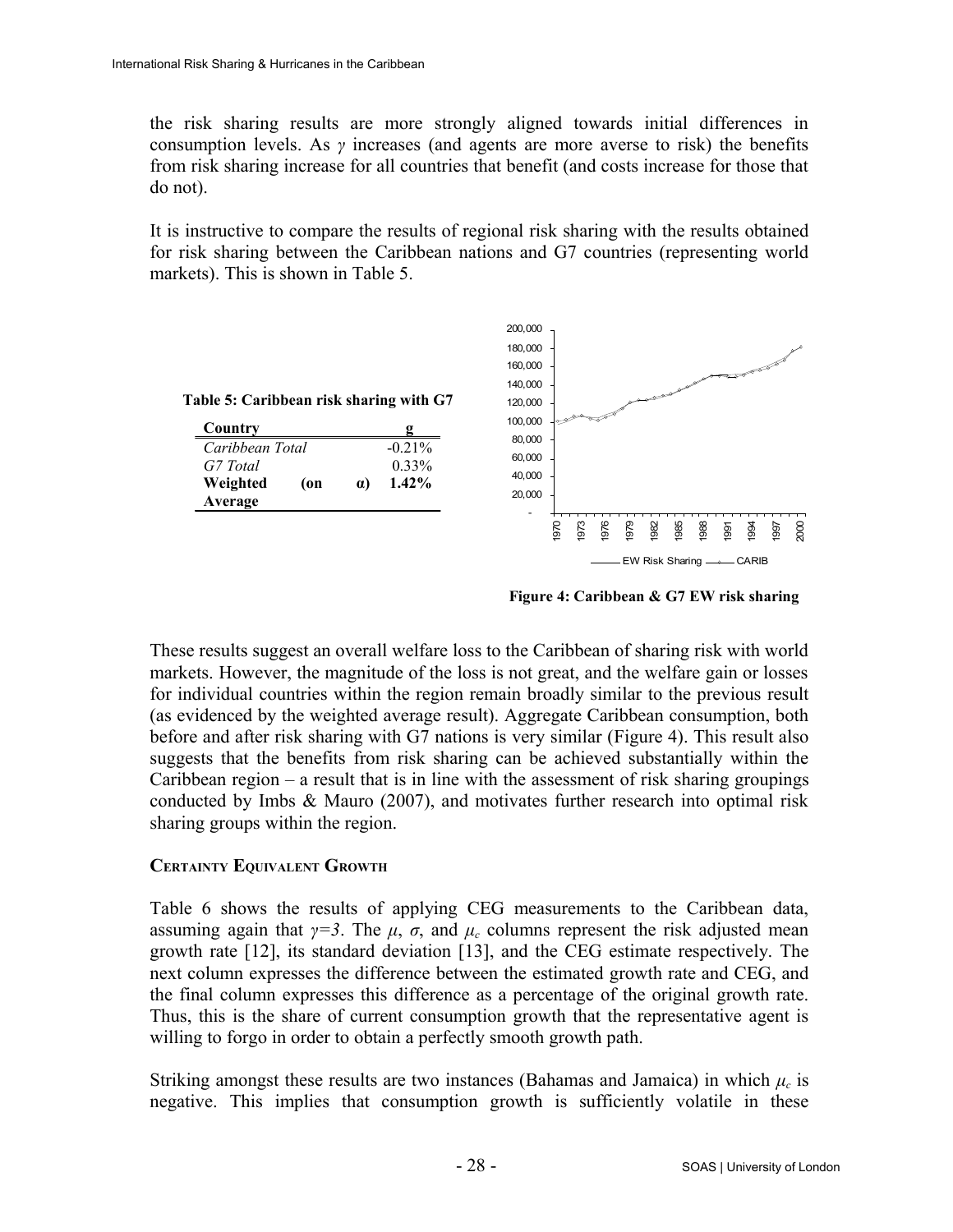the risk sharing results are more strongly aligned towards initial differences in consumption levels. As $\gamma$ increases (and agents are more averse to risk) the benefits from risk sharing increase for all countries that benefit (and costs increase for those that do not).

It is instructive to compare the results of regional risk sharing with the results obtained for risk sharing between the Caribbean nations and G7 countries (representing world markets). This is shown in Table 5.

**Table 5: Caribbean risk sharing with G7**

| Country | g |
|---|---|
| *Caribbean Total* | -0.21% |
| *G7 Total* | 0.33% |
| **Weighted Average (on α)** | **1.42%** |

**Figure 4: Caribbean & G7 EW risk sharing**

These results suggest an overall welfare loss to the Caribbean of sharing risk with world markets. However, the magnitude of the loss is not great, and the welfare gain or losses for individual countries within the region remain broadly similar to the previous result (as evidenced by the weighted average result). Aggregate Caribbean consumption, both before and after risk sharing with G7 nations is very similar (Figure 4). This result also suggests that the benefits from risk sharing can be achieved substantially within the Caribbean region – a result that is in line with the assessment of risk sharing groupings conducted by Imbs & Mauro (2007), and motivates further research into optimal risk sharing groups within the region.

### Certainty Equivalent Growth

Table 6 shows the results of applying CEG measurements to the Caribbean data, assuming again that $\gamma=3$. The $\mu$, $\sigma$, and $\mu_c$ columns represent the risk adjusted mean growth rate [12], its standard deviation [13], and the CEG estimate respectively. The next column expresses the difference between the estimated growth rate and CEG, and the final column expresses this difference as a percentage of the original growth rate. Thus, this is the share of current consumption growth that the representative agent is willing to forgo in order to obtain a perfectly smooth growth path.

Striking amongst these results are two instances (Bahamas and Jamaica) in which $\mu_c$ is negative. This implies that consumption growth is sufficiently volatile in these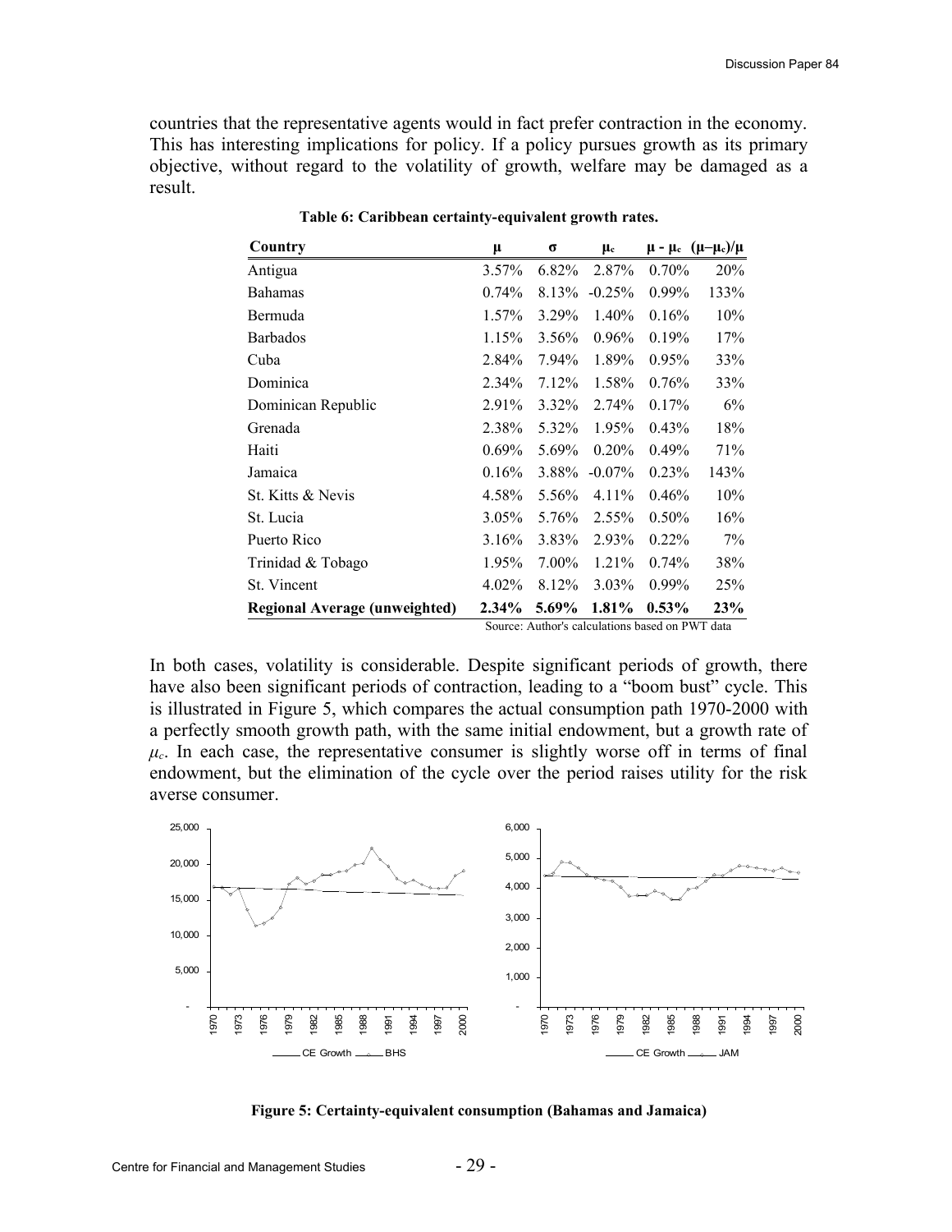countries that the representative agents would in fact prefer contraction in the economy. This has interesting implications for policy. If a policy pursues growth as its primary objective, without regard to the volatility of growth, welfare may be damaged as a result.

**Table 6: Caribbean certainty-equivalent growth rates.**

| Country | $\mu$ | $\sigma$ | $\mu_c$ | $\mu - \mu_c$ | $(\mu-\mu_c)/\mu$ |
|---|---|---|---|---|---|
| Antigua | 3.57% | 6.82% | 2.87% | 0.70% | 20% |
| Bahamas | 0.74% | 8.13% | -0.25% | 0.99% | 133% |
| Bermuda | 1.57% | 3.29% | 1.40% | 0.16% | 10% |
| Barbados | 1.15% | 3.56% | 0.96% | 0.19% | 17% |
| Cuba | 2.84% | 7.94% | 1.89% | 0.95% | 33% |
| Dominica | 2.34% | 7.12% | 1.58% | 0.76% | 33% |
| Dominican Republic | 2.91% | 3.32% | 2.74% | 0.17% | 6% |
| Grenada | 2.38% | 5.32% | 1.95% | 0.43% | 18% |
| Haiti | 0.69% | 5.69% | 0.20% | 0.49% | 71% |
| Jamaica | 0.16% | 3.88% | -0.07% | 0.23% | 143% |
| St. Kitts & Nevis | 4.58% | 5.56% | 4.11% | 0.46% | 10% |
| St. Lucia | 3.05% | 5.76% | 2.55% | 0.50% | 16% |
| Puerto Rico | 3.16% | 3.83% | 2.93% | 0.22% | 7% |
| Trinidad & Tobago | 1.95% | 7.00% | 1.21% | 0.74% | 38% |
| St. Vincent | 4.02% | 8.12% | 3.03% | 0.99% | 25% |
| **Regional Average (unweighted)** | **2.34%** | **5.69%** | **1.81%** | **0.53%** | **23%** |

Source: Author's calculations based on PWT data

In both cases, volatility is considerable. Despite significant periods of growth, there have also been significant periods of contraction, leading to a "boom bust" cycle. This is illustrated in Figure 5, which compares the actual consumption path 1970-2000 with a perfectly smooth growth path, with the same initial endowment, but a growth rate of $\mu_c$. In each case, the representative consumer is slightly worse off in terms of final endowment, but the elimination of the cycle over the period raises utility for the risk averse consumer.

**Figure 5: Certainty-equivalent consumption (Bahamas and Jamaica)**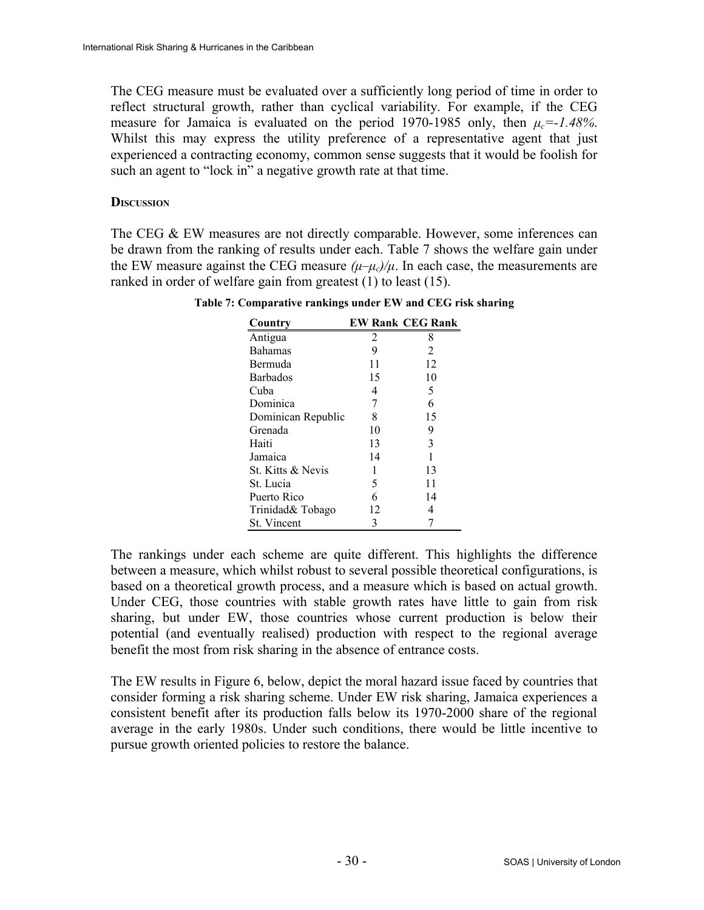The CEG measure must be evaluated over a sufficiently long period of time in order to reflect structural growth, rather than cyclical variability. For example, if the CEG measure for Jamaica is evaluated on the period 1970-1985 only, then $\mu_c=-1.48\%$. Whilst this may express the utility preference of a representative agent that just experienced a contracting economy, common sense suggests that it would be foolish for such an agent to "lock in" a negative growth rate at that time.

### Discussion

The CEG & EW measures are not directly comparable. However, some inferences can be drawn from the ranking of results under each. Table 7 shows the welfare gain under the EW measure against the CEG measure $(\mu-\mu_c)/\mu$. In each case, the measurements are ranked in order of welfare gain from greatest (1) to least (15).

**Table 7: Comparative rankings under EW and CEG risk sharing**

| Country | EW Rank | CEG Rank |
|---|---|---|
| Antigua | 2 | 8 |
| Bahamas | 9 | 2 |
| Bermuda | 11 | 12 |
| Barbados | 15 | 10 |
| Cuba | 4 | 5 |
| Dominica | 7 | 6 |
| Dominican Republic | 8 | 15 |
| Grenada | 10 | 9 |
| Haiti | 13 | 3 |
| Jamaica | 14 | 1 |
| St. Kitts & Nevis | 1 | 13 |
| St. Lucia | 5 | 11 |
| Puerto Rico | 6 | 14 |
| Trinidad& Tobago | 12 | 4 |
| St. Vincent | 3 | 7 |

The rankings under each scheme are quite different. This highlights the difference between a measure, which whilst robust to several possible theoretical configurations, is based on a theoretical growth process, and a measure which is based on actual growth. Under CEG, those countries with stable growth rates have little to gain from risk sharing, but under EW, those countries whose current production is below their potential (and eventually realised) production with respect to the regional average benefit the most from risk sharing in the absence of entrance costs.

The EW results in Figure 6, below, depict the moral hazard issue faced by countries that consider forming a risk sharing scheme. Under EW risk sharing, Jamaica experiences a consistent benefit after its production falls below its 1970-2000 share of the regional average in the early 1980s. Under such conditions, there would be little incentive to pursue growth oriented policies to restore the balance.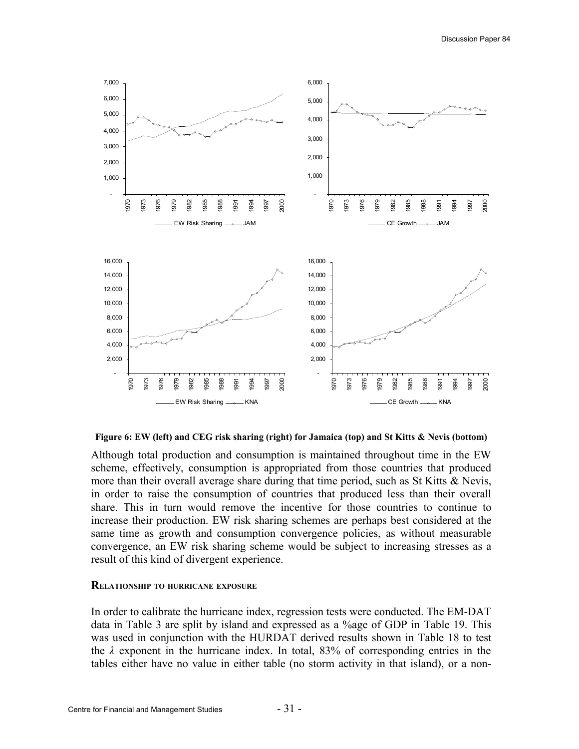**Figure 6: EW (left) and CEG risk sharing (right) for Jamaica (top) and St Kitts & Nevis (bottom)**

Although total production and consumption is maintained throughout time in the EW scheme, effectively, consumption is appropriated from those countries that produced more than their overall average share during that time period, such as St Kitts & Nevis, in order to raise the consumption of countries that produced less than their overall share. This in turn would remove the incentive for those countries to continue to increase their production. EW risk sharing schemes are perhaps best considered at the same time as growth and consumption convergence policies, as without measurable convergence, an EW risk sharing scheme would be subject to increasing stresses as a result of this kind of divergent experience.

#### Relationship to hurricane exposure

In order to calibrate the hurricane index, regression tests were conducted. The EM-DAT data in Table 3 are split by island and expressed as a %age of GDP in Table 19. This was used in conjunction with the HURDAT derived results shown in Table 18 to test the $\lambda$ exponent in the hurricane index. In total, 83% of corresponding entries in the tables either have no value in either table (no storm activity in that island), or a non-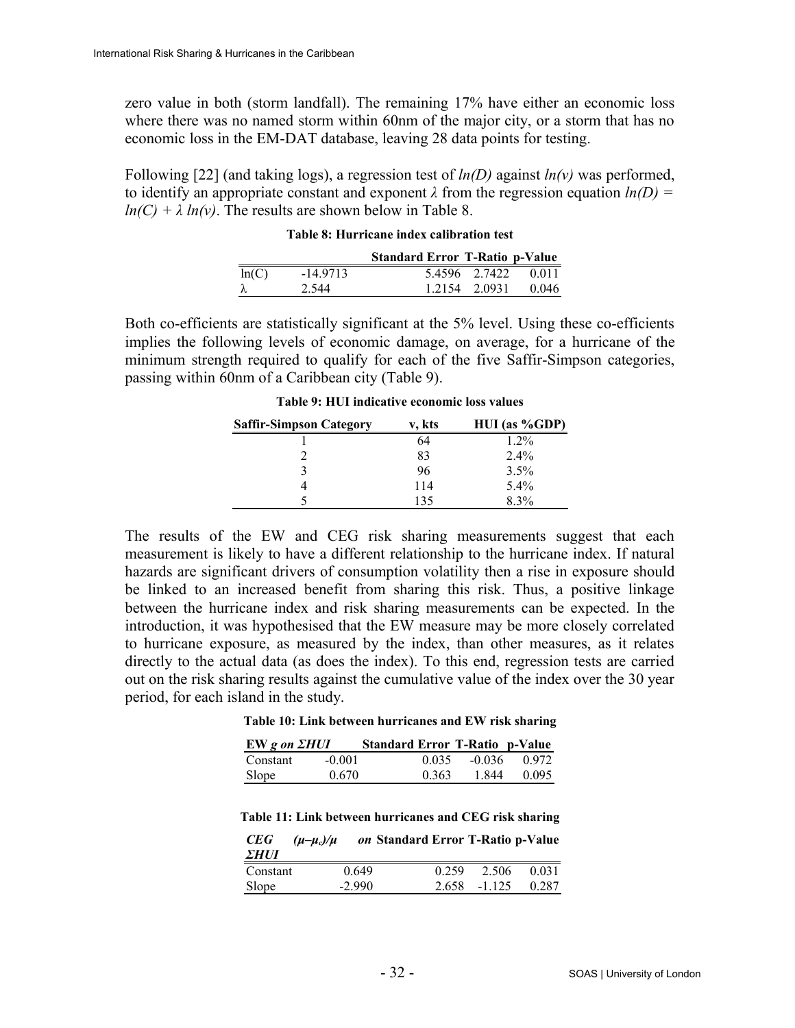zero value in both (storm landfall). The remaining 17% have either an economic loss where there was no named storm within 60nm of the major city, or a storm that has no economic loss in the EM-DAT database, leaving 28 data points for testing.

Following [22] (and taking logs), a regression test of $ln(D)$ against $ln(v)$ was performed, to identify an appropriate constant and exponent $\lambda$ from the regression equation $ln(D) = ln(C) + \lambda\, ln(v)$. The results are shown below in Table 8.

**Table 8: Hurricane index calibration test**

| | | Standard Error | T-Ratio | p-Value |
|---|---|---|---|---|
| ln(C) | -14.9713 | 5.4596 | 2.7422 | 0.011 |
| λ | 2.544 | 1.2154 | 2.0931 | 0.046 |

Both co-efficients are statistically significant at the 5% level. Using these co-efficients implies the following levels of economic damage, on average, for a hurricane of the minimum strength required to qualify for each of the five Saffir-Simpson categories, passing within 60nm of a Caribbean city (Table 9).

**Table 9: HUI indicative economic loss values**

| Saffir-Simpson Category | v, kts | HUI (as %GDP) |
|---|---|---|
| 1 | 64 | 1.2% |
| 2 | 83 | 2.4% |
| 3 | 96 | 3.5% |
| 4 | 114 | 5.4% |
| 5 | 135 | 8.3% |

The results of the EW and CEG risk sharing measurements suggest that each measurement is likely to have a different relationship to the hurricane index. If natural hazards are significant drivers of consumption volatility then a rise in exposure should be linked to an increased benefit from sharing this risk. Thus, a positive linkage between the hurricane index and risk sharing measurements can be expected. In the introduction, it was hypothesised that the EW measure may be more closely correlated to hurricane exposure, as measured by the index, than other measures, as it relates directly to the actual data (as does the index). To this end, regression tests are carried out on the risk sharing results against the cumulative value of the index over the 30 year period, for each island in the study.

**Table 10: Link between hurricanes and EW risk sharing**

| EW *g on ΣHUI* | | Standard Error | T-Ratio | p-Value |
|---|---|---|---|---|
| Constant | -0.001 | 0.035 | -0.036 | 0.972 |
| Slope | 0.670 | 0.363 | 1.844 | 0.095 |

**Table 11: Link between hurricanes and CEG risk sharing**

| *CEG* $(\mu - \mu_c)/\mu$ *on ΣHUI* | | Standard Error | T-Ratio | p-Value |
|---|---|---|---|---|
| Constant | 0.649 | 0.259 | 2.506 | 0.031 |
| Slope | -2.990 | 2.658 | -1.125 | 0.287 |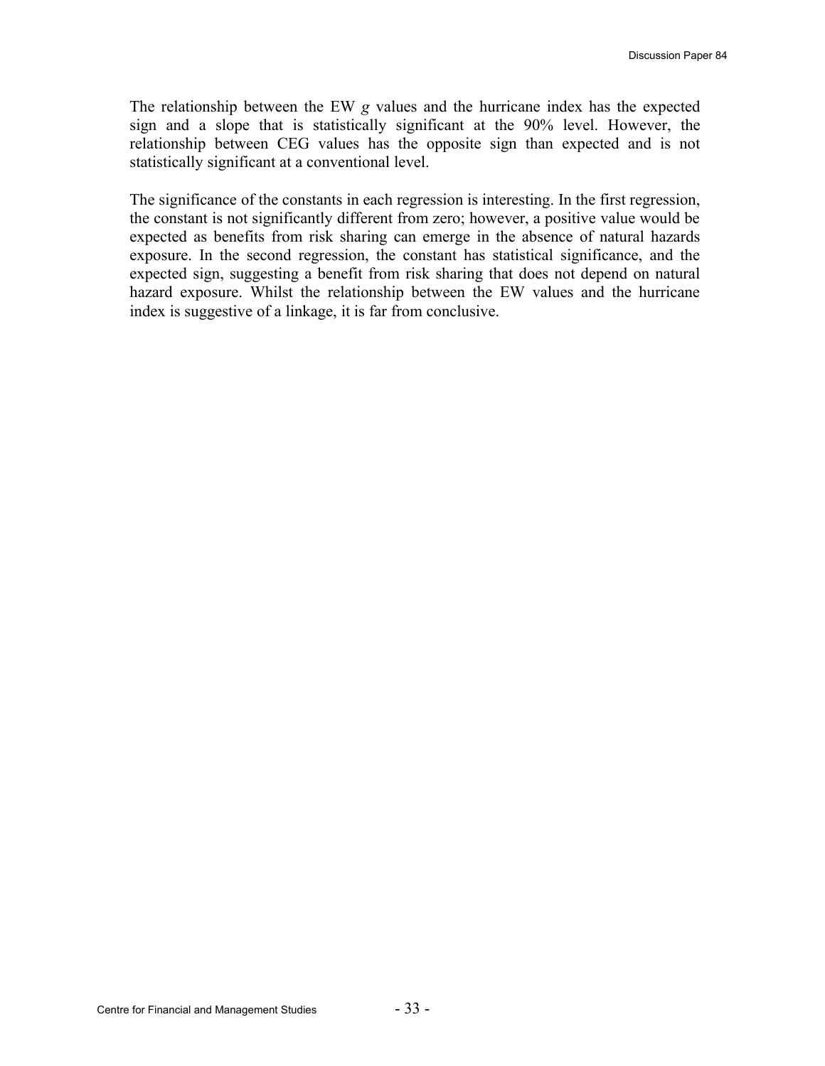The relationship between the EW $g$ values and the hurricane index has the expected sign and a slope that is statistically significant at the 90% level. However, the relationship between CEG values has the opposite sign than expected and is not statistically significant at a conventional level.

The significance of the constants in each regression is interesting. In the first regression, the constant is not significantly different from zero; however, a positive value would be expected as benefits from risk sharing can emerge in the absence of natural hazards exposure. In the second regression, the constant has statistical significance, and the expected sign, suggesting a benefit from risk sharing that does not depend on natural hazard exposure. Whilst the relationship between the EW values and the hurricane index is suggestive of a linkage, it is far from conclusive.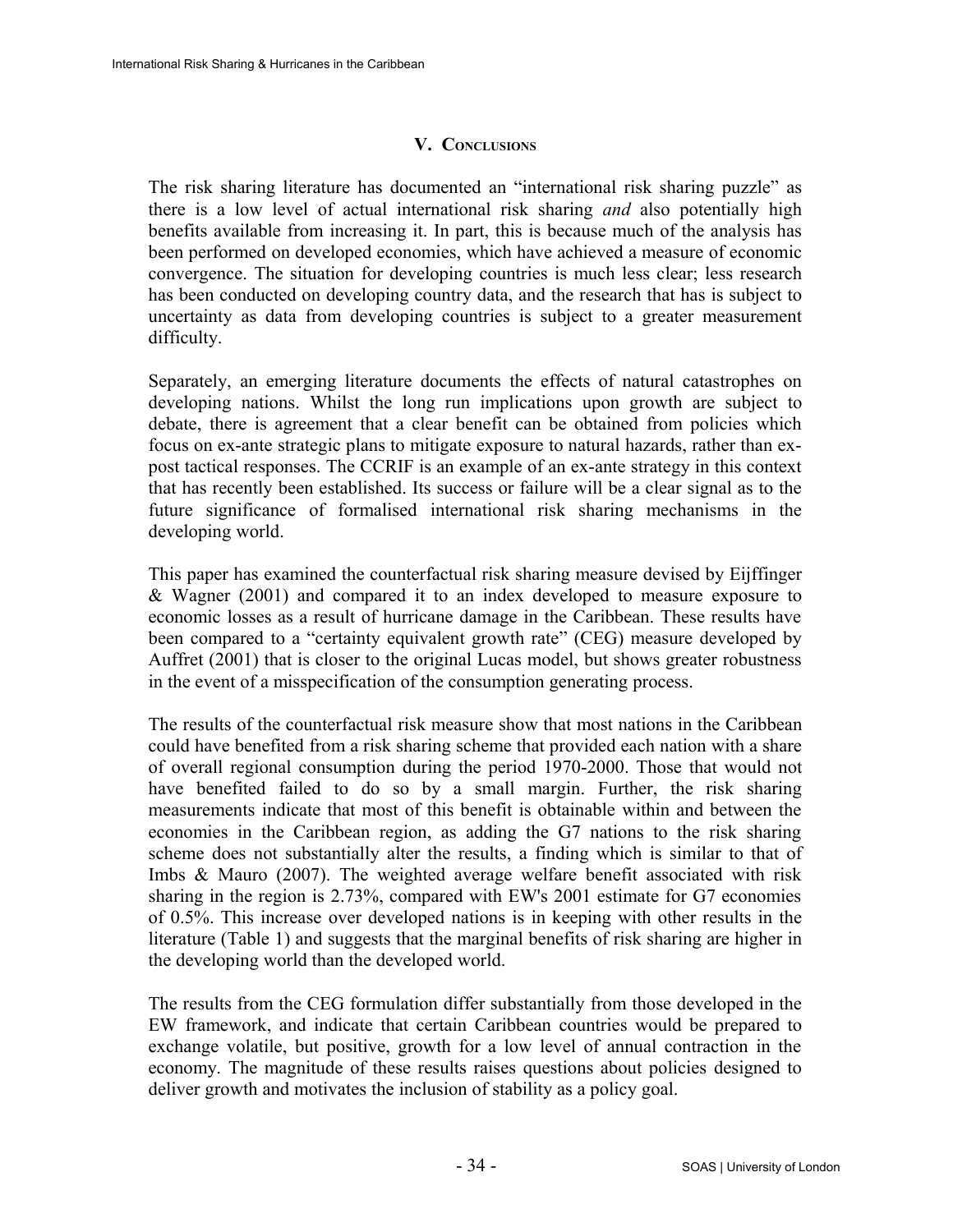## V. Conclusions

The risk sharing literature has documented an "international risk sharing puzzle" as there is a low level of actual international risk sharing *and* also potentially high benefits available from increasing it. In part, this is because much of the analysis has been performed on developed economies, which have achieved a measure of economic convergence. The situation for developing countries is much less clear; less research has been conducted on developing country data, and the research that has is subject to uncertainty as data from developing countries is subject to a greater measurement difficulty.

Separately, an emerging literature documents the effects of natural catastrophes on developing nations. Whilst the long run implications upon growth are subject to debate, there is agreement that a clear benefit can be obtained from policies which focus on ex-ante strategic plans to mitigate exposure to natural hazards, rather than ex-post tactical responses. The CCRIF is an example of an ex-ante strategy in this context that has recently been established. Its success or failure will be a clear signal as to the future significance of formalised international risk sharing mechanisms in the developing world.

This paper has examined the counterfactual risk sharing measure devised by Eijffinger & Wagner (2001) and compared it to an index developed to measure exposure to economic losses as a result of hurricane damage in the Caribbean. These results have been compared to a "certainty equivalent growth rate" (CEG) measure developed by Auffret (2001) that is closer to the original Lucas model, but shows greater robustness in the event of a misspecification of the consumption generating process.

The results of the counterfactual risk measure show that most nations in the Caribbean could have benefited from a risk sharing scheme that provided each nation with a share of overall regional consumption during the period 1970-2000. Those that would not have benefited failed to do so by a small margin. Further, the risk sharing measurements indicate that most of this benefit is obtainable within and between the economies in the Caribbean region, as adding the G7 nations to the risk sharing scheme does not substantially alter the results, a finding which is similar to that of Imbs & Mauro (2007). The weighted average welfare benefit associated with risk sharing in the region is 2.73%, compared with EW's 2001 estimate for G7 economies of 0.5%. This increase over developed nations is in keeping with other results in the literature (Table 1) and suggests that the marginal benefits of risk sharing are higher in the developing world than the developed world.

The results from the CEG formulation differ substantially from those developed in the EW framework, and indicate that certain Caribbean countries would be prepared to exchange volatile, but positive, growth for a low level of annual contraction in the economy. The magnitude of these results raises questions about policies designed to deliver growth and motivates the inclusion of stability as a policy goal.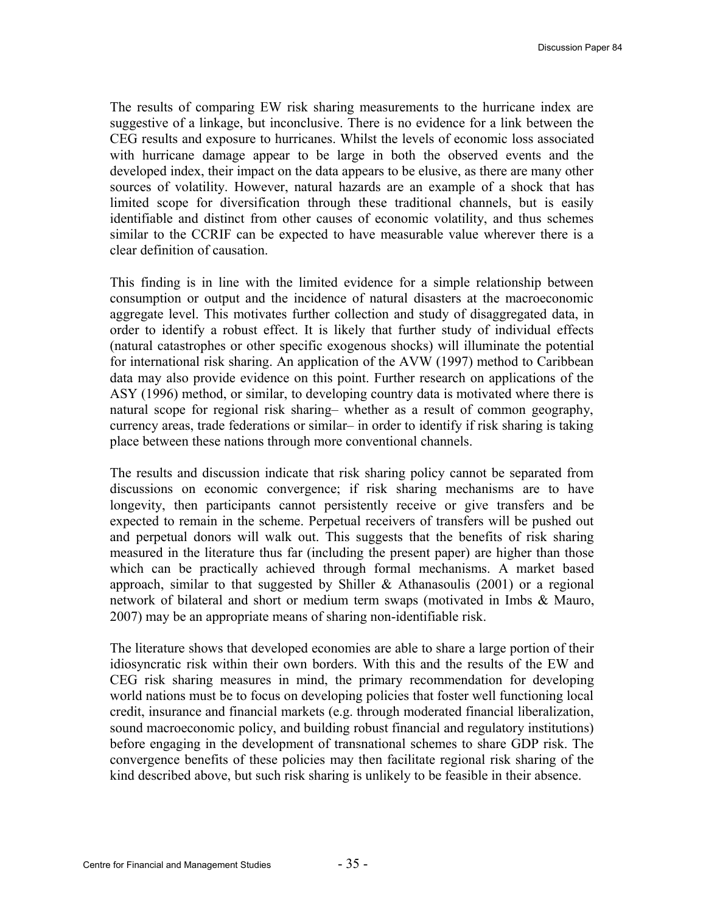The results of comparing EW risk sharing measurements to the hurricane index are suggestive of a linkage, but inconclusive. There is no evidence for a link between the CEG results and exposure to hurricanes. Whilst the levels of economic loss associated with hurricane damage appear to be large in both the observed events and the developed index, their impact on the data appears to be elusive, as there are many other sources of volatility. However, natural hazards are an example of a shock that has limited scope for diversification through these traditional channels, but is easily identifiable and distinct from other causes of economic volatility, and thus schemes similar to the CCRIF can be expected to have measurable value wherever there is a clear definition of causation.

This finding is in line with the limited evidence for a simple relationship between consumption or output and the incidence of natural disasters at the macroeconomic aggregate level. This motivates further collection and study of disaggregated data, in order to identify a robust effect. It is likely that further study of individual effects (natural catastrophes or other specific exogenous shocks) will illuminate the potential for international risk sharing. An application of the AVW (1997) method to Caribbean data may also provide evidence on this point. Further research on applications of the ASY (1996) method, or similar, to developing country data is motivated where there is natural scope for regional risk sharing– whether as a result of common geography, currency areas, trade federations or similar– in order to identify if risk sharing is taking place between these nations through more conventional channels.

The results and discussion indicate that risk sharing policy cannot be separated from discussions on economic convergence; if risk sharing mechanisms are to have longevity, then participants cannot persistently receive or give transfers and be expected to remain in the scheme. Perpetual receivers of transfers will be pushed out and perpetual donors will walk out. This suggests that the benefits of risk sharing measured in the literature thus far (including the present paper) are higher than those which can be practically achieved through formal mechanisms. A market based approach, similar to that suggested by Shiller & Athanasoulis (2001) or a regional network of bilateral and short or medium term swaps (motivated in Imbs & Mauro, 2007) may be an appropriate means of sharing non-identifiable risk.

The literature shows that developed economies are able to share a large portion of their idiosyncratic risk within their own borders. With this and the results of the EW and CEG risk sharing measures in mind, the primary recommendation for developing world nations must be to focus on developing policies that foster well functioning local credit, insurance and financial markets (e.g. through moderated financial liberalization, sound macroeconomic policy, and building robust financial and regulatory institutions) before engaging in the development of transnational schemes to share GDP risk. The convergence benefits of these policies may then facilitate regional risk sharing of the kind described above, but such risk sharing is unlikely to be feasible in their absence.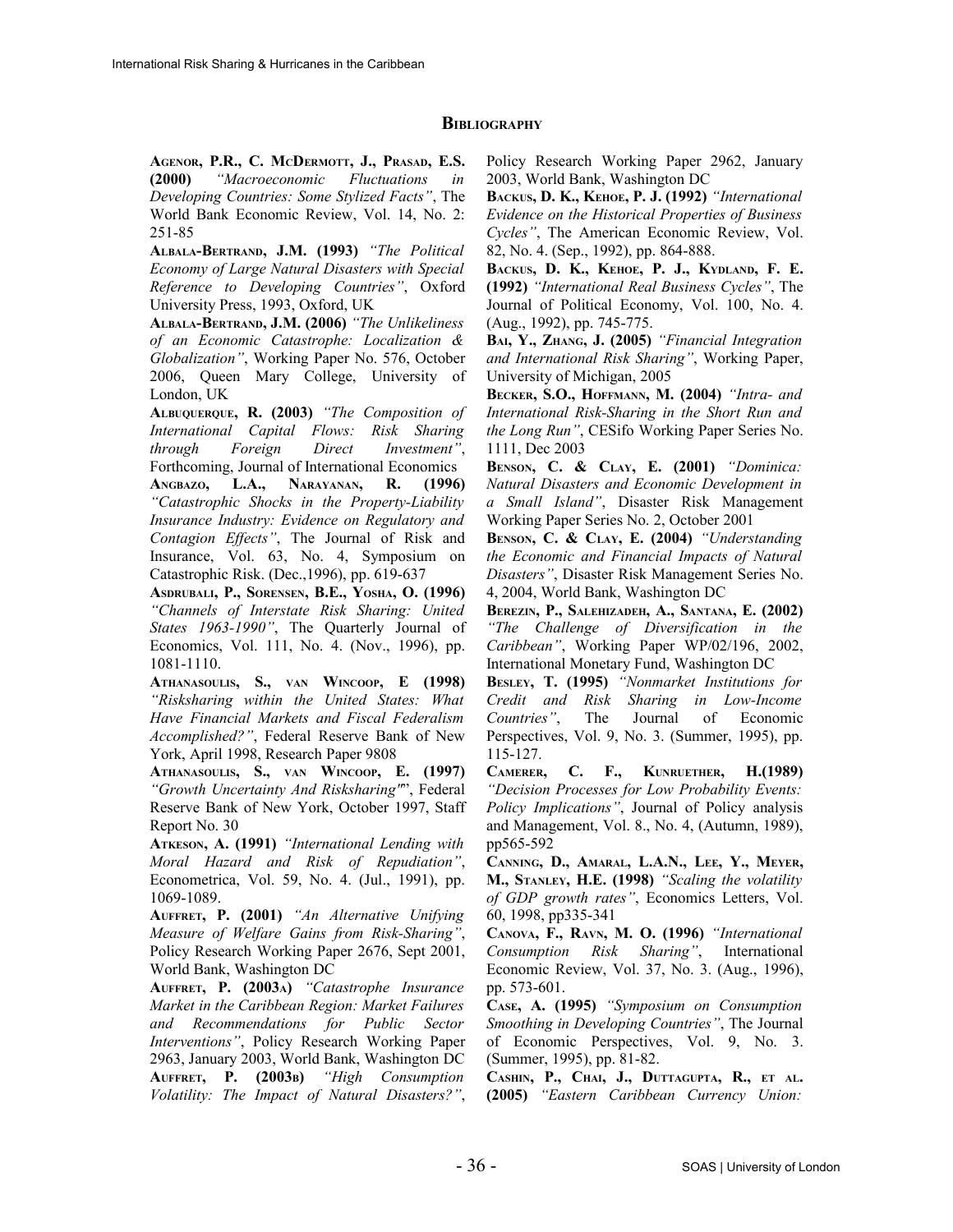## Bibliography

**Agenor, P.R., C. McDermott, J., Prasad, E.S. (2000)** *"Macroeconomic Fluctuations in Developing Countries: Some Stylized Facts"*, The World Bank Economic Review, Vol. 14, No. 2: 251-85

**Albala-Bertrand, J.M. (1993)** *"The Political Economy of Large Natural Disasters with Special Reference to Developing Countries"*, Oxford University Press, 1993, Oxford, UK

**Albala-Bertrand, J.M. (2006)** *"The Unlikeliness of an Economic Catastrophe: Localization & Globalization"*, Working Paper No. 576, October 2006, Queen Mary College, University of London, UK

**Albuquerque, R. (2003)** *"The Composition of International Capital Flows: Risk Sharing through Foreign Direct Investment"*, Forthcoming, Journal of International Economics

**Angbazo, L.A., Narayanan, R. (1996)** *"Catastrophic Shocks in the Property-Liability Insurance Industry: Evidence on Regulatory and Contagion Effects"*, The Journal of Risk and Insurance, Vol. 63, No. 4, Symposium on Catastrophic Risk. (Dec.,1996), pp. 619-637

**Asdrubali, P., Sorensen, B.E., Yosha, O. (1996)** *"Channels of Interstate Risk Sharing: United States 1963-1990"*, The Quarterly Journal of Economics, Vol. 111, No. 4. (Nov., 1996), pp. 1081-1110.

**Athanasoulis, S., van Wincoop, E (1998)** *"Risksharing within the United States: What Have Financial Markets and Fiscal Federalism Accomplished?"*, Federal Reserve Bank of New York, April 1998, Research Paper 9808

**Athanasoulis, S., van Wincoop, E. (1997)** *"Growth Uncertainty And Risksharing"*", Federal Reserve Bank of New York, October 1997, Staff Report No. 30

**Atkeson, A. (1991)** *"International Lending with Moral Hazard and Risk of Repudiation"*, Econometrica, Vol. 59, No. 4. (Jul., 1991), pp. 1069-1089.

**Auffret, P. (2001)** *"An Alternative Unifying Measure of Welfare Gains from Risk-Sharing"*, Policy Research Working Paper 2676, Sept 2001, World Bank, Washington DC

**Auffret, P. (2003a)** *"Catastrophe Insurance Market in the Caribbean Region: Market Failures and Recommendations for Public Sector Interventions"*, Policy Research Working Paper 2963, January 2003, World Bank, Washington DC

**Auffret, P. (2003b)** *"High Consumption Volatility: The Impact of Natural Disasters?"*, Policy Research Working Paper 2962, January 2003, World Bank, Washington DC

**Backus, D. K., Kehoe, P. J. (1992)** *"International Evidence on the Historical Properties of Business Cycles"*, The American Economic Review, Vol. 82, No. 4. (Sep., 1992), pp. 864-888.

**Backus, D. K., Kehoe, P. J., Kydland, F. E. (1992)** *"International Real Business Cycles"*, The Journal of Political Economy, Vol. 100, No. 4. (Aug., 1992), pp. 745-775.

**Bai, Y., Zhang, J. (2005)** *"Financial Integration and International Risk Sharing"*, Working Paper, University of Michigan, 2005

**Becker, S.O., Hoffmann, M. (2004)** *"Intra- and International Risk-Sharing in the Short Run and the Long Run"*, CESifo Working Paper Series No. 1111, Dec 2003

**Benson, C. & Clay, E. (2001)** *"Dominica: Natural Disasters and Economic Development in a Small Island"*, Disaster Risk Management Working Paper Series No. 2, October 2001

**Benson, C. & Clay, E. (2004)** *"Understanding the Economic and Financial Impacts of Natural Disasters"*, Disaster Risk Management Series No. 4, 2004, World Bank, Washington DC

**Berezin, P., Salehizadeh, A., Santana, E. (2002)** *"The Challenge of Diversification in the Caribbean"*, Working Paper WP/02/196, 2002, International Monetary Fund, Washington DC

**Besley, T. (1995)** *"Nonmarket Institutions for Credit and Risk Sharing in Low-Income Countries"*, The Journal of Economic Perspectives, Vol. 9, No. 3. (Summer, 1995), pp. 115-127.

**Camerer, C. F., Kunruether, H.(1989)** *"Decision Processes for Low Probability Events: Policy Implications"*, Journal of Policy analysis and Management, Vol. 8., No. 4, (Autumn, 1989), pp565-592

**Canning, D., Amaral, L.A.N., Lee, Y., Meyer, M., Stanley, H.E. (1998)** *"Scaling the volatility of GDP growth rates"*, Economics Letters, Vol. 60, 1998, pp335-341

**Canova, F., Ravn, M. O. (1996)** *"International Consumption Risk Sharing"*, International Economic Review, Vol. 37, No. 3. (Aug., 1996), pp. 573-601.

**Case, A. (1995)** *"Symposium on Consumption Smoothing in Developing Countries"*, The Journal of Economic Perspectives, Vol. 9, No. 3. (Summer, 1995), pp. 81-82.

**Cashin, P., Chai, J., Duttagupta, R., et al. (2005)** *"Eastern Caribbean Currency Union:*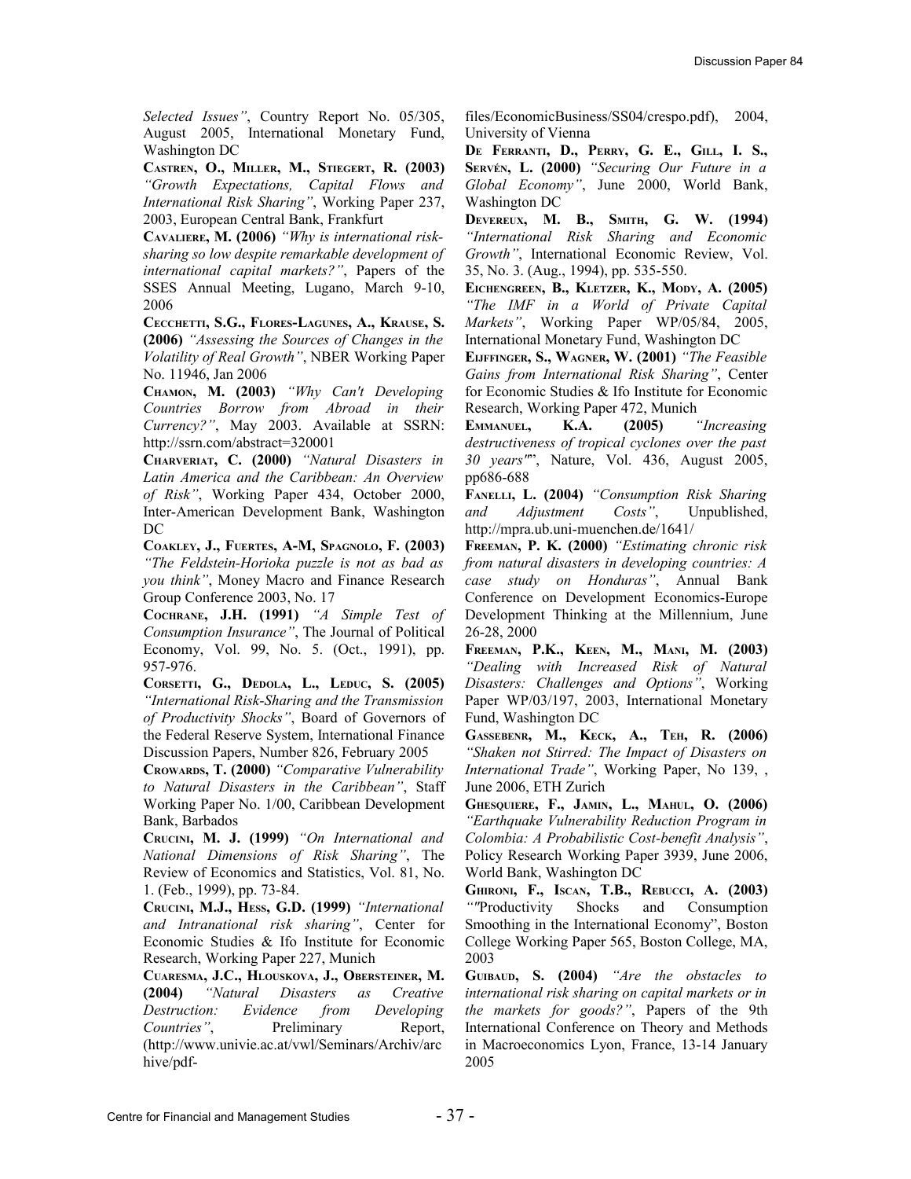*Selected Issues"*, Country Report No. 05/305, August 2005, International Monetary Fund, Washington DC

**Castren, O., Miller, M., Stiegert, R. (2003)** *"Growth Expectations, Capital Flows and International Risk Sharing"*, Working Paper 237, 2003, European Central Bank, Frankfurt

**Cavaliere, M. (2006)** *"Why is international risk-sharing so low despite remarkable development of international capital markets?"*, Papers of the SSES Annual Meeting, Lugano, March 9-10, 2006

**Cecchetti, S.G., Flores-Lagunes, A., Krause, S. (2006)** *"Assessing the Sources of Changes in the Volatility of Real Growth"*, NBER Working Paper No. 11946, Jan 2006

**Chamon, M. (2003)** *"Why Can't Developing Countries Borrow from Abroad in their Currency?"*, May 2003. Available at SSRN: http://ssrn.com/abstract=320001

**Charveriat, C. (2000)** *"Natural Disasters in Latin America and the Caribbean: An Overview of Risk"*, Working Paper 434, October 2000, Inter-American Development Bank, Washington DC

**Coakley, J., Fuertes, A-M, Spagnolo, F. (2003)** *"The Feldstein-Horioka puzzle is not as bad as you think"*, Money Macro and Finance Research Group Conference 2003, No. 17

**Cochrane, J.H. (1991)** *"A Simple Test of Consumption Insurance"*, The Journal of Political Economy, Vol. 99, No. 5. (Oct., 1991), pp. 957-976.

**Corsetti, G., Dedola, L., Leduc, S. (2005)** *"International Risk-Sharing and the Transmission of Productivity Shocks"*, Board of Governors of the Federal Reserve System, International Finance Discussion Papers, Number 826, February 2005

**Crowards, T. (2000)** *"Comparative Vulnerability to Natural Disasters in the Caribbean"*, Staff Working Paper No. 1/00, Caribbean Development Bank, Barbados

**Crucini, M. J. (1999)** *"On International and National Dimensions of Risk Sharing"*, The Review of Economics and Statistics, Vol. 81, No. 1. (Feb., 1999), pp. 73-84.

**Crucini, M.J., Hess, G.D. (1999)** *"International and Intranational risk sharing"*, Center for Economic Studies & Ifo Institute for Economic Research, Working Paper 227, Munich

**Cuaresma, J.C., Hlouskova, J., Obersteiner, M. (2004)** *"Natural Disasters as Creative Destruction: Evidence from Developing Countries"*, Preliminary Report, (http://www.univie.ac.at/vwl/Seminars/Archiv/archive/pdf-files/EconomicBusiness/SS04/crespo.pdf), 2004, University of Vienna

**De Ferranti, D., Perry, G. E., Gill, I. S., Servén, L. (2000)** *"Securing Our Future in a Global Economy"*, June 2000, World Bank, Washington DC

**Devereux, M. B., Smith, G. W. (1994)** *"International Risk Sharing and Economic Growth"*, International Economic Review, Vol. 35, No. 3. (Aug., 1994), pp. 535-550.

**Eichengreen, B., Kletzer, K., Mody, A. (2005)** *"The IMF in a World of Private Capital Markets"*, Working Paper WP/05/84, 2005, International Monetary Fund, Washington DC

**Eijffinger, S., Wagner, W. (2001)** *"The Feasible Gains from International Risk Sharing"*, Center for Economic Studies & Ifo Institute for Economic Research, Working Paper 472, Munich

**Emmanuel, K.A. (2005)** *"Increasing destructiveness of tropical cyclones over the past 30 years""*, Nature, Vol. 436, August 2005, pp686-688

**Fanelli, L. (2004)** *"Consumption Risk Sharing and Adjustment Costs"*, Unpublished, http://mpra.ub.uni-muenchen.de/1641/

**Freeman, P. K. (2000)** *"Estimating chronic risk from natural disasters in developing countries: A case study on Honduras"*, Annual Bank Conference on Development Economics-Europe Development Thinking at the Millennium, June 26-28, 2000

**Freeman, P.K., Keen, M., Mani, M. (2003)** *"Dealing with Increased Risk of Natural Disasters: Challenges and Options"*, Working Paper WP/03/197, 2003, International Monetary Fund, Washington DC

**Gassebenr, M., Keck, A., Teh, R. (2006)** *"Shaken not Stirred: The Impact of Disasters on International Trade"*, Working Paper, No 139, , June 2006, ETH Zurich

**Ghesquiere, F., Jamin, L., Mahul, O. (2006)** *"Earthquake Vulnerability Reduction Program in Colombia: A Probabilistic Cost-benefit Analysis"*, Policy Research Working Paper 3939, June 2006, World Bank, Washington DC

**Ghironi, F., Iscan, T.B., Rebucci, A. (2003)** *""*Productivity Shocks and Consumption Smoothing in the International Economy", Boston College Working Paper 565, Boston College, MA, 2003

**Guibaud, S. (2004)** *"Are the obstacles to international risk sharing on capital markets or in the markets for goods?"*, Papers of the 9th International Conference on Theory and Methods in Macroeconomics Lyon, France, 13-14 January 2005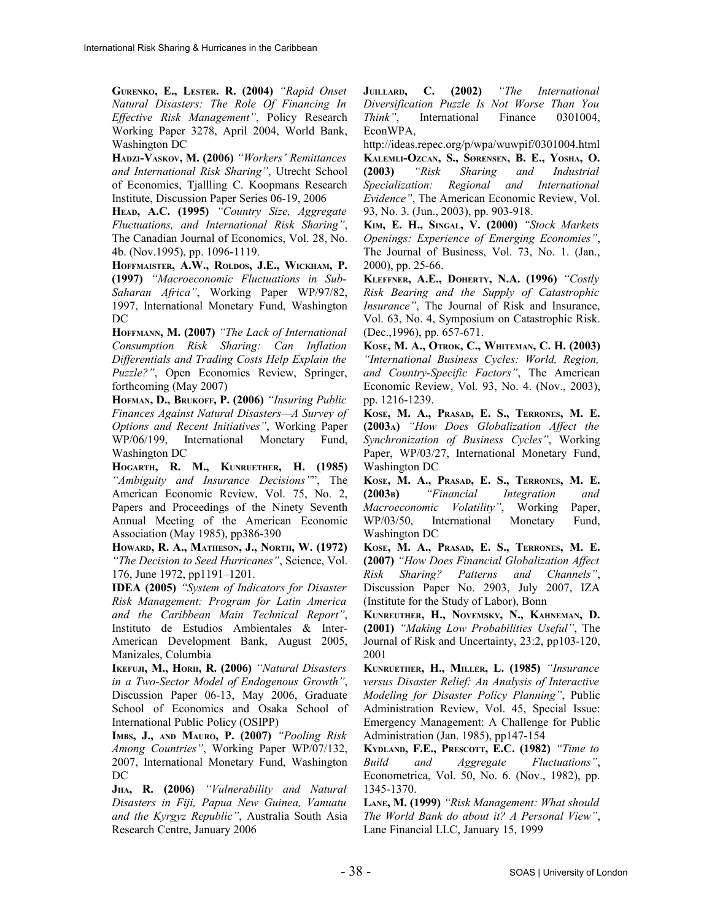**Gurenko, E., Lester. R. (2004)** *"Rapid Onset Natural Disasters: The Role Of Financing In Effective Risk Management"*, Policy Research Working Paper 3278, April 2004, World Bank, Washington DC

**Hadzi-Vaskov, M. (2006)** *"Workers' Remittances and International Risk Sharing"*, Utrecht School of Economics, Tjallling C. Koopmans Research Institute, Discussion Paper Series 06-19, 2006

**Head, A.C. (1995)** *"Country Size, Aggregate Fluctuations, and International Risk Sharing"*, The Canadian Journal of Economics, Vol. 28, No. 4b. (Nov.1995), pp. 1096-1119.

**Hoffmaister, A.W., Roldos, J.E., Wickham, P. (1997)** *"Macroeconomic Fluctuations in Sub-Saharan Africa"*, Working Paper WP/97/82, 1997, International Monetary Fund, Washington DC

**Hoffmann, M. (2007)** *"The Lack of International Consumption Risk Sharing: Can Inflation Differentials and Trading Costs Help Explain the Puzzle?"*, Open Economies Review, Springer, forthcoming (May 2007)

**Hofman, D., Brukoff, P. (2006)** *"Insuring Public Finances Against Natural Disasters—A Survey of Options and Recent Initiatives"*, Working Paper WP/06/199, International Monetary Fund, Washington DC

**Hogarth, R. M., Kunreuther, H. (1985)** *"Ambiguity and Insurance Decisions"*", The American Economic Review, Vol. 75, No. 2, Papers and Proceedings of the Ninety Seventh Annual Meeting of the American Economic Association (May 1985), pp386-390

**Howard, R. A., Matheson, J., North, W. (1972)** *"The Decision to Seed Hurricanes"*, Science, Vol. 176, June 1972, pp1191–1201.

**IDEA (2005)** *"System of Indicators for Disaster Risk Management: Program for Latin America and the Caribbean Main Technical Report"*, Instituto de Estudios Ambientales & Inter-American Development Bank, August 2005, Manizales, Columbia

**Ikefuji, M., Horii, R. (2006)** *"Natural Disasters in a Two-Sector Model of Endogenous Growth"*, Discussion Paper 06-13, May 2006, Graduate School of Economics and Osaka School of International Public Policy (OSIPP)

**Imbs, J., and Mauro, P. (2007)** *"Pooling Risk Among Countries"*, Working Paper WP/07/132, 2007, International Monetary Fund, Washington DC

**Jha, R. (2006)** *"Vulnerability and Natural Disasters in Fiji, Papua New Guinea, Vanuatu and the Kyrgyz Republic"*, Australia South Asia Research Centre, January 2006

**Juillard, C. (2002)** *"The International Diversification Puzzle Is Not Worse Than You Think"*, International Finance 0301004, EconWPA, http://ideas.repec.org/p/wpa/wuwpif/0301004.html

**Kalemli-Ozcan, S., Sørensen, B. E., Yosha, O. (2003)** *"Risk Sharing and Industrial Specialization: Regional and International Evidence"*, The American Economic Review, Vol. 93, No. 3. (Jun., 2003), pp. 903-918.

**Kim, E. H., Singal, V. (2000)** *"Stock Markets Openings: Experience of Emerging Economies"*, The Journal of Business, Vol. 73, No. 1. (Jan., 2000), pp. 25-66.

**Kleffner, A.E., Doherty, N.A. (1996)** *"Costly Risk Bearing and the Supply of Catastrophic Insurance"*, The Journal of Risk and Insurance, Vol. 63, No. 4, Symposium on Catastrophic Risk. (Dec.,1996), pp. 657-671.

**Kose, M. A., Otrok, C., Whiteman, C. H. (2003)** *"International Business Cycles: World, Region, and Country-Specific Factors"*, The American Economic Review, Vol. 93, No. 4. (Nov., 2003), pp. 1216-1239.

**Kose, M. A., Prasad, E. S., Terrones, M. E. (2003a)** *"How Does Globalization Affect the Synchronization of Business Cycles"*, Working Paper, WP/03/27, International Monetary Fund, Washington DC

**Kose, M. A., Prasad, E. S., Terrones, M. E. (2003b)** *"Financial Integration and Macroeconomic Volatility"*, Working Paper, WP/03/50, International Monetary Fund, Washington DC

**Kose, M. A., Prasad, E. S., Terrones, M. E. (2007)** *"How Does Financial Globalization Affect Risk Sharing? Patterns and Channels"*, Discussion Paper No. 2903, July 2007, IZA (Institute for the Study of Labor), Bonn

**Kunreuther, H., Novemsky, N., Kahneman, D. (2001)** *"Making Low Probabilities Useful"*, The Journal of Risk and Uncertainty, 23:2, pp103-120, 2001

**Kunreuther, H., Miller, L. (1985)** *"Insurance versus Disaster Relief: An Analysis of Interactive Modeling for Disaster Policy Planning"*, Public Administration Review, Vol. 45, Special Issue: Emergency Management: A Challenge for Public Administration (Jan. 1985), pp147-154

**Kydland, F.E., Prescott, E.C. (1982)** *"Time to Build and Aggregate Fluctuations"*, Econometrica, Vol. 50, No. 6. (Nov., 1982), pp. 1345-1370.

**Lane, M. (1999)** *"Risk Management: What should The World Bank do about it? A Personal View"*, Lane Financial LLC, January 15, 1999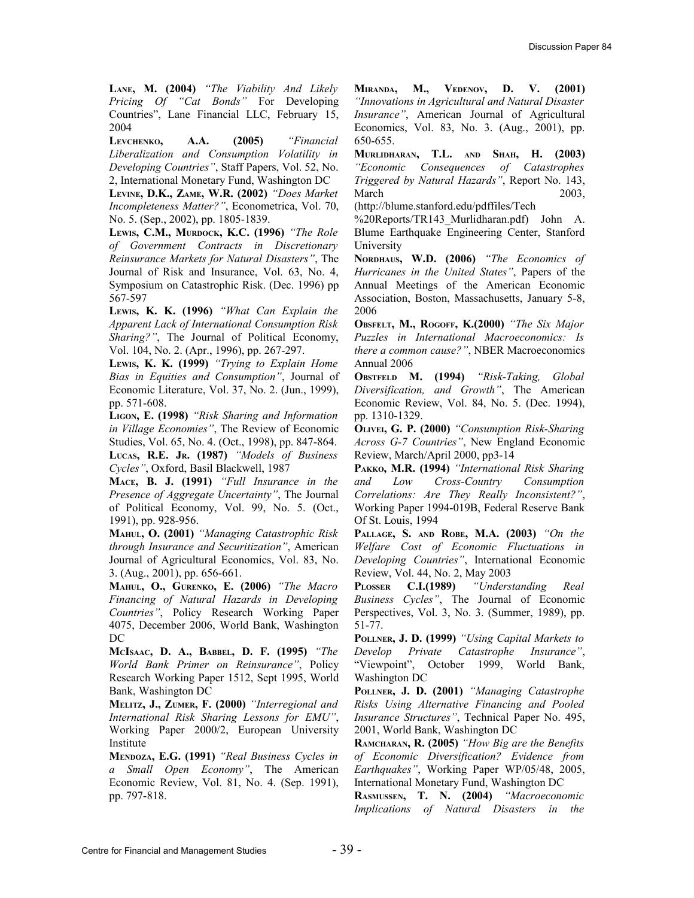**Lane, M. (2004)** *"The Viability And Likely Pricing Of "Cat Bonds"* For Developing Countries", Lane Financial LLC, February 15, 2004

**Levchenko, A.A. (2005)** *"Financial Liberalization and Consumption Volatility in Developing Countries"*, Staff Papers, Vol. 52, No. 2, International Monetary Fund, Washington DC

**Levine, D.K., Zame, W.R. (2002)** *"Does Market Incompleteness Matter?"*, Econometrica, Vol. 70, No. 5. (Sep., 2002), pp. 1805-1839.

**Lewis, C.M., Murdock, K.C. (1996)** *"The Role of Government Contracts in Discretionary Reinsurance Markets for Natural Disasters"*, The Journal of Risk and Insurance, Vol. 63, No. 4, Symposium on Catastrophic Risk. (Dec. 1996) pp 567-597

**Lewis, K. K. (1996)** *"What Can Explain the Apparent Lack of International Consumption Risk Sharing?"*, The Journal of Political Economy, Vol. 104, No. 2. (Apr., 1996), pp. 267-297.

**Lewis, K. K. (1999)** *"Trying to Explain Home Bias in Equities and Consumption"*, Journal of Economic Literature, Vol. 37, No. 2. (Jun., 1999), pp. 571-608.

**Ligon, E. (1998)** *"Risk Sharing and Information in Village Economies"*, The Review of Economic Studies, Vol. 65, No. 4. (Oct., 1998), pp. 847-864.

**Lucas, R.E. Jr. (1987)** *"Models of Business Cycles"*, Oxford, Basil Blackwell, 1987

**Mace, B. J. (1991)** *"Full Insurance in the Presence of Aggregate Uncertainty"*, The Journal of Political Economy, Vol. 99, No. 5. (Oct., 1991), pp. 928-956.

**Mahul, O. (2001)** *"Managing Catastrophic Risk through Insurance and Securitization"*, American Journal of Agricultural Economics, Vol. 83, No. 3. (Aug., 2001), pp. 656-661.

**Mahul, O., Gurenko, E. (2006)** *"The Macro Financing of Natural Hazards in Developing Countries"*, Policy Research Working Paper 4075, December 2006, World Bank, Washington DC

**McIsaac, D. A., Babbel, D. F. (1995)** *"The World Bank Primer on Reinsurance"*, Policy Research Working Paper 1512, Sept 1995, World Bank, Washington DC

**Melitz, J., Zumer, F. (2000)** *"Interregional and International Risk Sharing Lessons for EMU"*, Working Paper 2000/2, European University Institute

**Mendoza, E.G. (1991)** *"Real Business Cycles in a Small Open Economy"*, The American Economic Review, Vol. 81, No. 4. (Sep. 1991), pp. 797-818.

**Miranda, M., Vedenov, D. V. (2001)** *"Innovations in Agricultural and Natural Disaster Insurance"*, American Journal of Agricultural Economics, Vol. 83, No. 3. (Aug., 2001), pp. 650-655.

**Murlidharan, T.L. and Shah, H. (2003)** *"Economic Consequences of Catastrophes Triggered by Natural Hazards"*, Report No. 143, March 2003, (http://blume.stanford.edu/pdffiles/Tech%20Reports/TR143_Murlidharan.pdf) John A. Blume Earthquake Engineering Center, Stanford University

**Nordhaus, W.D. (2006)** *"The Economics of Hurricanes in the United States"*, Papers of the Annual Meetings of the American Economic Association, Boston, Massachusetts, January 5-8, 2006

**Obsfelt, M., Rogoff, K.(2000)** *"The Six Major Puzzles in International Macroeconomics: Is there a common cause?"*, NBER Macroeconomics Annual 2006

**Obstfeld M. (1994)** *"Risk-Taking, Global Diversification, and Growth"*, The American Economic Review, Vol. 84, No. 5. (Dec. 1994), pp. 1310-1329.

**Olivei, G. P. (2000)** *"Consumption Risk-Sharing Across G-7 Countries"*, New England Economic Review, March/April 2000, pp3-14

**Pakko, M.R. (1994)** *"International Risk Sharing and Low Cross-Country Consumption Correlations: Are They Really Inconsistent?"*, Working Paper 1994-019B, Federal Reserve Bank Of St. Louis, 1994

**Pallage, S. and Robe, M.A. (2003)** *"On the Welfare Cost of Economic Fluctuations in Developing Countries"*, International Economic Review, Vol. 44, No. 2, May 2003

**Plosser C.I.(1989)** *"Understanding Real Business Cycles"*, The Journal of Economic Perspectives, Vol. 3, No. 3. (Summer, 1989), pp. 51-77.

**Pollner, J. D. (1999)** *"Using Capital Markets to Develop Private Catastrophe Insurance"*, "Viewpoint", October 1999, World Bank, Washington DC

**Pollner, J. D. (2001)** *"Managing Catastrophe Risks Using Alternative Financing and Pooled Insurance Structures"*, Technical Paper No. 495, 2001, World Bank, Washington DC

**Ramcharan, R. (2005)** *"How Big are the Benefits of Economic Diversification? Evidence from Earthquakes"*, Working Paper WP/05/48, 2005, International Monetary Fund, Washington DC

**Rasmussen, T. N. (2004)** *"Macroeconomic Implications of Natural Disasters in the*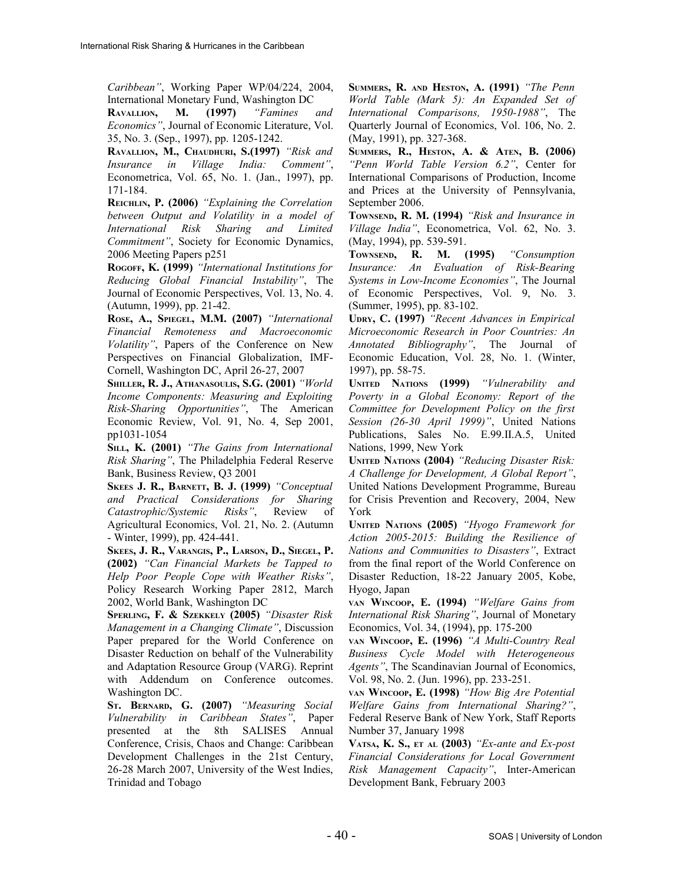*Caribbean"*, Working Paper WP/04/224, 2004, International Monetary Fund, Washington DC

**Ravallion, M. (1997)** *"Famines and Economics"*, Journal of Economic Literature, Vol. 35, No. 3. (Sep., 1997), pp. 1205-1242.

**Ravallion, M., Chaudhuri, S.(1997)** *"Risk and Insurance in Village India: Comment"*, Econometrica, Vol. 65, No. 1. (Jan., 1997), pp. 171-184.

**Reichlin, P. (2006)** *"Explaining the Correlation between Output and Volatility in a model of International Risk Sharing and Limited Commitment"*, Society for Economic Dynamics, 2006 Meeting Papers p251

**Rogoff, K. (1999)** *"International Institutions for Reducing Global Financial Instability"*, The Journal of Economic Perspectives, Vol. 13, No. 4. (Autumn, 1999), pp. 21-42.

**Rose, A., Spiegel, M.M. (2007)** *"International Financial Remoteness and Macroeconomic Volatility"*, Papers of the Conference on New Perspectives on Financial Globalization, IMF-Cornell, Washington DC, April 26-27, 2007

**Shiller, R. J., Athanasoulis, S.G. (2001)** *"World Income Components: Measuring and Exploiting Risk-Sharing Opportunities"*, The American Economic Review, Vol. 91, No. 4, Sep 2001, pp1031-1054

**Sill, K. (2001)** *"The Gains from International Risk Sharing"*, The Philadelphia Federal Reserve Bank, Business Review, Q3 2001

**Skees J. R., Barnett, B. J. (1999)** *"Conceptual and Practical Considerations for Sharing Catastrophic/Systemic Risks"*, Review of Agricultural Economics, Vol. 21, No. 2. (Autumn - Winter, 1999), pp. 424-441.

**Skees, J. R., Varangis, P., Larson, D., Siegel, P. (2002)** *"Can Financial Markets be Tapped to Help Poor People Cope with Weather Risks"*, Policy Research Working Paper 2812, March 2002, World Bank, Washington DC

**Sperling, F. & Szekkely (2005)** *"Disaster Risk Management in a Changing Climate"*, Discussion Paper prepared for the World Conference on Disaster Reduction on behalf of the Vulnerability and Adaptation Resource Group (VARG). Reprint with Addendum on Conference outcomes. Washington DC.

**St. Bernard, G. (2007)** *"Measuring Social Vulnerability in Caribbean States"*, Paper presented at the 8th SALISES Annual Conference, Crisis, Chaos and Change: Caribbean Development Challenges in the 21st Century, 26-28 March 2007, University of the West Indies, Trinidad and Tobago

**Summers, R. and Heston, A. (1991)** *"The Penn World Table (Mark 5): An Expanded Set of International Comparisons, 1950-1988"*, The Quarterly Journal of Economics, Vol. 106, No. 2. (May, 1991), pp. 327-368.

**Summers, R., Heston, A. & Aten, B. (2006)** *"Penn World Table Version 6.2"*, Center for International Comparisons of Production, Income and Prices at the University of Pennsylvania, September 2006.

**Townsend, R. M. (1994)** *"Risk and Insurance in Village India"*, Econometrica, Vol. 62, No. 3. (May, 1994), pp. 539-591.

**Townsend, R. M. (1995)** *"Consumption Insurance: An Evaluation of Risk-Bearing Systems in Low-Income Economies"*, The Journal of Economic Perspectives, Vol. 9, No. 3. (Summer, 1995), pp. 83-102.

**Udry, C. (1997)** *"Recent Advances in Empirical Microeconomic Research in Poor Countries: An Annotated Bibliography"*, The Journal of Economic Education, Vol. 28, No. 1. (Winter, 1997), pp. 58-75.

**United Nations (1999)** *"Vulnerability and Poverty in a Global Economy: Report of the Committee for Development Policy on the first Session (26-30 April 1999)"*, United Nations Publications, Sales No. E.99.II.A.5, United Nations, 1999, New York

**United Nations (2004)** *"Reducing Disaster Risk: A Challenge for Development, A Global Report"*, United Nations Development Programme, Bureau for Crisis Prevention and Recovery, 2004, New York

**United Nations (2005)** *"Hyogo Framework for Action 2005-2015: Building the Resilience of Nations and Communities to Disasters"*, Extract from the final report of the World Conference on Disaster Reduction, 18-22 January 2005, Kobe, Hyogo, Japan

**van Wincoop, E. (1994)** *"Welfare Gains from International Risk Sharing"*, Journal of Monetary Economics, Vol. 34, (1994), pp. 175-200

**van Wincoop, E. (1996)** *"A Multi-Country Real Business Cycle Model with Heterogeneous Agents"*, The Scandinavian Journal of Economics, Vol. 98, No. 2. (Jun. 1996), pp. 233-251.

**van Wincoop, E. (1998)** *"How Big Are Potential Welfare Gains from International Sharing?"*, Federal Reserve Bank of New York, Staff Reports Number 37, January 1998

**Vatsa, K. S., et al (2003)** *"Ex-ante and Ex-post Financial Considerations for Local Government Risk Management Capacity"*, Inter-American Development Bank, February 2003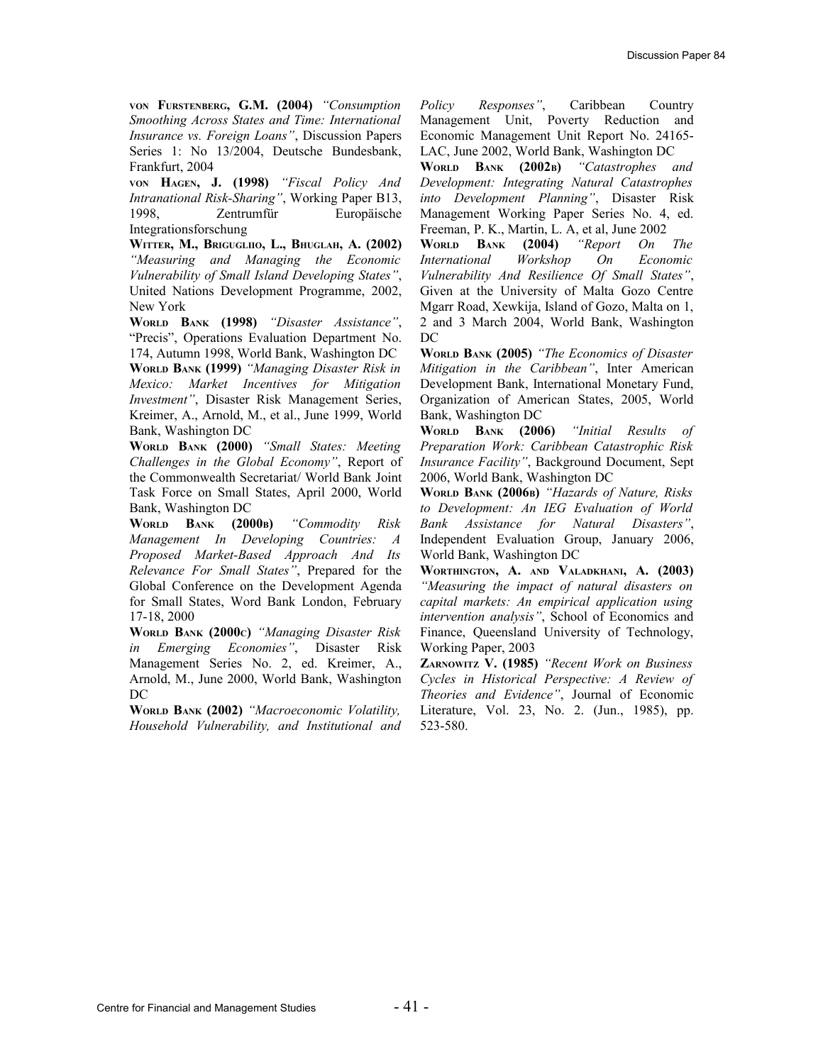**von Furstenberg, G.M. (2004)** *"Consumption Smoothing Across States and Time: International Insurance vs. Foreign Loans"*, Discussion Papers Series 1: No 13/2004, Deutsche Bundesbank, Frankfurt, 2004

**von Hagen, J. (1998)** *"Fiscal Policy And Intranational Risk-Sharing"*, Working Paper B13, 1998, Zentrumfür Europäische Integrationsforschung

**Witter, M., Briguglio, L., Bhuglah, A. (2002)** *"Measuring and Managing the Economic Vulnerability of Small Island Developing States"*, United Nations Development Programme, 2002, New York

**World Bank (1998)** *"Disaster Assistance"*, "Precis", Operations Evaluation Department No. 174, Autumn 1998, World Bank, Washington DC

**World Bank (1999)** *"Managing Disaster Risk in Mexico: Market Incentives for Mitigation Investment"*, Disaster Risk Management Series, Kreimer, A., Arnold, M., et al., June 1999, World Bank, Washington DC

**World Bank (2000)** *"Small States: Meeting Challenges in the Global Economy"*, Report of the Commonwealth Secretariat/ World Bank Joint Task Force on Small States, April 2000, World Bank, Washington DC

**World Bank (2000b)** *"Commodity Risk Management In Developing Countries: A Proposed Market-Based Approach And Its Relevance For Small States"*, Prepared for the Global Conference on the Development Agenda for Small States, Word Bank London, February 17-18, 2000

**World Bank (2000c)** *"Managing Disaster Risk in Emerging Economies"*, Disaster Risk Management Series No. 2, ed. Kreimer, A., Arnold, M., June 2000, World Bank, Washington DC

**World Bank (2002)** *"Macroeconomic Volatility, Household Vulnerability, and Institutional and Policy Responses"*, Caribbean Country Management Unit, Poverty Reduction and Economic Management Unit Report No. 24165-LAC, June 2002, World Bank, Washington DC

**World Bank (2002b)** *"Catastrophes and Development: Integrating Natural Catastrophes into Development Planning"*, Disaster Risk Management Working Paper Series No. 4, ed. Freeman, P. K., Martin, L. A, et al, June 2002

**World Bank (2004)** *"Report On The International Workshop On Economic Vulnerability And Resilience Of Small States"*, Given at the University of Malta Gozo Centre Mgarr Road, Xewkija, Island of Gozo, Malta on 1, 2 and 3 March 2004, World Bank, Washington DC

**World Bank (2005)** *"The Economics of Disaster Mitigation in the Caribbean"*, Inter American Development Bank, International Monetary Fund, Organization of American States, 2005, World Bank, Washington DC

**World Bank (2006)** *"Initial Results of Preparation Work: Caribbean Catastrophic Risk Insurance Facility"*, Background Document, Sept 2006, World Bank, Washington DC

**World Bank (2006b)** *"Hazards of Nature, Risks to Development: An IEG Evaluation of World Bank Assistance for Natural Disasters"*, Independent Evaluation Group, January 2006, World Bank, Washington DC

**Worthington, A. and Valadkhani, A. (2003)** *"Measuring the impact of natural disasters on capital markets: An empirical application using intervention analysis"*, School of Economics and Finance, Queensland University of Technology, Working Paper, 2003

**Zarnowitz V. (1985)** *"Recent Work on Business Cycles in Historical Perspective: A Review of Theories and Evidence"*, Journal of Economic Literature, Vol. 23, No. 2. (Jun., 1985), pp. 523-580.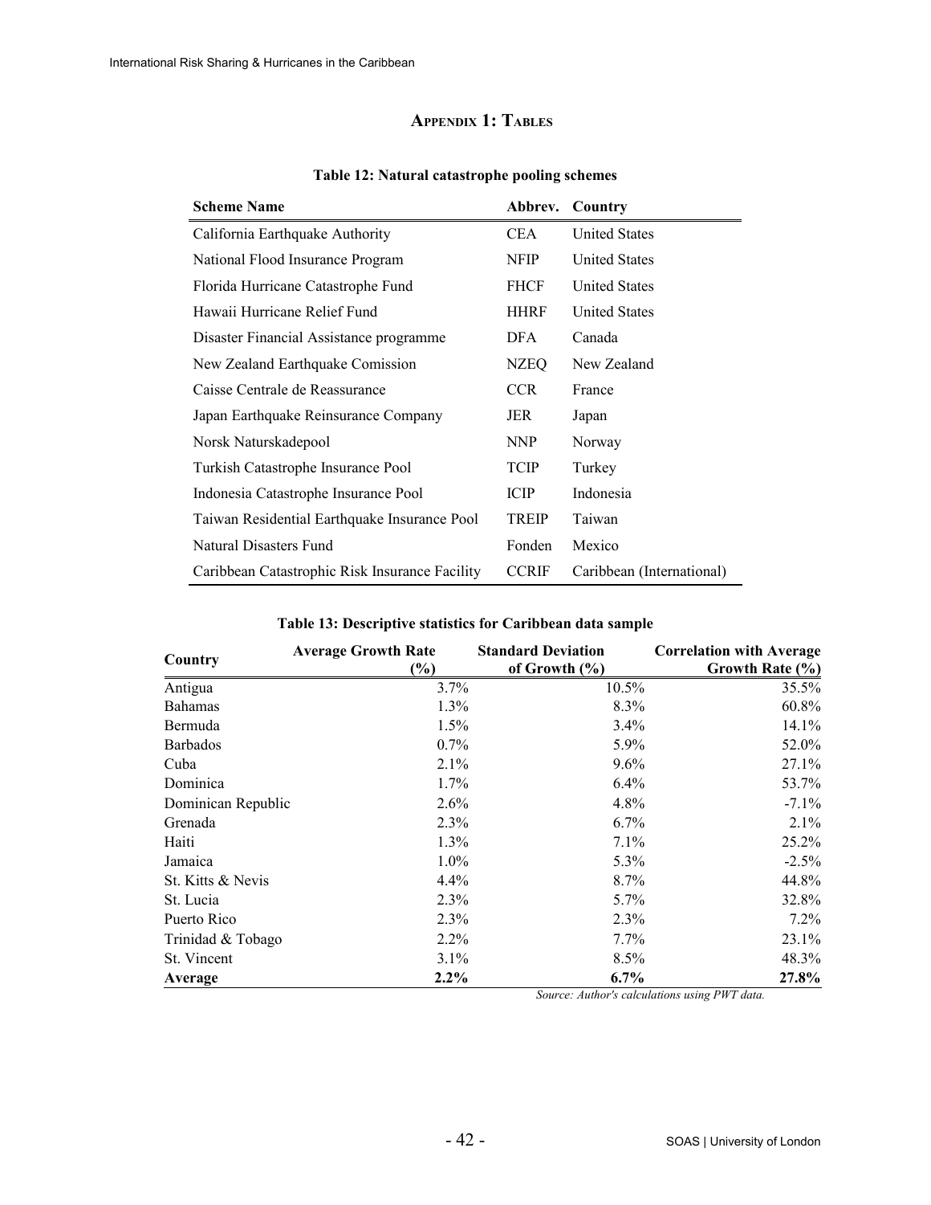# APPENDIX 1: TABLES

**Table 12: Natural catastrophe pooling schemes**

| Scheme Name | Abbrev. | Country |
|---|---|---|
| California Earthquake Authority | CEA | United States |
| National Flood Insurance Program | NFIP | United States |
| Florida Hurricane Catastrophe Fund | FHCF | United States |
| Hawaii Hurricane Relief Fund | HHRF | United States |
| Disaster Financial Assistance programme | DFA | Canada |
| New Zealand Earthquake Comission | NZEQ | New Zealand |
| Caisse Centrale de Reassurance | CCR | France |
| Japan Earthquake Reinsurance Company | JER | Japan |
| Norsk Naturskadepool | NNP | Norway |
| Turkish Catastrophe Insurance Pool | TCIP | Turkey |
| Indonesia Catastrophe Insurance Pool | ICIP | Indonesia |
| Taiwan Residential Earthquake Insurance Pool | TREIP | Taiwan |
| Natural Disasters Fund | Fonden | Mexico |
| Caribbean Catastrophic Risk Insurance Facility | CCRIF | Caribbean (International) |

**Table 13: Descriptive statistics for Caribbean data sample**

| Country | Average Growth Rate (%) | Standard Deviation of Growth (%) | Correlation with Average Growth Rate (%) |
|---|---|---|---|
| Antigua | 3.7% | 10.5% | 35.5% |
| Bahamas | 1.3% | 8.3% | 60.8% |
| Bermuda | 1.5% | 3.4% | 14.1% |
| Barbados | 0.7% | 5.9% | 52.0% |
| Cuba | 2.1% | 9.6% | 27.1% |
| Dominica | 1.7% | 6.4% | 53.7% |
| Dominican Republic | 2.6% | 4.8% | -7.1% |
| Grenada | 2.3% | 6.7% | 2.1% |
| Haiti | 1.3% | 7.1% | 25.2% |
| Jamaica | 1.0% | 5.3% | -2.5% |
| St. Kitts & Nevis | 4.4% | 8.7% | 44.8% |
| St. Lucia | 2.3% | 5.7% | 32.8% |
| Puerto Rico | 2.3% | 2.3% | 7.2% |
| Trinidad & Tobago | 2.2% | 7.7% | 23.1% |
| St. Vincent | 3.1% | 8.5% | 48.3% |
| **Average** | **2.2%** | **6.7%** | **27.8%** |

*Source: Author's calculations using PWT data.*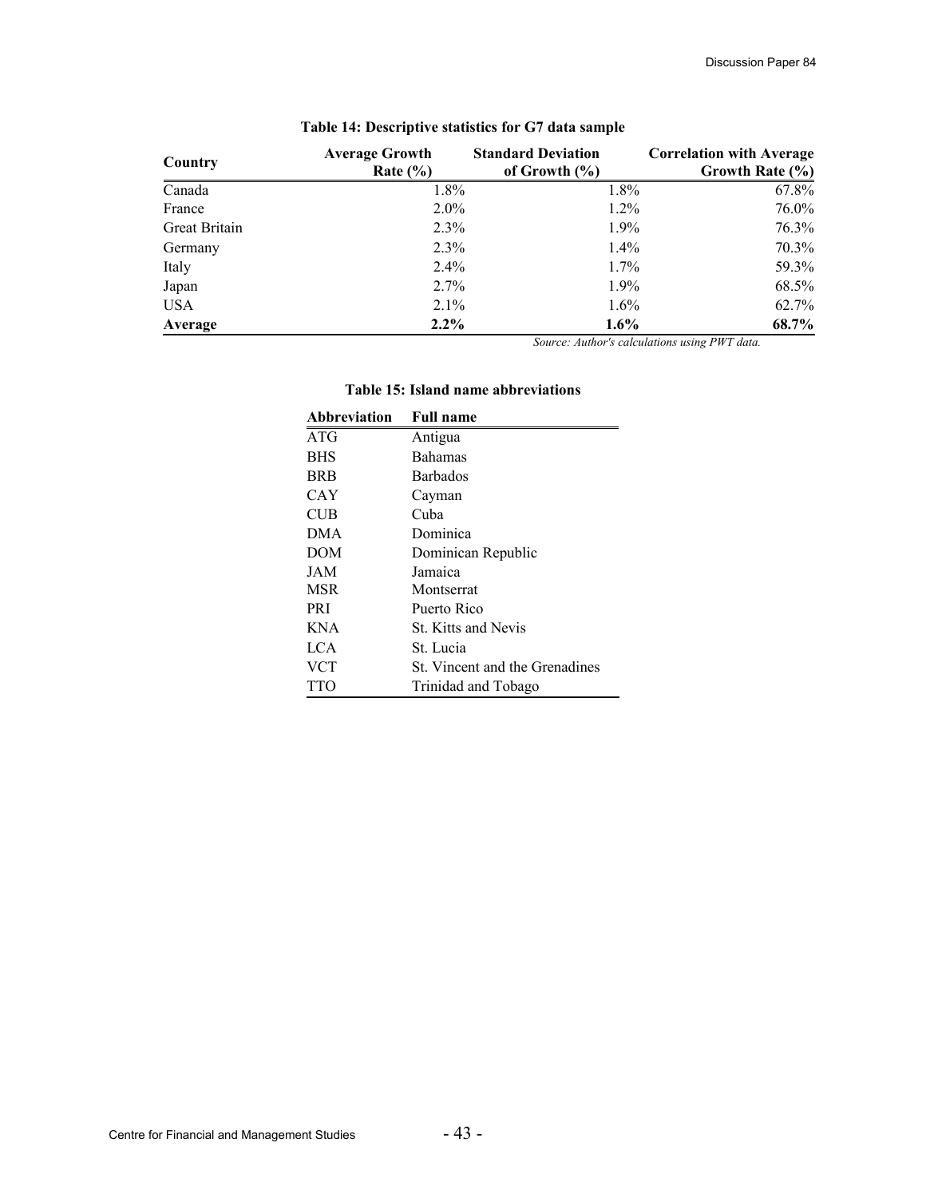**Table 14: Descriptive statistics for G7 data sample**

| Country | Average Growth Rate (%) | Standard Deviation of Growth (%) | Correlation with Average Growth Rate (%) |
|---|---|---|---|
| Canada | 1.8% | 1.8% | 67.8% |
| France | 2.0% | 1.2% | 76.0% |
| Great Britain | 2.3% | 1.9% | 76.3% |
| Germany | 2.3% | 1.4% | 70.3% |
| Italy | 2.4% | 1.7% | 59.3% |
| Japan | 2.7% | 1.9% | 68.5% |
| USA | 2.1% | 1.6% | 62.7% |
| **Average** | **2.2%** | **1.6%** | **68.7%** |

*Source: Author's calculations using PWT data.*

**Table 15: Island name abbreviations**

| Abbreviation | Full name |
|---|---|
| ATG | Antigua |
| BHS | Bahamas |
| BRB | Barbados |
| CAY | Cayman |
| CUB | Cuba |
| DMA | Dominica |
| DOM | Dominican Republic |
| JAM | Jamaica |
| MSR | Montserrat |
| PRI | Puerto Rico |
| KNA | St. Kitts and Nevis |
| LCA | St. Lucia |
| VCT | St. Vincent and the Grenadines |
| TTO | Trinidad and Tobago |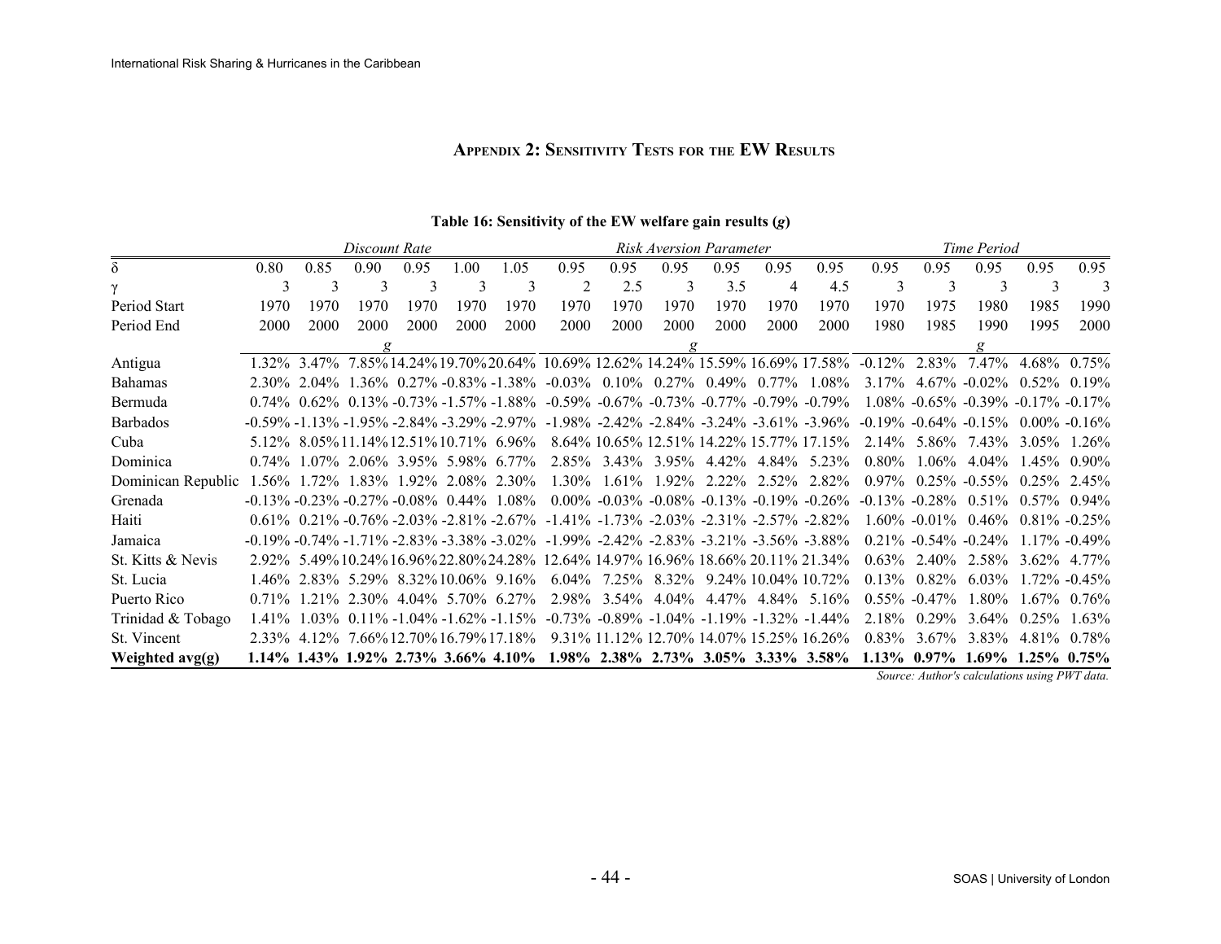## Appendix 2: Sensitivity Tests for the EW Results

**Table 16: Sensitivity of the EW welfare gain results (*g*)**

| | *Discount Rate* | | | | | | *Risk Aversion Parameter* | | | | | | *Time Period* | | | | |
|---|---|---|---|---|---|---|---|---|---|---|---|---|---|---|---|---|---|
| δ | 0.80 | 0.85 | 0.90 | 0.95 | 1.00 | 1.05 | 0.95 | 0.95 | 0.95 | 0.95 | 0.95 | 0.95 | 0.95 | 0.95 | 0.95 | 0.95 | 0.95 |
| γ | 3 | 3 | 3 | 3 | 3 | 3 | 2 | 2.5 | 3 | 3.5 | 4 | 4.5 | 3 | 3 | 3 | 3 | 3 |
| Period Start | 1970 | 1970 | 1970 | 1970 | 1970 | 1970 | 1970 | 1970 | 1970 | 1970 | 1970 | 1970 | 1970 | 1975 | 1980 | 1985 | 1990 |
| Period End | 2000 | 2000 | 2000 | 2000 | 2000 | 2000 | 2000 | 2000 | 2000 | 2000 | 2000 | 2000 | 1980 | 1985 | 1990 | 1995 | 2000 |
| | *g* | | | | | | *g* | | | | | | *g* | | | | |
| Antigua | 1.32% | 3.47% | 7.85% | 14.24% | 19.70% | 20.64% | 10.69% | 12.62% | 14.24% | 15.59% | 16.69% | 17.58% | -0.12% | 2.83% | 7.47% | 4.68% | 0.75% |
| Bahamas | 2.30% | 2.04% | 1.36% | 0.27% | -0.83% | -1.38% | -0.03% | 0.10% | 0.27% | 0.49% | 0.77% | 1.08% | 3.17% | 4.67% | -0.02% | 0.52% | 0.19% |
| Bermuda | 0.74% | 0.62% | 0.13% | -0.73% | -1.57% | -1.88% | -0.59% | -0.67% | -0.73% | -0.77% | -0.79% | -0.79% | 1.08% | -0.65% | -0.39% | -0.17% | -0.17% |
| Barbados | -0.59% | -1.13% | -1.95% | -2.84% | -3.29% | -2.97% | -1.98% | -2.42% | -2.84% | -3.24% | -3.61% | -3.96% | -0.19% | -0.64% | -0.15% | 0.00% | -0.16% |
| Cuba | 5.12% | 8.05% | 11.14% | 12.51% | 10.71% | 6.96% | 8.64% | 10.65% | 12.51% | 14.22% | 15.77% | 17.15% | 2.14% | 5.86% | 7.43% | 3.05% | 1.26% |
| Dominica | 0.74% | 1.07% | 2.06% | 3.95% | 5.98% | 6.77% | 2.85% | 3.43% | 3.95% | 4.42% | 4.84% | 5.23% | 0.80% | 1.06% | 4.04% | 1.45% | 0.90% |
| Dominican Republic | 1.56% | 1.72% | 1.83% | 1.92% | 2.08% | 2.30% | 1.30% | 1.61% | 1.92% | 2.22% | 2.52% | 2.82% | 0.97% | 0.25% | -0.55% | 0.25% | 2.45% |
| Grenada | -0.13% | -0.23% | -0.27% | -0.08% | 0.44% | 1.08% | 0.00% | -0.03% | -0.08% | -0.13% | -0.19% | -0.26% | -0.13% | -0.28% | 0.51% | 0.57% | 0.94% |
| Haiti | 0.61% | 0.21% | -0.76% | -2.03% | -2.81% | -2.67% | -1.41% | -1.73% | -2.03% | -2.31% | -2.57% | -2.82% | 1.60% | -0.01% | 0.46% | 0.81% | -0.25% |
| Jamaica | -0.19% | -0.74% | -1.71% | -2.83% | -3.38% | -3.02% | -1.99% | -2.42% | -2.83% | -3.21% | -3.56% | -3.88% | 0.21% | -0.54% | -0.24% | 1.17% | -0.49% |
| St. Kitts & Nevis | 2.92% | 5.49% | 10.24% | 16.96% | 22.80% | 24.28% | 12.64% | 14.97% | 16.96% | 18.66% | 20.11% | 21.34% | 0.63% | 2.40% | 2.58% | 3.62% | 4.77% |
| St. Lucia | 1.46% | 2.83% | 5.29% | 8.32% | 10.06% | 9.16% | 6.04% | 7.25% | 8.32% | 9.24% | 10.04% | 10.72% | 0.13% | 0.82% | 6.03% | 1.72% | -0.45% |
| Puerto Rico | 0.71% | 1.21% | 2.30% | 4.04% | 5.70% | 6.27% | 2.98% | 3.54% | 4.04% | 4.47% | 4.84% | 5.16% | 0.55% | -0.47% | 1.80% | 1.67% | 0.76% |
| Trinidad & Tobago | 1.41% | 1.03% | 0.11% | -1.04% | -1.62% | -1.15% | -0.73% | -0.89% | -1.04% | -1.19% | -1.32% | -1.44% | 2.18% | 0.29% | 3.64% | 0.25% | 1.63% |
| St. Vincent | 2.33% | 4.12% | 7.66% | 12.70% | 16.79% | 17.18% | 9.31% | 11.12% | 12.70% | 14.07% | 15.25% | 16.26% | 0.83% | 3.67% | 3.83% | 4.81% | 0.78% |
| **Weighted avg(g)** | **1.14%** | **1.43%** | **1.92%** | **2.73%** | **3.66%** | **4.10%** | **1.98%** | **2.38%** | **2.73%** | **3.05%** | **3.33%** | **3.58%** | **1.13%** | **0.97%** | **1.69%** | **1.25%** | **0.75%** |

*Source: Author's calculations using PWT data.*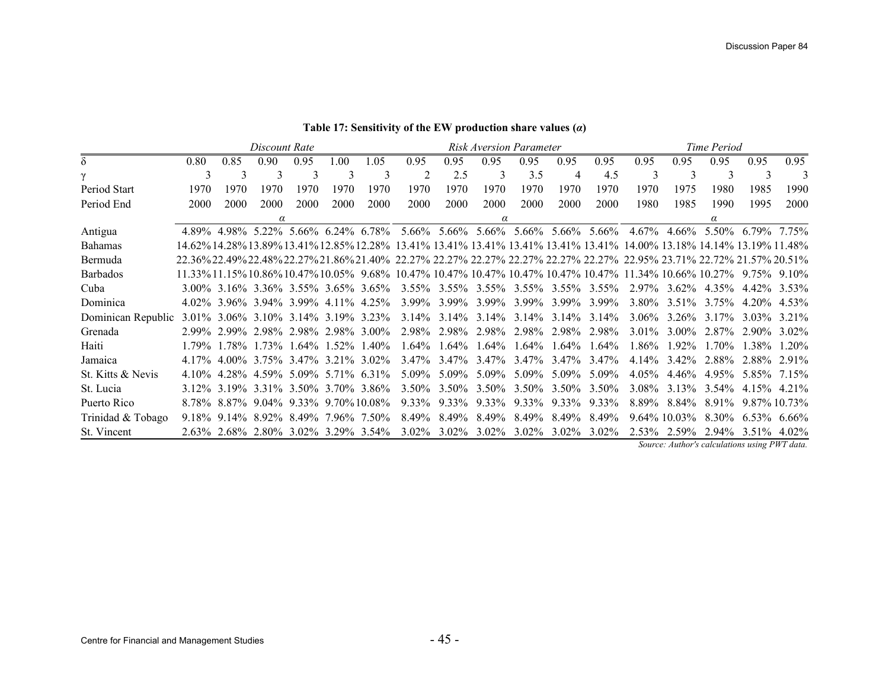**Table 17: Sensitivity of the EW production share values ($\alpha$)**

| | *Discount Rate* | | | | | | *Risk Aversion Parameter* | | | | | | *Time Period* | | | | |
|---|---|---|---|---|---|---|---|---|---|---|---|---|---|---|---|---|---|
| $\delta$ | 0.80 | 0.85 | 0.90 | 0.95 | 1.00 | 1.05 | 0.95 | 0.95 | 0.95 | 0.95 | 0.95 | 0.95 | 0.95 | 0.95 | 0.95 | 0.95 | 0.95 |
| $\gamma$ | 3 | 3 | 3 | 3 | 3 | 3 | 2 | 2.5 | 3 | 3.5 | 4 | 4.5 | 3 | 3 | 3 | 3 | 3 |
| Period Start | 1970 | 1970 | 1970 | 1970 | 1970 | 1970 | 1970 | 1970 | 1970 | 1970 | 1970 | 1970 | 1970 | 1975 | 1980 | 1985 | 1990 |
| Period End | 2000 | 2000 | 2000 | 2000 | 2000 | 2000 | 2000 | 2000 | 2000 | 2000 | 2000 | 2000 | 1980 | 1985 | 1990 | 1995 | 2000 |
| | | | $\alpha$ | | | | | | $\alpha$ | | | | | | $\alpha$ | | |
| Antigua | 4.89% | 4.98% | 5.22% | 5.66% | 6.24% | 6.78% | 5.66% | 5.66% | 5.66% | 5.66% | 5.66% | 5.66% | 4.67% | 4.66% | 5.50% | 6.79% | 7.75% |
| Bahamas | 14.62% | 14.28% | 13.89% | 13.41% | 12.85% | 12.28% | 13.41% | 13.41% | 13.41% | 13.41% | 13.41% | 13.41% | 14.00% | 13.18% | 14.14% | 13.19% | 11.48% |
| Bermuda | 22.36% | 22.49% | 22.48% | 22.27% | 21.86% | 21.40% | 22.27% | 22.27% | 22.27% | 22.27% | 22.27% | 22.27% | 22.95% | 23.71% | 22.72% | 21.57% | 20.51% |
| Barbados | 11.33% | 11.15% | 10.86% | 10.47% | 10.05% | 9.68% | 10.47% | 10.47% | 10.47% | 10.47% | 10.47% | 10.47% | 11.34% | 10.66% | 10.27% | 9.75% | 9.10% |
| Cuba | 3.00% | 3.16% | 3.36% | 3.55% | 3.65% | 3.65% | 3.55% | 3.55% | 3.55% | 3.55% | 3.55% | 3.55% | 2.97% | 3.62% | 4.35% | 4.42% | 3.53% |
| Dominica | 4.02% | 3.96% | 3.94% | 3.99% | 4.11% | 4.25% | 3.99% | 3.99% | 3.99% | 3.99% | 3.99% | 3.99% | 3.80% | 3.51% | 3.75% | 4.20% | 4.53% |
| Dominican Republic | 3.01% | 3.06% | 3.10% | 3.14% | 3.19% | 3.23% | 3.14% | 3.14% | 3.14% | 3.14% | 3.14% | 3.14% | 3.06% | 3.26% | 3.17% | 3.03% | 3.21% |
| Grenada | 2.99% | 2.99% | 2.98% | 2.98% | 2.98% | 3.00% | 2.98% | 2.98% | 2.98% | 2.98% | 2.98% | 2.98% | 3.01% | 3.00% | 2.87% | 2.90% | 3.02% |
| Haiti | 1.79% | 1.78% | 1.73% | 1.64% | 1.52% | 1.40% | 1.64% | 1.64% | 1.64% | 1.64% | 1.64% | 1.64% | 1.86% | 1.92% | 1.70% | 1.38% | 1.20% |
| Jamaica | 4.17% | 4.00% | 3.75% | 3.47% | 3.21% | 3.02% | 3.47% | 3.47% | 3.47% | 3.47% | 3.47% | 3.47% | 4.14% | 3.42% | 2.88% | 2.88% | 2.91% |
| St. Kitts & Nevis | 4.10% | 4.28% | 4.59% | 5.09% | 5.71% | 6.31% | 5.09% | 5.09% | 5.09% | 5.09% | 5.09% | 5.09% | 4.05% | 4.46% | 4.95% | 5.85% | 7.15% |
| St. Lucia | 3.12% | 3.19% | 3.31% | 3.50% | 3.70% | 3.86% | 3.50% | 3.50% | 3.50% | 3.50% | 3.50% | 3.50% | 3.08% | 3.13% | 3.54% | 4.15% | 4.21% |
| Puerto Rico | 8.78% | 8.87% | 9.04% | 9.33% | 9.70% | 10.08% | 9.33% | 9.33% | 9.33% | 9.33% | 9.33% | 9.33% | 8.89% | 8.84% | 8.91% | 9.87% | 10.73% |
| Trinidad & Tobago | 9.18% | 9.14% | 8.92% | 8.49% | 7.96% | 7.50% | 8.49% | 8.49% | 8.49% | 8.49% | 8.49% | 8.49% | 9.64% | 10.03% | 8.30% | 6.53% | 6.66% |
| St. Vincent | 2.63% | 2.68% | 2.80% | 3.02% | 3.29% | 3.54% | 3.02% | 3.02% | 3.02% | 3.02% | 3.02% | 3.02% | 2.53% | 2.59% | 2.94% | 3.51% | 4.02% |

*Source: Author's calculations using PWT data.*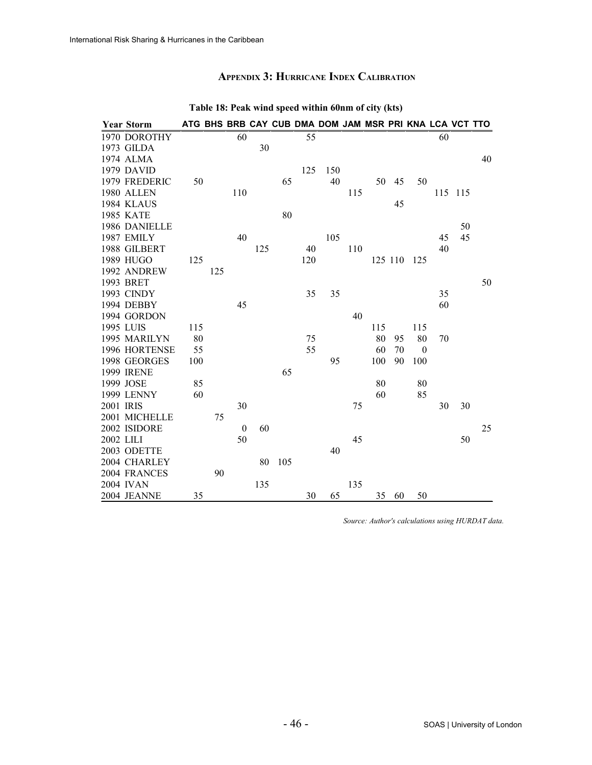# Appendix 3: Hurricane Index Calibration

**Table 18: Peak wind speed within 60nm of city (kts)**

| Year | Storm | ATG | BHS | BRB | CAY | CUB | DMA | DOM | JAM | MSR | PRI | KNA | LCA | VCT | TTO |
|---|---|---|---|---|---|---|---|---|---|---|---|---|---|---|---|
| 1970 | DOROTHY | | | 60 | | | 55 | | | | | | 60 | | |
| 1973 | GILDA | | | | 30 | | | | | | | | | | |
| 1974 | ALMA | | | | | | | | | | | | | | 40 |
| 1979 | DAVID | | | | | | 125 | 150 | | | | | | | |
| 1979 | FREDERIC | 50 | | | | 65 | | 40 | | 50 | 45 | 50 | | | |
| 1980 | ALLEN | | | 110 | | | | | 115 | | | | 115 | 115 | |
| 1984 | KLAUS | | | | | | | | | | 45 | | | | |
| 1985 | KATE | | | | | 80 | | | | | | | | | |
| 1986 | DANIELLE | | | | | | | | | | | | | 50 | |
| 1987 | EMILY | | | 40 | | | | 105 | | | | | 45 | 45 | |
| 1988 | GILBERT | | | | 125 | | 40 | | 110 | | | | 40 | | |
| 1989 | HUGO | 125 | | | | | 120 | | | 125 | 110 | 125 | | | |
| 1992 | ANDREW | | 125 | | | | | | | | | | | | |
| 1993 | BRET | | | | | | | | | | | | | | 50 |
| 1993 | CINDY | | | | | | 35 | 35 | | | | | 35 | | |
| 1994 | DEBBY | | | 45 | | | | | | | | | 60 | | |
| 1994 | GORDON | | | | | | | | 40 | | | | | | |
| 1995 | LUIS | 115 | | | | | | | | 115 | | 115 | | | |
| 1995 | MARILYN | 80 | | | | | 75 | | | 80 | 95 | 80 | 70 | | |
| 1996 | HORTENSE | 55 | | | | | 55 | | | 60 | 70 | 0 | | | |
| 1998 | GEORGES | 100 | | | | | | 95 | | 100 | 90 | 100 | | | |
| 1999 | IRENE | | | | | 65 | | | | | | | | | |
| 1999 | JOSE | 85 | | | | | | | | 80 | | 80 | | | |
| 1999 | LENNY | 60 | | | | | | | | 60 | | 85 | | | |
| 2001 | IRIS | | | 30 | | | | | 75 | | | | 30 | 30 | |
| 2001 | MICHELLE | | 75 | | | | | | | | | | | | |
| 2002 | ISIDORE | | | 0 | 60 | | | | | | | | | | 25 |
| 2002 | LILI | | | 50 | | | | | 45 | | | | | 50 | |
| 2003 | ODETTE | | | | | | | 40 | | | | | | | |
| 2004 | CHARLEY | | | | 80 | 105 | | | | | | | | | |
| 2004 | FRANCES | | 90 | | | | | | | | | | | | |
| 2004 | IVAN | | | | 135 | | | | 135 | | | | | | |
| 2004 | JEANNE | 35 | | | | | 30 | 65 | | 35 | 60 | 50 | | | |

*Source: Author's calculations using HURDAT data.*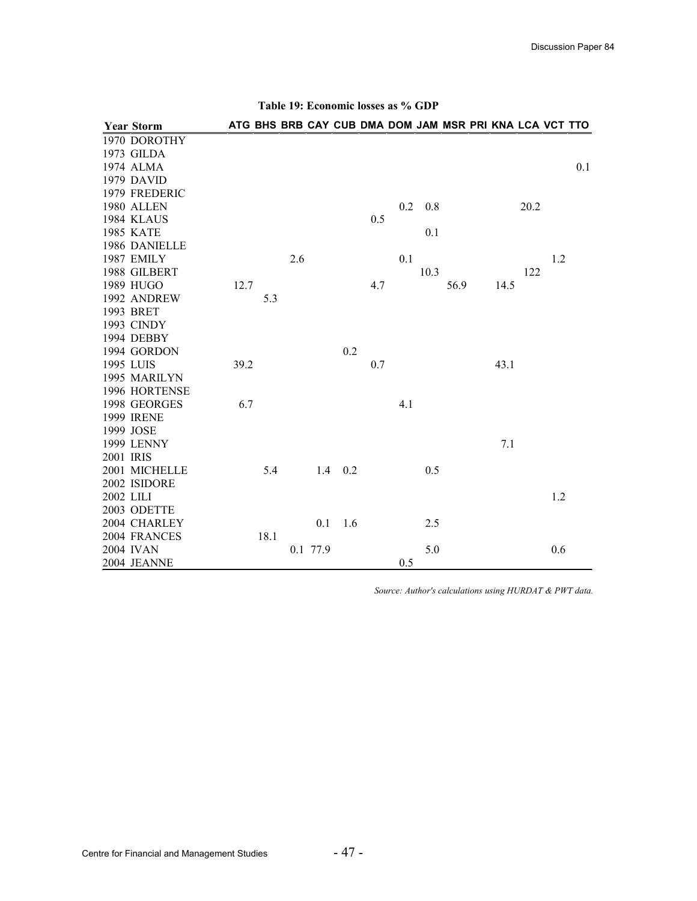**Table 19: Economic losses as % GDP**

| Year | Storm | ATG | BHS | BRB | CAY | CUB | DMA | DOM | JAM | MSR | PRI | KNA | LCA | VCT | TTO |
|---|---|---|---|---|---|---|---|---|---|---|---|---|---|---|---|
| 1970 | DOROTHY | | | | | | | | | | | | | | |
| 1973 | GILDA | | | | | | | | | | | | | | |
| 1974 | ALMA | | | | | | | | | | | | | | 0.1 |
| 1979 | DAVID | | | | | | | | | | | | | | |
| 1979 | FREDERIC | | | | | | | | | | | | | | |
| 1980 | ALLEN | | | | | | | 0.2 | 0.8 | | | | 20.2 | | |
| 1984 | KLAUS | | | | | | 0.5 | | | | | | | | |
| 1985 | KATE | | | | | | | | 0.1 | | | | | | |
| 1986 | DANIELLE | | | | | | | | | | | | | | |
| 1987 | EMILY | | | 2.6 | | | | 0.1 | | | | | | 1.2 | |
| 1988 | GILBERT | | | | | | | | 10.3 | | | | 122 | | |
| 1989 | HUGO | 12.7 | | | | | 4.7 | | | 56.9 | | 14.5 | | | |
| 1992 | ANDREW | | 5.3 | | | | | | | | | | | | |
| 1993 | BRET | | | | | | | | | | | | | | |
| 1993 | CINDY | | | | | | | | | | | | | | |
| 1994 | DEBBY | | | | | | | | | | | | | | |
| 1994 | GORDON | | | | | 0.2 | | | | | | | | | |
| 1995 | LUIS | 39.2 | | | | | 0.7 | | | | | 43.1 | | | |
| 1995 | MARILYN | | | | | | | | | | | | | | |
| 1996 | HORTENSE | | | | | | | | | | | | | | |
| 1998 | GEORGES | 6.7 | | | | | | 4.1 | | | | | | | |
| 1999 | IRENE | | | | | | | | | | | | | | |
| 1999 | JOSE | | | | | | | | | | | | | | |
| 1999 | LENNY | | | | | | | | | | | 7.1 | | | |
| 2001 | IRIS | | | | | | | | | | | | | | |
| 2001 | MICHELLE | | 5.4 | | 1.4 | 0.2 | | | 0.5 | | | | | | |
| 2002 | ISIDORE | | | | | | | | | | | | | | |
| 2002 | LILI | | | | | | | | | | | | | 1.2 | |
| 2003 | ODETTE | | | | | | | | | | | | | | |
| 2004 | CHARLEY | | | | 0.1 | 1.6 | | | 2.5 | | | | | | |
| 2004 | FRANCES | | 18.1 | | | | | | | | | | | | |
| 2004 | IVAN | | | 0.1 | 77.9 | | | | 5.0 | | | | | 0.6 | |
| 2004 | JEANNE | | | | | | | 0.5 | | | | | | | |

*Source: Author's calculations using HURDAT & PWT data.*